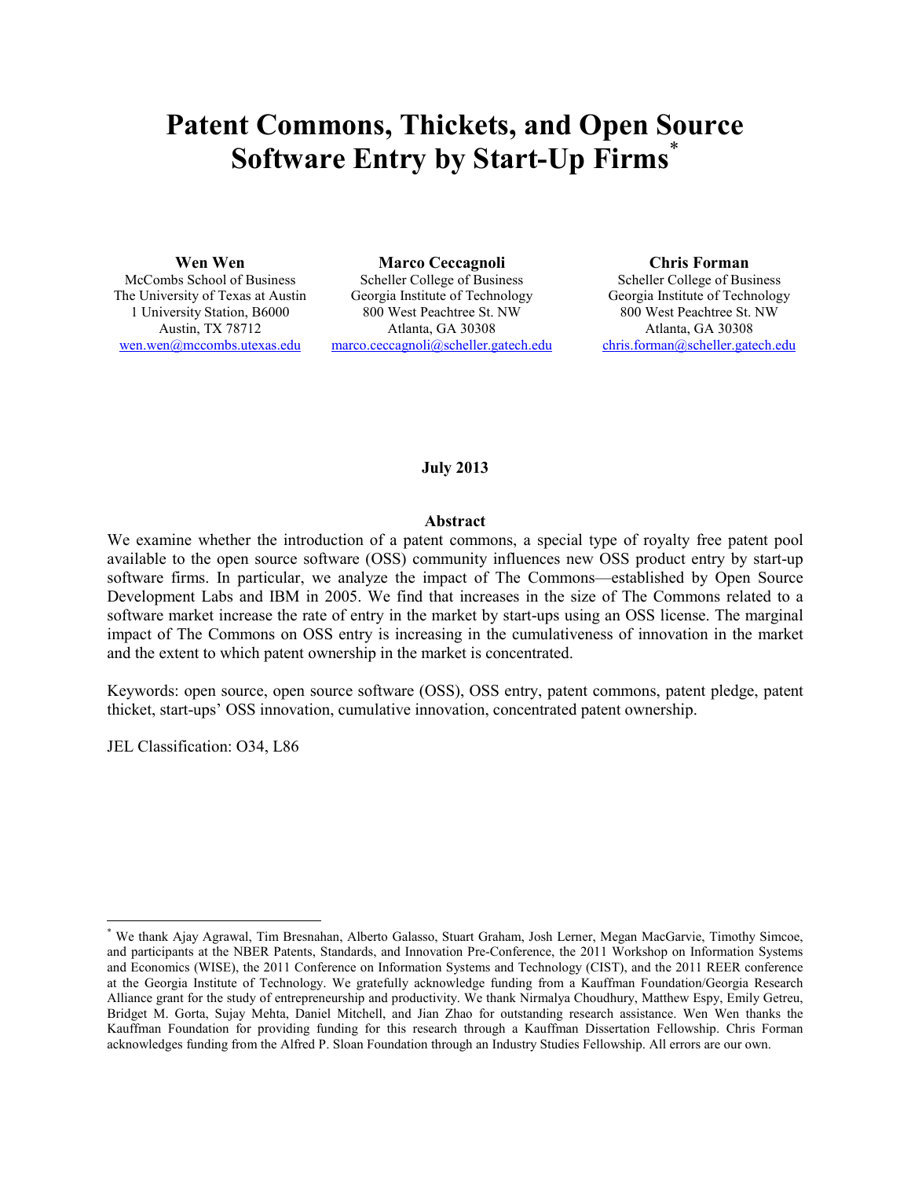# Patent Commons, Thickets, and Open Source Software Entry by Start-Up Firms[*]

**Wen Wen**
McCombs School of Business
The University of Texas at Austin
1 University Station, B6000
Austin, TX 78712
wen.wen@mccombs.utexas.edu

**Marco Ceccagnoli**
Scheller College of Business
Georgia Institute of Technology
800 West Peachtree St. NW
Atlanta, GA 30308
marco.ceccagnoli@scheller.gatech.edu

**Chris Forman**
Scheller College of Business
Georgia Institute of Technology
800 West Peachtree St. NW
Atlanta, GA 30308
chris.forman@scheller.gatech.edu

**July 2013**

## Abstract

We examine whether the introduction of a patent commons, a special type of royalty free patent pool available to the open source software (OSS) community influences new OSS product entry by start-up software firms. In particular, we analyze the impact of The Commons—established by Open Source Development Labs and IBM in 2005. We find that increases in the size of The Commons related to a software market increase the rate of entry in the market by start-ups using an OSS license. The marginal impact of The Commons on OSS entry is increasing in the cumulativeness of innovation in the market and the extent to which patent ownership in the market is concentrated.

Keywords: open source, open source software (OSS), OSS entry, patent commons, patent pledge, patent thicket, start-ups' OSS innovation, cumulative innovation, concentrated patent ownership.

JEL Classification: O34, L86

---

[*] We thank Ajay Agrawal, Tim Bresnahan, Alberto Galasso, Stuart Graham, Josh Lerner, Megan MacGarvie, Timothy Simcoe, and participants at the NBER Patents, Standards, and Innovation Pre-Conference, the 2011 Workshop on Information Systems and Economics (WISE), the 2011 Conference on Information Systems and Technology (CIST), and the 2011 REER conference at the Georgia Institute of Technology. We gratefully acknowledge funding from a Kauffman Foundation/Georgia Research Alliance grant for the study of entrepreneurship and productivity. We thank Nirmalya Choudhury, Matthew Espy, Emily Getreu, Bridget M. Gorta, Sujay Mehta, Daniel Mitchell, and Jian Zhao for outstanding research assistance. Wen Wen thanks the Kauffman Foundation for providing funding for this research through a Kauffman Dissertation Fellowship. Chris Forman acknowledges funding from the Alfred P. Sloan Foundation through an Industry Studies Fellowship. All errors are our own.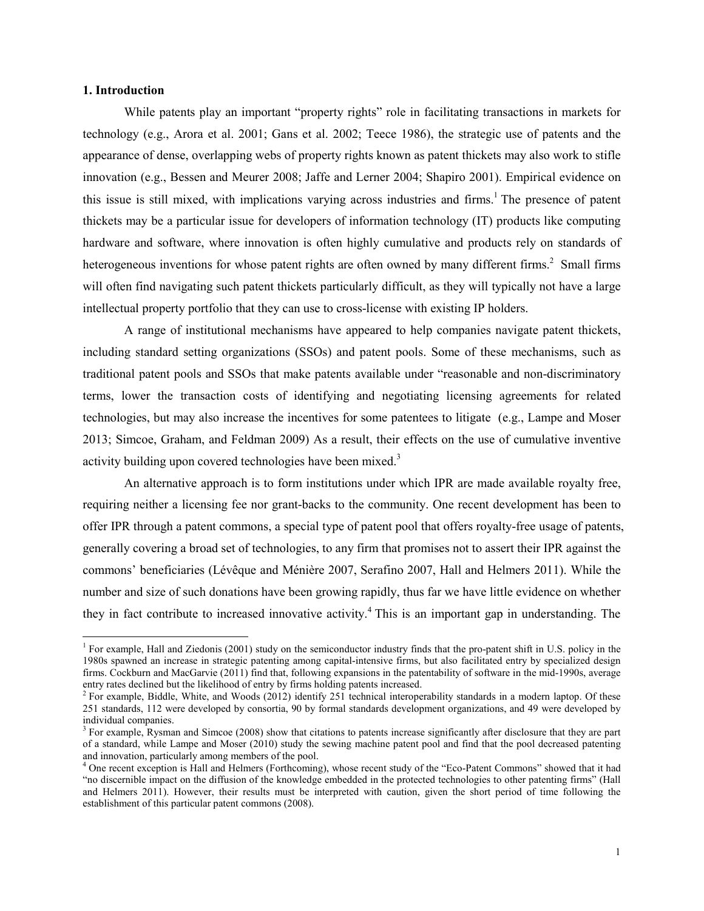## 1. Introduction

While patents play an important "property rights" role in facilitating transactions in markets for technology (e.g., Arora et al. 2001; Gans et al. 2002; Teece 1986), the strategic use of patents and the appearance of dense, overlapping webs of property rights known as patent thickets may also work to stifle innovation (e.g., Bessen and Meurer 2008; Jaffe and Lerner 2004; Shapiro 2001). Empirical evidence on this issue is still mixed, with implications varying across industries and firms.[1] The presence of patent thickets may be a particular issue for developers of information technology (IT) products like computing hardware and software, where innovation is often highly cumulative and products rely on standards of heterogeneous inventions for whose patent rights are often owned by many different firms.[2] Small firms will often find navigating such patent thickets particularly difficult, as they will typically not have a large intellectual property portfolio that they can use to cross-license with existing IP holders.

A range of institutional mechanisms have appeared to help companies navigate patent thickets, including standard setting organizations (SSOs) and patent pools. Some of these mechanisms, such as traditional patent pools and SSOs that make patents available under "reasonable and non-discriminatory terms, lower the transaction costs of identifying and negotiating licensing agreements for related technologies, but may also increase the incentives for some patentees to litigate (e.g., Lampe and Moser 2013; Simcoe, Graham, and Feldman 2009) As a result, their effects on the use of cumulative inventive activity building upon covered technologies have been mixed.[3]

An alternative approach is to form institutions under which IPR are made available royalty free, requiring neither a licensing fee nor grant-backs to the community. One recent development has been to offer IPR through a patent commons, a special type of patent pool that offers royalty-free usage of patents, generally covering a broad set of technologies, to any firm that promises not to assert their IPR against the commons' beneficiaries (Lévêque and Ménière 2007, Serafino 2007, Hall and Helmers 2011). While the number and size of such donations have been growing rapidly, thus far we have little evidence on whether they in fact contribute to increased innovative activity.[4] This is an important gap in understanding. The

---

[1] For example, Hall and Ziedonis (2001) study on the semiconductor industry finds that the pro-patent shift in U.S. policy in the 1980s spawned an increase in strategic patenting among capital-intensive firms, but also facilitated entry by specialized design firms. Cockburn and MacGarvie (2011) find that, following expansions in the patentability of software in the mid-1990s, average entry rates declined but the likelihood of entry by firms holding patents increased.

[2] For example, Biddle, White, and Woods (2012) identify 251 technical interoperability standards in a modern laptop. Of these 251 standards, 112 were developed by consortia, 90 by formal standards development organizations, and 49 were developed by individual companies.

[3] For example, Rysman and Simcoe (2008) show that citations to patents increase significantly after disclosure that they are part of a standard, while Lampe and Moser (2010) study the sewing machine patent pool and find that the pool decreased patenting and innovation, particularly among members of the pool.

[4] One recent exception is Hall and Helmers (Forthcoming), whose recent study of the "Eco-Patent Commons" showed that it had "no discernible impact on the diffusion of the knowledge embedded in the protected technologies to other patenting firms" (Hall and Helmers 2011). However, their results must be interpreted with caution, given the short period of time following the establishment of this particular patent commons (2008).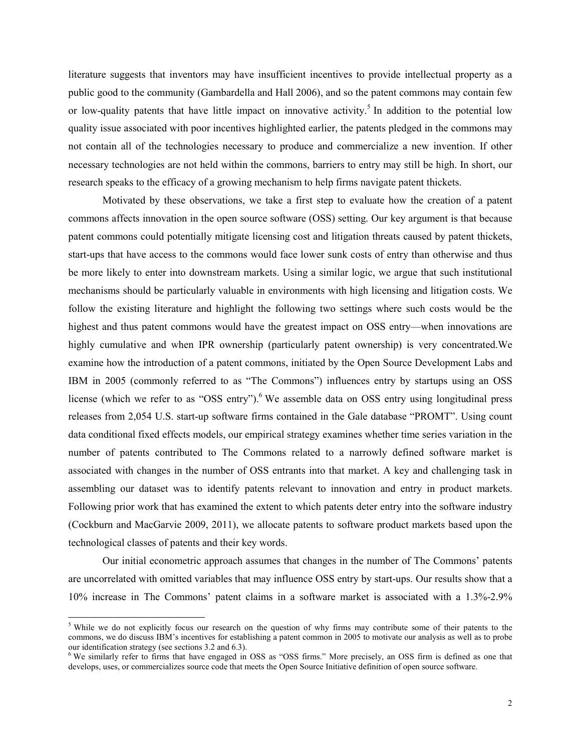literature suggests that inventors may have insufficient incentives to provide intellectual property as a public good to the community (Gambardella and Hall 2006), and so the patent commons may contain few or low-quality patents that have little impact on innovative activity.[5] In addition to the potential low quality issue associated with poor incentives highlighted earlier, the patents pledged in the commons may not contain all of the technologies necessary to produce and commercialize a new invention. If other necessary technologies are not held within the commons, barriers to entry may still be high. In short, our research speaks to the efficacy of a growing mechanism to help firms navigate patent thickets.

Motivated by these observations, we take a first step to evaluate how the creation of a patent commons affects innovation in the open source software (OSS) setting. Our key argument is that because patent commons could potentially mitigate licensing cost and litigation threats caused by patent thickets, start-ups that have access to the commons would face lower sunk costs of entry than otherwise and thus be more likely to enter into downstream markets. Using a similar logic, we argue that such institutional mechanisms should be particularly valuable in environments with high licensing and litigation costs. We follow the existing literature and highlight the following two settings where such costs would be the highest and thus patent commons would have the greatest impact on OSS entry—when innovations are highly cumulative and when IPR ownership (particularly patent ownership) is very concentrated.We examine how the introduction of a patent commons, initiated by the Open Source Development Labs and IBM in 2005 (commonly referred to as "The Commons") influences entry by startups using an OSS license (which we refer to as "OSS entry").[6] We assemble data on OSS entry using longitudinal press releases from 2,054 U.S. start-up software firms contained in the Gale database "PROMT". Using count data conditional fixed effects models, our empirical strategy examines whether time series variation in the number of patents contributed to The Commons related to a narrowly defined software market is associated with changes in the number of OSS entrants into that market. A key and challenging task in assembling our dataset was to identify patents relevant to innovation and entry in product markets. Following prior work that has examined the extent to which patents deter entry into the software industry (Cockburn and MacGarvie 2009, 2011), we allocate patents to software product markets based upon the technological classes of patents and their key words.

Our initial econometric approach assumes that changes in the number of The Commons' patents are uncorrelated with omitted variables that may influence OSS entry by start-ups. Our results show that a 10% increase in The Commons' patent claims in a software market is associated with a 1.3%-2.9%

[5] While we do not explicitly focus our research on the question of why firms may contribute some of their patents to the commons, we do discuss IBM's incentives for establishing a patent common in 2005 to motivate our analysis as well as to probe our identification strategy (see sections 3.2 and 6.3).

[6] We similarly refer to firms that have engaged in OSS as "OSS firms." More precisely, an OSS firm is defined as one that develops, uses, or commercializes source code that meets the Open Source Initiative definition of open source software.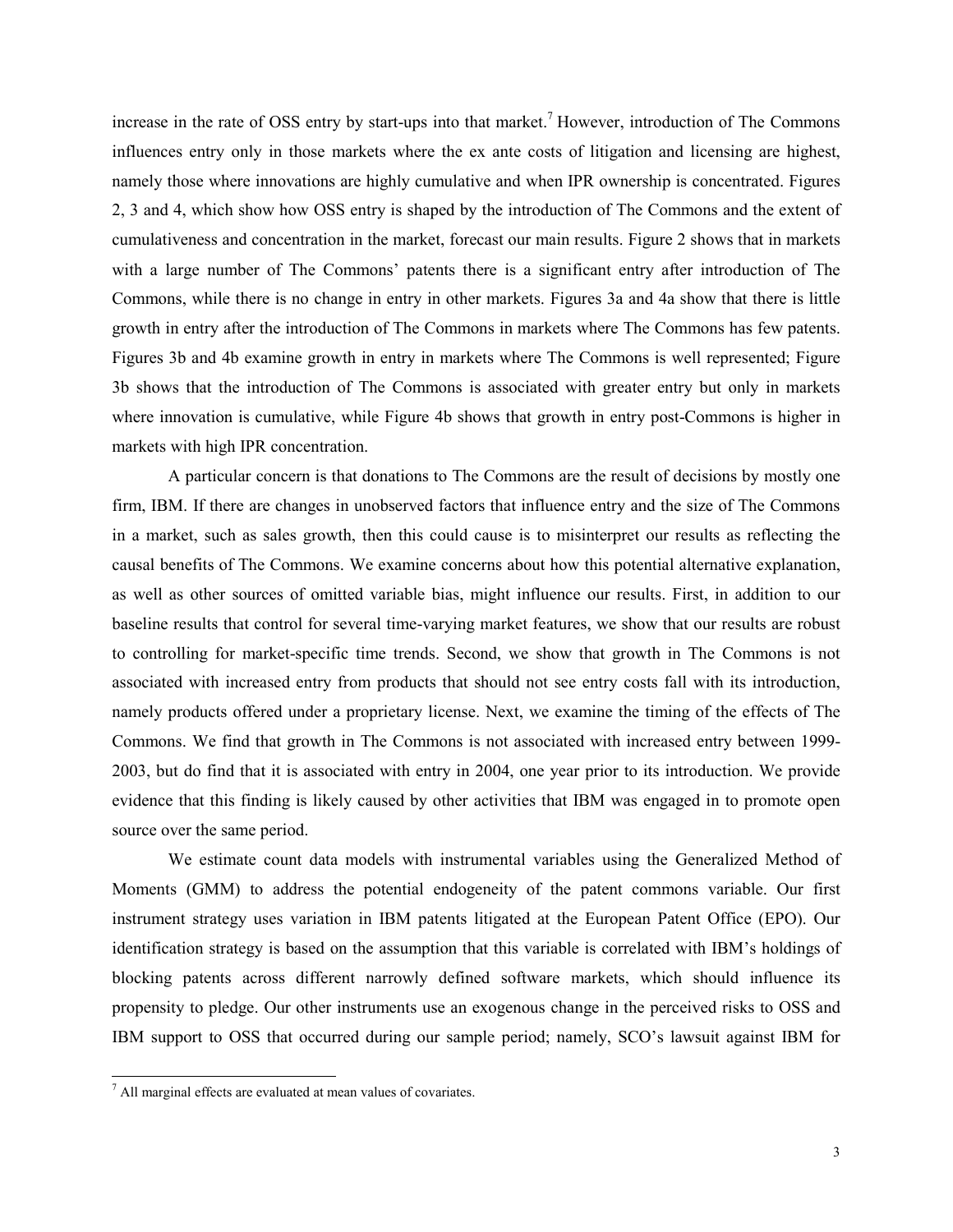increase in the rate of OSS entry by start-ups into that market.[7] However, introduction of The Commons influences entry only in those markets where the ex ante costs of litigation and licensing are highest, namely those where innovations are highly cumulative and when IPR ownership is concentrated. Figures 2, 3 and 4, which show how OSS entry is shaped by the introduction of The Commons and the extent of cumulativeness and concentration in the market, forecast our main results. Figure 2 shows that in markets with a large number of The Commons' patents there is a significant entry after introduction of The Commons, while there is no change in entry in other markets. Figures 3a and 4a show that there is little growth in entry after the introduction of The Commons in markets where The Commons has few patents. Figures 3b and 4b examine growth in entry in markets where The Commons is well represented; Figure 3b shows that the introduction of The Commons is associated with greater entry but only in markets where innovation is cumulative, while Figure 4b shows that growth in entry post-Commons is higher in markets with high IPR concentration.

A particular concern is that donations to The Commons are the result of decisions by mostly one firm, IBM. If there are changes in unobserved factors that influence entry and the size of The Commons in a market, such as sales growth, then this could cause is to misinterpret our results as reflecting the causal benefits of The Commons. We examine concerns about how this potential alternative explanation, as well as other sources of omitted variable bias, might influence our results. First, in addition to our baseline results that control for several time-varying market features, we show that our results are robust to controlling for market-specific time trends. Second, we show that growth in The Commons is not associated with increased entry from products that should not see entry costs fall with its introduction, namely products offered under a proprietary license. Next, we examine the timing of the effects of The Commons. We find that growth in The Commons is not associated with increased entry between 1999-2003, but do find that it is associated with entry in 2004, one year prior to its introduction. We provide evidence that this finding is likely caused by other activities that IBM was engaged in to promote open source over the same period.

We estimate count data models with instrumental variables using the Generalized Method of Moments (GMM) to address the potential endogeneity of the patent commons variable. Our first instrument strategy uses variation in IBM patents litigated at the European Patent Office (EPO). Our identification strategy is based on the assumption that this variable is correlated with IBM's holdings of blocking patents across different narrowly defined software markets, which should influence its propensity to pledge. Our other instruments use an exogenous change in the perceived risks to OSS and IBM support to OSS that occurred during our sample period; namely, SCO's lawsuit against IBM for

[7] All marginal effects are evaluated at mean values of covariates.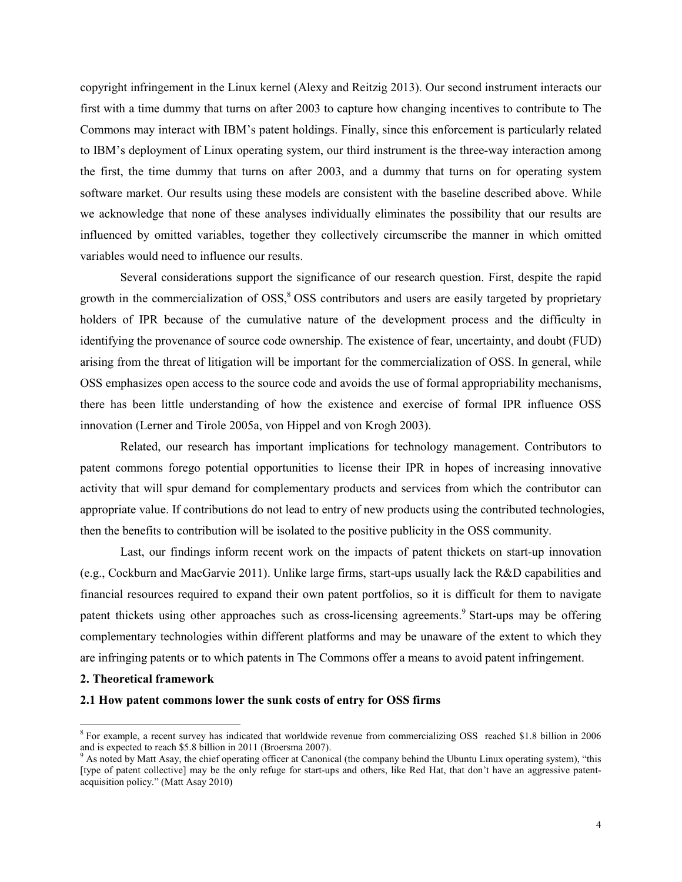copyright infringement in the Linux kernel (Alexy and Reitzig 2013). Our second instrument interacts our first with a time dummy that turns on after 2003 to capture how changing incentives to contribute to The Commons may interact with IBM's patent holdings. Finally, since this enforcement is particularly related to IBM's deployment of Linux operating system, our third instrument is the three-way interaction among the first, the time dummy that turns on after 2003, and a dummy that turns on for operating system software market. Our results using these models are consistent with the baseline described above. While we acknowledge that none of these analyses individually eliminates the possibility that our results are influenced by omitted variables, together they collectively circumscribe the manner in which omitted variables would need to influence our results.

Several considerations support the significance of our research question. First, despite the rapid growth in the commercialization of OSS,[8] OSS contributors and users are easily targeted by proprietary holders of IPR because of the cumulative nature of the development process and the difficulty in identifying the provenance of source code ownership. The existence of fear, uncertainty, and doubt (FUD) arising from the threat of litigation will be important for the commercialization of OSS. In general, while OSS emphasizes open access to the source code and avoids the use of formal appropriability mechanisms, there has been little understanding of how the existence and exercise of formal IPR influence OSS innovation (Lerner and Tirole 2005a, von Hippel and von Krogh 2003).

Related, our research has important implications for technology management. Contributors to patent commons forego potential opportunities to license their IPR in hopes of increasing innovative activity that will spur demand for complementary products and services from which the contributor can appropriate value. If contributions do not lead to entry of new products using the contributed technologies, then the benefits to contribution will be isolated to the positive publicity in the OSS community.

Last, our findings inform recent work on the impacts of patent thickets on start-up innovation (e.g., Cockburn and MacGarvie 2011). Unlike large firms, start-ups usually lack the R&D capabilities and financial resources required to expand their own patent portfolios, so it is difficult for them to navigate patent thickets using other approaches such as cross-licensing agreements.[9] Start-ups may be offering complementary technologies within different platforms and may be unaware of the extent to which they are infringing patents or to which patents in The Commons offer a means to avoid patent infringement.

## 2. Theoretical framework

### 2.1 How patent commons lower the sunk costs of entry for OSS firms

[8] For example, a recent survey has indicated that worldwide revenue from commercializing OSS reached $1.8 billion in 2006 and is expected to reach $5.8 billion in 2011 (Broersma 2007).

[9] As noted by Matt Asay, the chief operating officer at Canonical (the company behind the Ubuntu Linux operating system), "this [type of patent collective] may be the only refuge for start-ups and others, like Red Hat, that don't have an aggressive patent-acquisition policy." (Matt Asay 2010)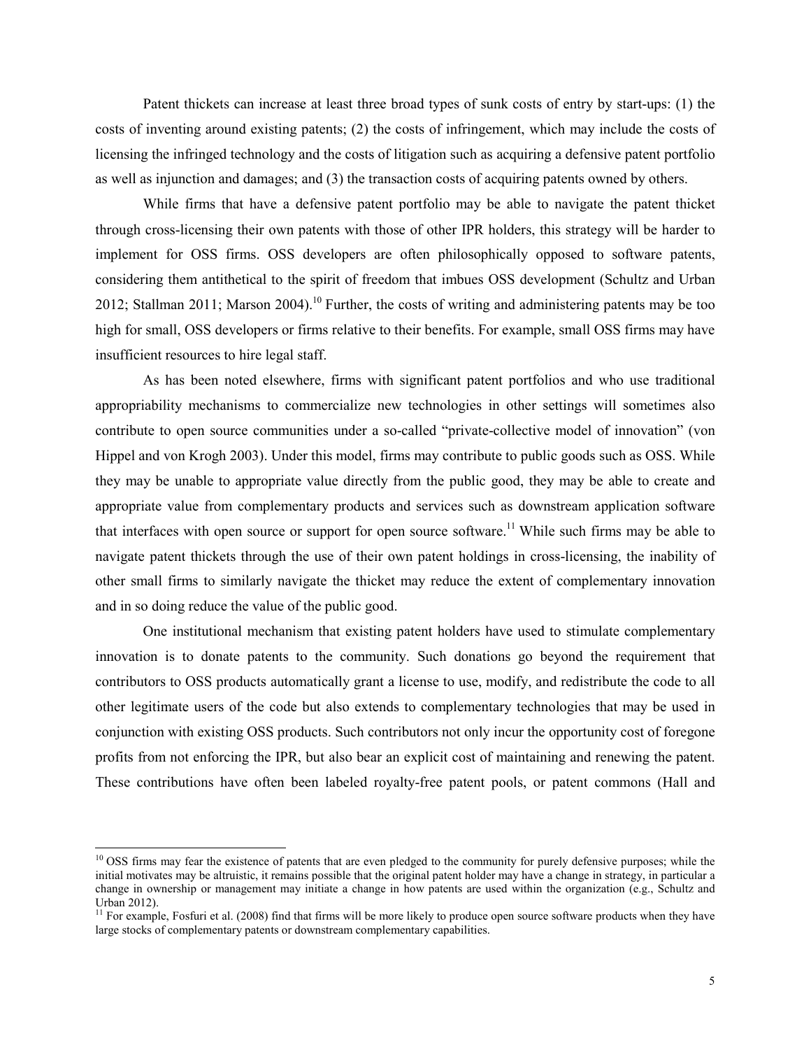Patent thickets can increase at least three broad types of sunk costs of entry by start-ups: (1) the costs of inventing around existing patents; (2) the costs of infringement, which may include the costs of licensing the infringed technology and the costs of litigation such as acquiring a defensive patent portfolio as well as injunction and damages; and (3) the transaction costs of acquiring patents owned by others.

While firms that have a defensive patent portfolio may be able to navigate the patent thicket through cross-licensing their own patents with those of other IPR holders, this strategy will be harder to implement for OSS firms. OSS developers are often philosophically opposed to software patents, considering them antithetical to the spirit of freedom that imbues OSS development (Schultz and Urban 2012; Stallman 2011; Marson 2004).[10] Further, the costs of writing and administering patents may be too high for small, OSS developers or firms relative to their benefits. For example, small OSS firms may have insufficient resources to hire legal staff.

As has been noted elsewhere, firms with significant patent portfolios and who use traditional appropriability mechanisms to commercialize new technologies in other settings will sometimes also contribute to open source communities under a so-called "private-collective model of innovation" (von Hippel and von Krogh 2003). Under this model, firms may contribute to public goods such as OSS. While they may be unable to appropriate value directly from the public good, they may be able to create and appropriate value from complementary products and services such as downstream application software that interfaces with open source or support for open source software.[11] While such firms may be able to navigate patent thickets through the use of their own patent holdings in cross-licensing, the inability of other small firms to similarly navigate the thicket may reduce the extent of complementary innovation and in so doing reduce the value of the public good.

One institutional mechanism that existing patent holders have used to stimulate complementary innovation is to donate patents to the community. Such donations go beyond the requirement that contributors to OSS products automatically grant a license to use, modify, and redistribute the code to all other legitimate users of the code but also extends to complementary technologies that may be used in conjunction with existing OSS products. Such contributors not only incur the opportunity cost of foregone profits from not enforcing the IPR, but also bear an explicit cost of maintaining and renewing the patent. These contributions have often been labeled royalty-free patent pools, or patent commons (Hall and

[10] OSS firms may fear the existence of patents that are even pledged to the community for purely defensive purposes; while the initial motivates may be altruistic, it remains possible that the original patent holder may have a change in strategy, in particular a change in ownership or management may initiate a change in how patents are used within the organization (e.g., Schultz and Urban 2012).

[11] For example, Fosfuri et al. (2008) find that firms will be more likely to produce open source software products when they have large stocks of complementary patents or downstream complementary capabilities.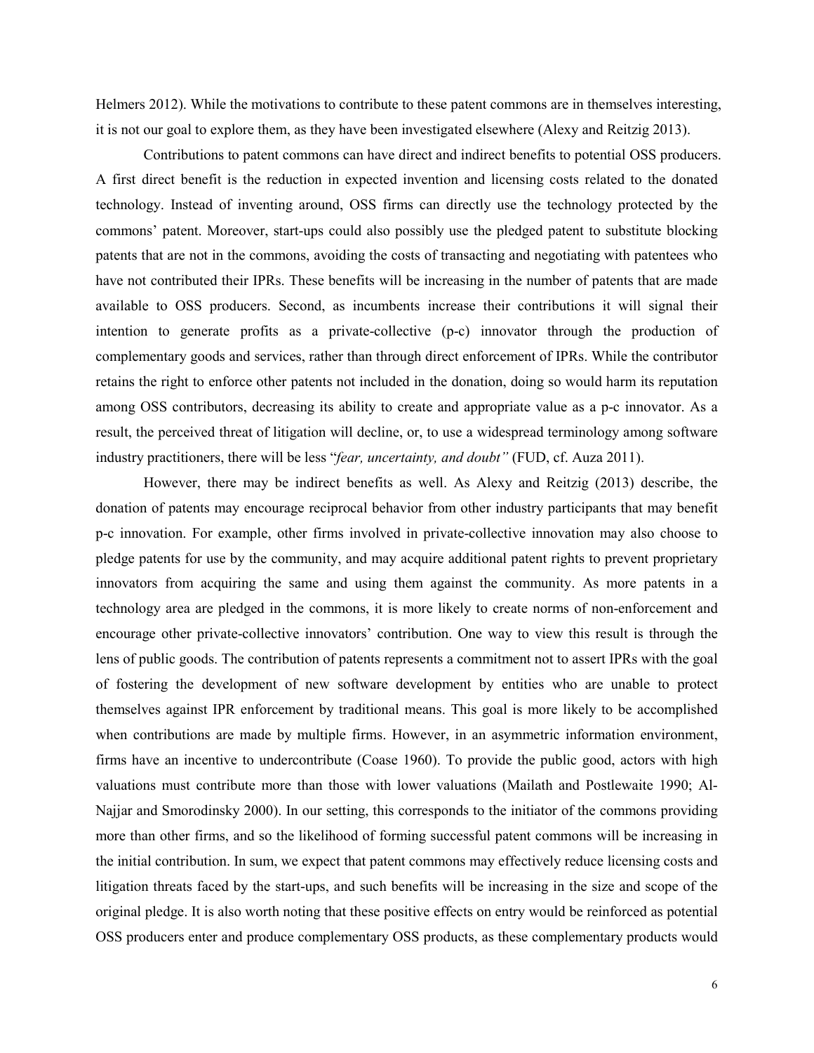Helmers 2012). While the motivations to contribute to these patent commons are in themselves interesting, it is not our goal to explore them, as they have been investigated elsewhere (Alexy and Reitzig 2013).

Contributions to patent commons can have direct and indirect benefits to potential OSS producers. A first direct benefit is the reduction in expected invention and licensing costs related to the donated technology. Instead of inventing around, OSS firms can directly use the technology protected by the commons' patent. Moreover, start-ups could also possibly use the pledged patent to substitute blocking patents that are not in the commons, avoiding the costs of transacting and negotiating with patentees who have not contributed their IPRs. These benefits will be increasing in the number of patents that are made available to OSS producers. Second, as incumbents increase their contributions it will signal their intention to generate profits as a private-collective (p-c) innovator through the production of complementary goods and services, rather than through direct enforcement of IPRs. While the contributor retains the right to enforce other patents not included in the donation, doing so would harm its reputation among OSS contributors, decreasing its ability to create and appropriate value as a p-c innovator. As a result, the perceived threat of litigation will decline, or, to use a widespread terminology among software industry practitioners, there will be less "*fear, uncertainty, and doubt"* (FUD, cf. Auza 2011).

However, there may be indirect benefits as well. As Alexy and Reitzig (2013) describe, the donation of patents may encourage reciprocal behavior from other industry participants that may benefit p-c innovation. For example, other firms involved in private-collective innovation may also choose to pledge patents for use by the community, and may acquire additional patent rights to prevent proprietary innovators from acquiring the same and using them against the community. As more patents in a technology area are pledged in the commons, it is more likely to create norms of non-enforcement and encourage other private-collective innovators' contribution. One way to view this result is through the lens of public goods. The contribution of patents represents a commitment not to assert IPRs with the goal of fostering the development of new software development by entities who are unable to protect themselves against IPR enforcement by traditional means. This goal is more likely to be accomplished when contributions are made by multiple firms. However, in an asymmetric information environment, firms have an incentive to undercontribute (Coase 1960). To provide the public good, actors with high valuations must contribute more than those with lower valuations (Mailath and Postlewaite 1990; Al-Najjar and Smorodinsky 2000). In our setting, this corresponds to the initiator of the commons providing more than other firms, and so the likelihood of forming successful patent commons will be increasing in the initial contribution. In sum, we expect that patent commons may effectively reduce licensing costs and litigation threats faced by the start-ups, and such benefits will be increasing in the size and scope of the original pledge. It is also worth noting that these positive effects on entry would be reinforced as potential OSS producers enter and produce complementary OSS products, as these complementary products would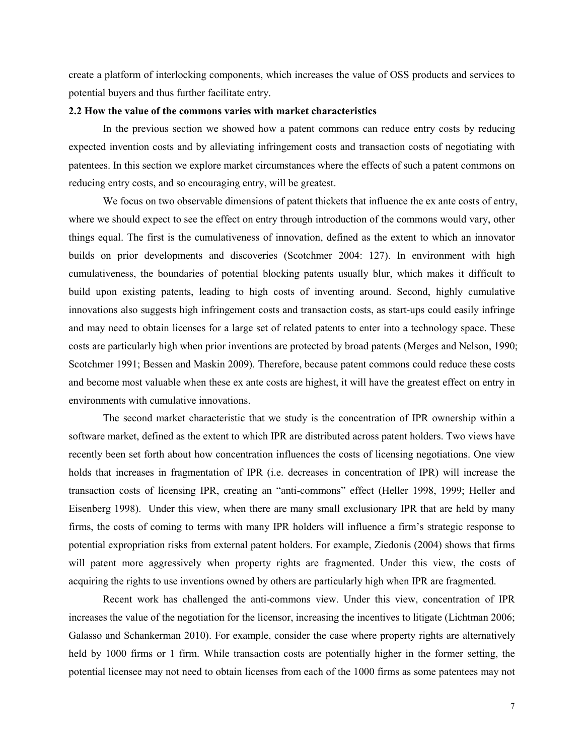create a platform of interlocking components, which increases the value of OSS products and services to potential buyers and thus further facilitate entry.

### 2.2 How the value of the commons varies with market characteristics

In the previous section we showed how a patent commons can reduce entry costs by reducing expected invention costs and by alleviating infringement costs and transaction costs of negotiating with patentees. In this section we explore market circumstances where the effects of such a patent commons on reducing entry costs, and so encouraging entry, will be greatest.

We focus on two observable dimensions of patent thickets that influence the ex ante costs of entry, where we should expect to see the effect on entry through introduction of the commons would vary, other things equal. The first is the cumulativeness of innovation, defined as the extent to which an innovator builds on prior developments and discoveries (Scotchmer 2004: 127). In environment with high cumulativeness, the boundaries of potential blocking patents usually blur, which makes it difficult to build upon existing patents, leading to high costs of inventing around. Second, highly cumulative innovations also suggests high infringement costs and transaction costs, as start-ups could easily infringe and may need to obtain licenses for a large set of related patents to enter into a technology space. These costs are particularly high when prior inventions are protected by broad patents (Merges and Nelson, 1990; Scotchmer 1991; Bessen and Maskin 2009). Therefore, because patent commons could reduce these costs and become most valuable when these ex ante costs are highest, it will have the greatest effect on entry in environments with cumulative innovations.

The second market characteristic that we study is the concentration of IPR ownership within a software market, defined as the extent to which IPR are distributed across patent holders. Two views have recently been set forth about how concentration influences the costs of licensing negotiations. One view holds that increases in fragmentation of IPR (i.e. decreases in concentration of IPR) will increase the transaction costs of licensing IPR, creating an "anti-commons" effect (Heller 1998, 1999; Heller and Eisenberg 1998). Under this view, when there are many small exclusionary IPR that are held by many firms, the costs of coming to terms with many IPR holders will influence a firm's strategic response to potential expropriation risks from external patent holders. For example, Ziedonis (2004) shows that firms will patent more aggressively when property rights are fragmented. Under this view, the costs of acquiring the rights to use inventions owned by others are particularly high when IPR are fragmented.

Recent work has challenged the anti-commons view. Under this view, concentration of IPR increases the value of the negotiation for the licensor, increasing the incentives to litigate (Lichtman 2006; Galasso and Schankerman 2010). For example, consider the case where property rights are alternatively held by 1000 firms or 1 firm. While transaction costs are potentially higher in the former setting, the potential licensee may not need to obtain licenses from each of the 1000 firms as some patentees may not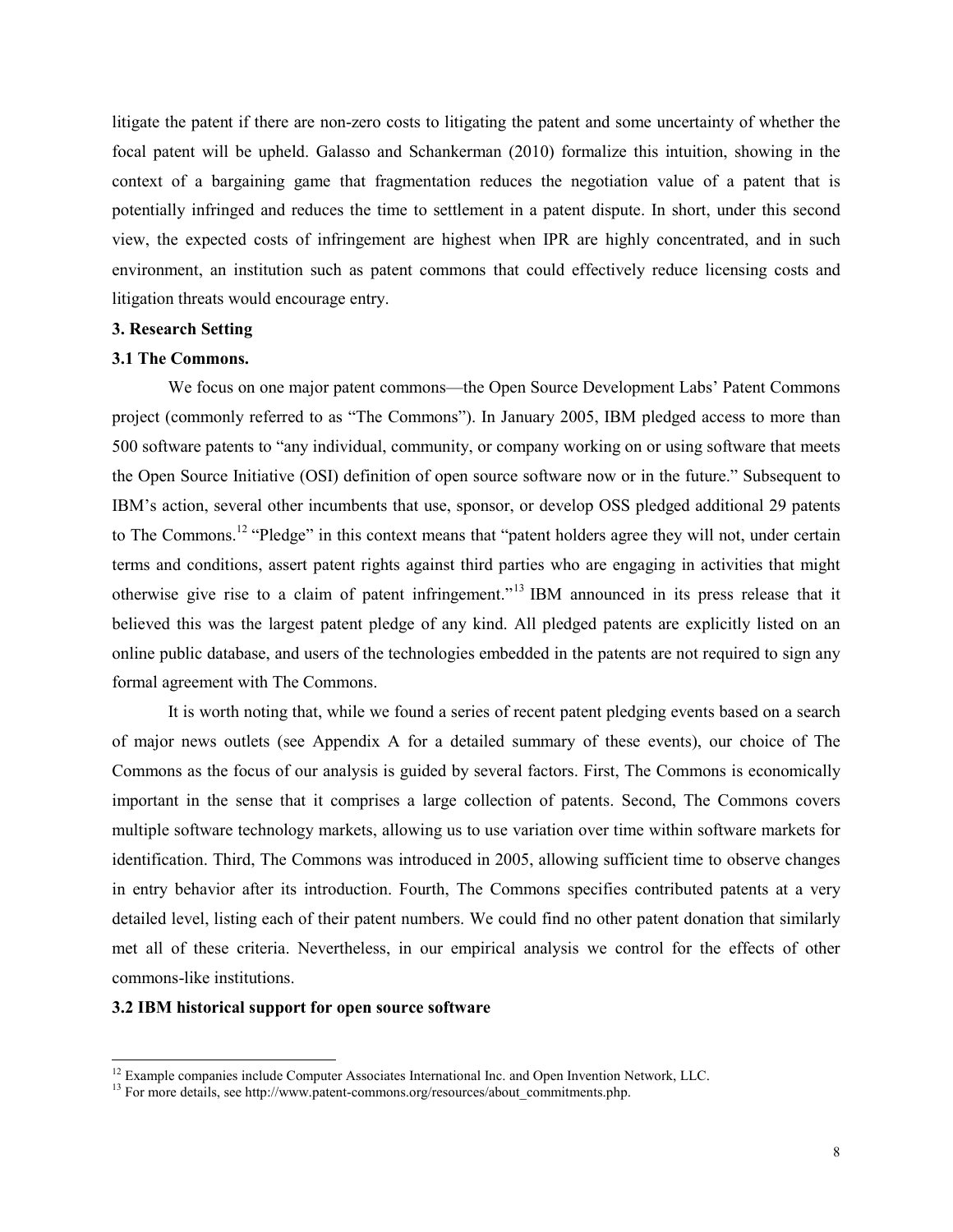litigate the patent if there are non-zero costs to litigating the patent and some uncertainty of whether the focal patent will be upheld. Galasso and Schankerman (2010) formalize this intuition, showing in the context of a bargaining game that fragmentation reduces the negotiation value of a patent that is potentially infringed and reduces the time to settlement in a patent dispute. In short, under this second view, the expected costs of infringement are highest when IPR are highly concentrated, and in such environment, an institution such as patent commons that could effectively reduce licensing costs and litigation threats would encourage entry.

## 3. Research Setting

### 3.1 The Commons.

We focus on one major patent commons—the Open Source Development Labs' Patent Commons project (commonly referred to as "The Commons"). In January 2005, IBM pledged access to more than 500 software patents to "any individual, community, or company working on or using software that meets the Open Source Initiative (OSI) definition of open source software now or in the future." Subsequent to IBM's action, several other incumbents that use, sponsor, or develop OSS pledged additional 29 patents to The Commons.[12] "Pledge" in this context means that "patent holders agree they will not, under certain terms and conditions, assert patent rights against third parties who are engaging in activities that might otherwise give rise to a claim of patent infringement."[13] IBM announced in its press release that it believed this was the largest patent pledge of any kind. All pledged patents are explicitly listed on an online public database, and users of the technologies embedded in the patents are not required to sign any formal agreement with The Commons.

It is worth noting that, while we found a series of recent patent pledging events based on a search of major news outlets (see Appendix A for a detailed summary of these events), our choice of The Commons as the focus of our analysis is guided by several factors. First, The Commons is economically important in the sense that it comprises a large collection of patents. Second, The Commons covers multiple software technology markets, allowing us to use variation over time within software markets for identification. Third, The Commons was introduced in 2005, allowing sufficient time to observe changes in entry behavior after its introduction. Fourth, The Commons specifies contributed patents at a very detailed level, listing each of their patent numbers. We could find no other patent donation that similarly met all of these criteria. Nevertheless, in our empirical analysis we control for the effects of other commons-like institutions.

### 3.2 IBM historical support for open source software

---

[12] Example companies include Computer Associates International Inc. and Open Invention Network, LLC.

[13] For more details, see http://www.patent-commons.org/resources/about_commitments.php.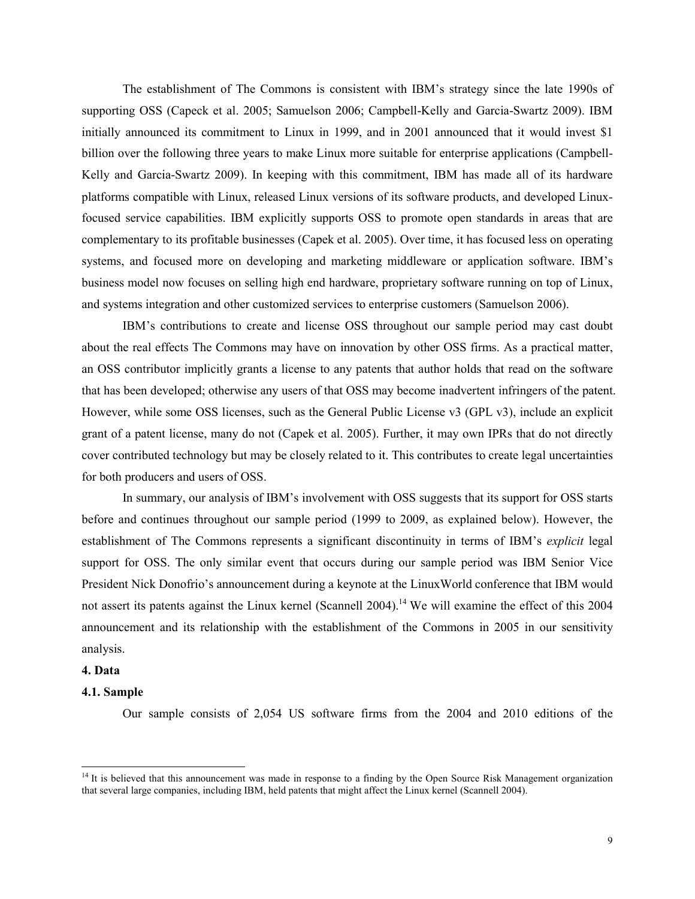The establishment of The Commons is consistent with IBM's strategy since the late 1990s of supporting OSS (Capeck et al. 2005; Samuelson 2006; Campbell-Kelly and Garcia-Swartz 2009). IBM initially announced its commitment to Linux in 1999, and in 2001 announced that it would invest $1 billion over the following three years to make Linux more suitable for enterprise applications (Campbell-Kelly and Garcia-Swartz 2009). In keeping with this commitment, IBM has made all of its hardware platforms compatible with Linux, released Linux versions of its software products, and developed Linux-focused service capabilities. IBM explicitly supports OSS to promote open standards in areas that are complementary to its profitable businesses (Capek et al. 2005). Over time, it has focused less on operating systems, and focused more on developing and marketing middleware or application software. IBM's business model now focuses on selling high end hardware, proprietary software running on top of Linux, and systems integration and other customized services to enterprise customers (Samuelson 2006).

IBM's contributions to create and license OSS throughout our sample period may cast doubt about the real effects The Commons may have on innovation by other OSS firms. As a practical matter, an OSS contributor implicitly grants a license to any patents that author holds that read on the software that has been developed; otherwise any users of that OSS may become inadvertent infringers of the patent. However, while some OSS licenses, such as the General Public License v3 (GPL v3), include an explicit grant of a patent license, many do not (Capek et al. 2005). Further, it may own IPRs that do not directly cover contributed technology but may be closely related to it. This contributes to create legal uncertainties for both producers and users of OSS.

In summary, our analysis of IBM's involvement with OSS suggests that its support for OSS starts before and continues throughout our sample period (1999 to 2009, as explained below). However, the establishment of The Commons represents a significant discontinuity in terms of IBM's *explicit* legal support for OSS. The only similar event that occurs during our sample period was IBM Senior Vice President Nick Donofrio's announcement during a keynote at the LinuxWorld conference that IBM would not assert its patents against the Linux kernel (Scannell 2004).[14] We will examine the effect of this 2004 announcement and its relationship with the establishment of the Commons in 2005 in our sensitivity analysis.

## 4. Data

### 4.1. Sample

Our sample consists of 2,054 US software firms from the 2004 and 2010 editions of the

---

[14] It is believed that this announcement was made in response to a finding by the Open Source Risk Management organization that several large companies, including IBM, held patents that might affect the Linux kernel (Scannell 2004).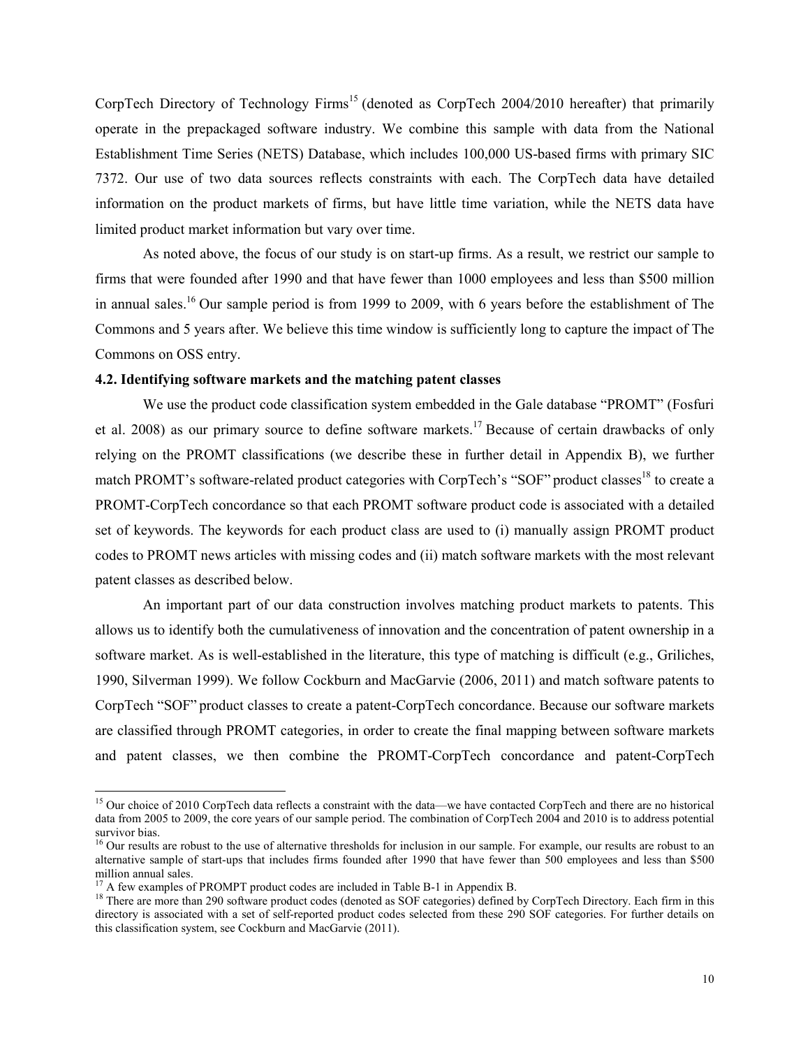CorpTech Directory of Technology Firms[15] (denoted as CorpTech 2004/2010 hereafter) that primarily operate in the prepackaged software industry. We combine this sample with data from the National Establishment Time Series (NETS) Database, which includes 100,000 US-based firms with primary SIC 7372. Our use of two data sources reflects constraints with each. The CorpTech data have detailed information on the product markets of firms, but have little time variation, while the NETS data have limited product market information but vary over time.

As noted above, the focus of our study is on start-up firms. As a result, we restrict our sample to firms that were founded after 1990 and that have fewer than 1000 employees and less than \$500 million in annual sales.[16] Our sample period is from 1999 to 2009, with 6 years before the establishment of The Commons and 5 years after. We believe this time window is sufficiently long to capture the impact of The Commons on OSS entry.

**4.2. Identifying software markets and the matching patent classes**

We use the product code classification system embedded in the Gale database "PROMT" (Fosfuri et al. 2008) as our primary source to define software markets.[17] Because of certain drawbacks of only relying on the PROMT classifications (we describe these in further detail in Appendix B), we further match PROMT's software-related product categories with CorpTech's "SOF" product classes[18] to create a PROMT-CorpTech concordance so that each PROMT software product code is associated with a detailed set of keywords. The keywords for each product class are used to (i) manually assign PROMT product codes to PROMT news articles with missing codes and (ii) match software markets with the most relevant patent classes as described below.

An important part of our data construction involves matching product markets to patents. This allows us to identify both the cumulativeness of innovation and the concentration of patent ownership in a software market. As is well-established in the literature, this type of matching is difficult (e.g., Griliches, 1990, Silverman 1999). We follow Cockburn and MacGarvie (2006, 2011) and match software patents to CorpTech "SOF" product classes to create a patent-CorpTech concordance. Because our software markets are classified through PROMT categories, in order to create the final mapping between software markets and patent classes, we then combine the PROMT-CorpTech concordance and patent-CorpTech

---

[15] Our choice of 2010 CorpTech data reflects a constraint with the data—we have contacted CorpTech and there are no historical data from 2005 to 2009, the core years of our sample period. The combination of CorpTech 2004 and 2010 is to address potential survivor bias.

[16] Our results are robust to the use of alternative thresholds for inclusion in our sample. For example, our results are robust to an alternative sample of start-ups that includes firms founded after 1990 that have fewer than 500 employees and less than \$500 million annual sales.

[17] A few examples of PROMPT product codes are included in Table B-1 in Appendix B.

[18] There are more than 290 software product codes (denoted as SOF categories) defined by CorpTech Directory. Each firm in this directory is associated with a set of self-reported product codes selected from these 290 SOF categories. For further details on this classification system, see Cockburn and MacGarvie (2011).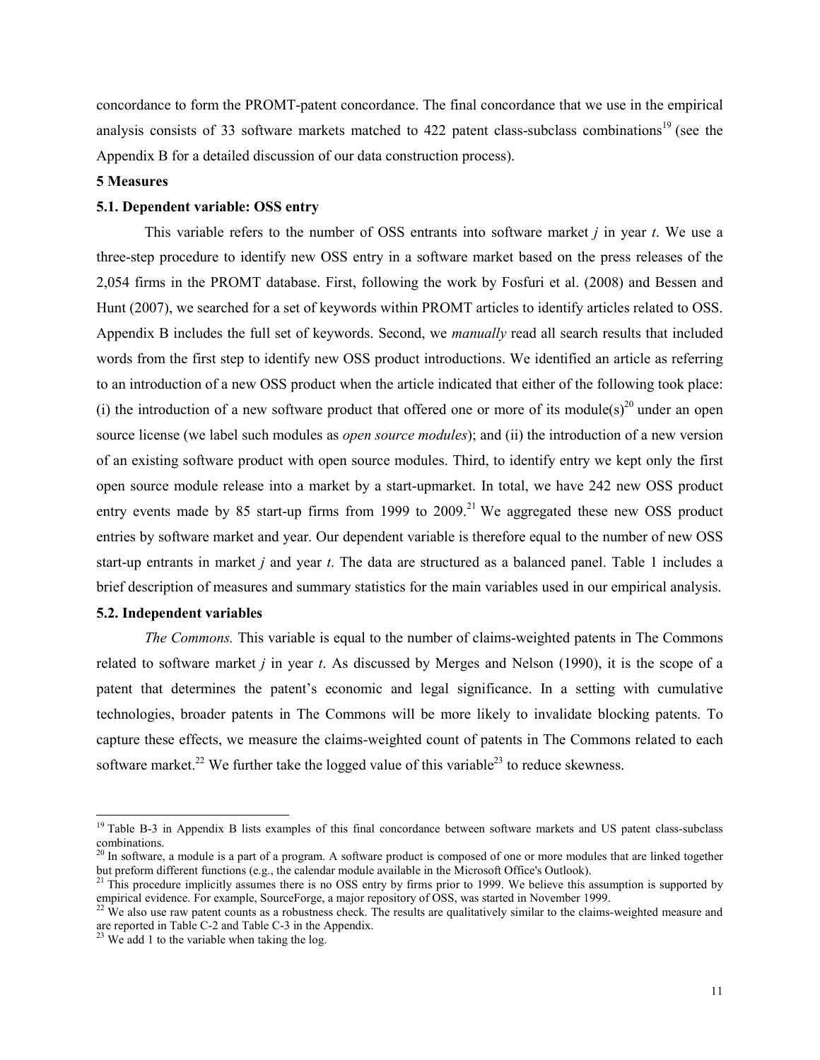concordance to form the PROMT-patent concordance. The final concordance that we use in the empirical analysis consists of 33 software markets matched to 422 patent class-subclass combinations[19] (see the Appendix B for a detailed discussion of our data construction process).

## 5 Measures

### 5.1. Dependent variable: OSS entry

This variable refers to the number of OSS entrants into software market *j* in year *t*. We use a three-step procedure to identify new OSS entry in a software market based on the press releases of the 2,054 firms in the PROMT database. First, following the work by Fosfuri et al. (2008) and Bessen and Hunt (2007), we searched for a set of keywords within PROMT articles to identify articles related to OSS. Appendix B includes the full set of keywords. Second, we *manually* read all search results that included words from the first step to identify new OSS product introductions. We identified an article as referring to an introduction of a new OSS product when the article indicated that either of the following took place: (i) the introduction of a new software product that offered one or more of its module(s)[20] under an open source license (we label such modules as *open source modules*); and (ii) the introduction of a new version of an existing software product with open source modules. Third, to identify entry we kept only the first open source module release into a market by a start-upmarket. In total, we have 242 new OSS product entry events made by 85 start-up firms from 1999 to 2009.[21] We aggregated these new OSS product entries by software market and year. Our dependent variable is therefore equal to the number of new OSS start-up entrants in market *j* and year *t*. The data are structured as a balanced panel. Table 1 includes a brief description of measures and summary statistics for the main variables used in our empirical analysis.

### 5.2. Independent variables

*The Commons.* This variable is equal to the number of claims-weighted patents in The Commons related to software market *j* in year *t*. As discussed by Merges and Nelson (1990), it is the scope of a patent that determines the patent's economic and legal significance. In a setting with cumulative technologies, broader patents in The Commons will be more likely to invalidate blocking patents. To capture these effects, we measure the claims-weighted count of patents in The Commons related to each software market.[22] We further take the logged value of this variable[23] to reduce skewness.

---

[19] Table B-3 in Appendix B lists examples of this final concordance between software markets and US patent class-subclass combinations.

[20] In software, a module is a part of a program. A software product is composed of one or more modules that are linked together but preform different functions (e.g., the calendar module available in the Microsoft Office's Outlook).

[21] This procedure implicitly assumes there is no OSS entry by firms prior to 1999. We believe this assumption is supported by empirical evidence. For example, SourceForge, a major repository of OSS, was started in November 1999.

[22] We also use raw patent counts as a robustness check. The results are qualitatively similar to the claims-weighted measure and are reported in Table C-2 and Table C-3 in the Appendix.

[23] We add 1 to the variable when taking the log.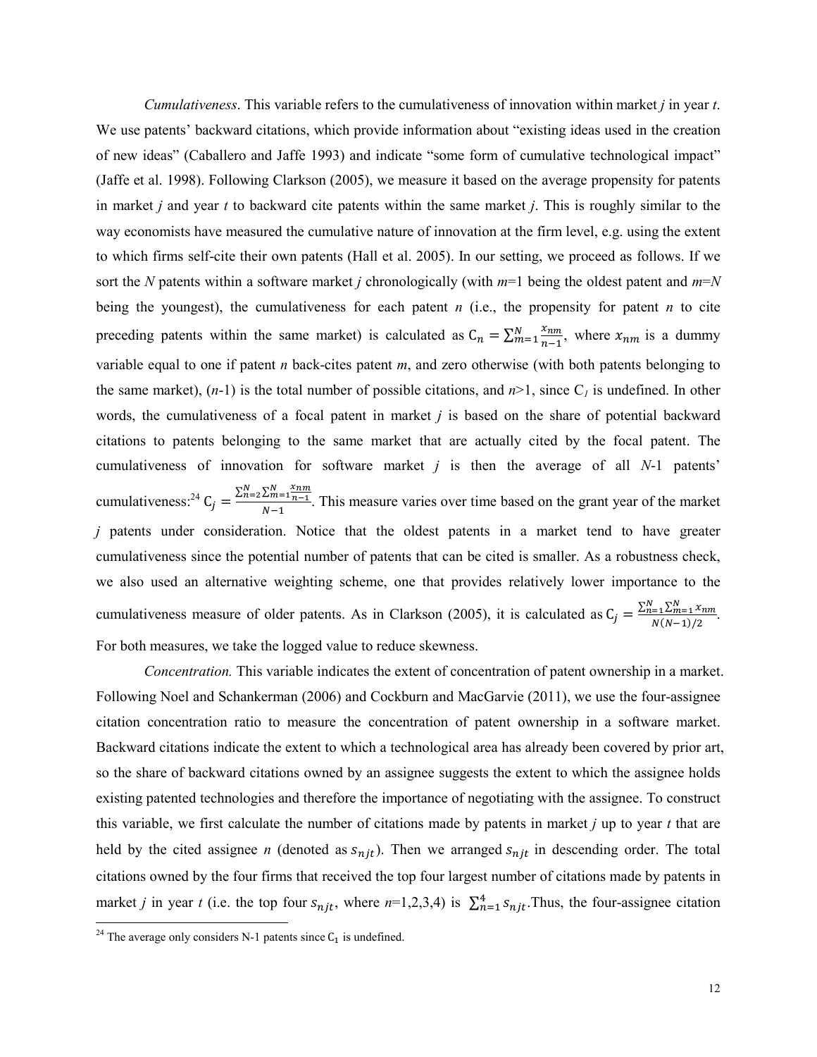*Cumulativeness*. This variable refers to the cumulativeness of innovation within market *j* in year *t*. We use patents' backward citations, which provide information about "existing ideas used in the creation of new ideas" (Caballero and Jaffe 1993) and indicate "some form of cumulative technological impact" (Jaffe et al. 1998). Following Clarkson (2005), we measure it based on the average propensity for patents in market *j* and year *t* to backward cite patents within the same market *j*. This is roughly similar to the way economists have measured the cumulative nature of innovation at the firm level, e.g. using the extent to which firms self-cite their own patents (Hall et al. 2005). In our setting, we proceed as follows. If we sort the *N* patents within a software market *j* chronologically (with *m*=1 being the oldest patent and *m*=*N* being the youngest), the cumulativeness for each patent *n* (i.e., the propensity for patent *n* to cite preceding patents within the same market) is calculated as $C_n = \sum_{m=1}^{N} \frac{x_{nm}}{n-1}$, where $x_{nm}$ is a dummy variable equal to one if patent *n* back-cites patent *m*, and zero otherwise (with both patents belonging to the same market), (*n*-1) is the total number of possible citations, and *n*>1, since $C_1$ is undefined. In other words, the cumulativeness of a focal patent in market *j* is based on the share of potential backward citations to patents belonging to the same market that are actually cited by the focal patent. The cumulativeness of innovation for software market *j* is then the average of all *N*-1 patents' cumulativeness:[24] $C_j = \frac{\sum_{n=2}^{N}\sum_{m=1}^{N}\frac{x_{nm}}{n-1}}{N-1}$. This measure varies over time based on the grant year of the market *j* patents under consideration. Notice that the oldest patents in a market tend to have greater cumulativeness since the potential number of patents that can be cited is smaller. As a robustness check, we also used an alternative weighting scheme, one that provides relatively lower importance to the cumulativeness measure of older patents. As in Clarkson (2005), it is calculated as $C_j = \frac{\sum_{n=1}^{N}\sum_{m=1}^{N} x_{nm}}{N(N-1)/2}$. For both measures, we take the logged value to reduce skewness.

*Concentration.* This variable indicates the extent of concentration of patent ownership in a market. Following Noel and Schankerman (2006) and Cockburn and MacGarvie (2011), we use the four-assignee citation concentration ratio to measure the concentration of patent ownership in a software market. Backward citations indicate the extent to which a technological area has already been covered by prior art, so the share of backward citations owned by an assignee suggests the extent to which the assignee holds existing patented technologies and therefore the importance of negotiating with the assignee. To construct this variable, we first calculate the number of citations made by patents in market *j* up to year *t* that are held by the cited assignee *n* (denoted as $s_{njt}$). Then we arranged $s_{njt}$ in descending order. The total citations owned by the four firms that received the top four largest number of citations made by patents in market *j* in year *t* (i.e. the top four $s_{njt}$, where *n*=1,2,3,4) is $\sum_{n=1}^{4} s_{njt}$.Thus, the four-assignee citation

[24] The average only considers N-1 patents since $C_1$ is undefined.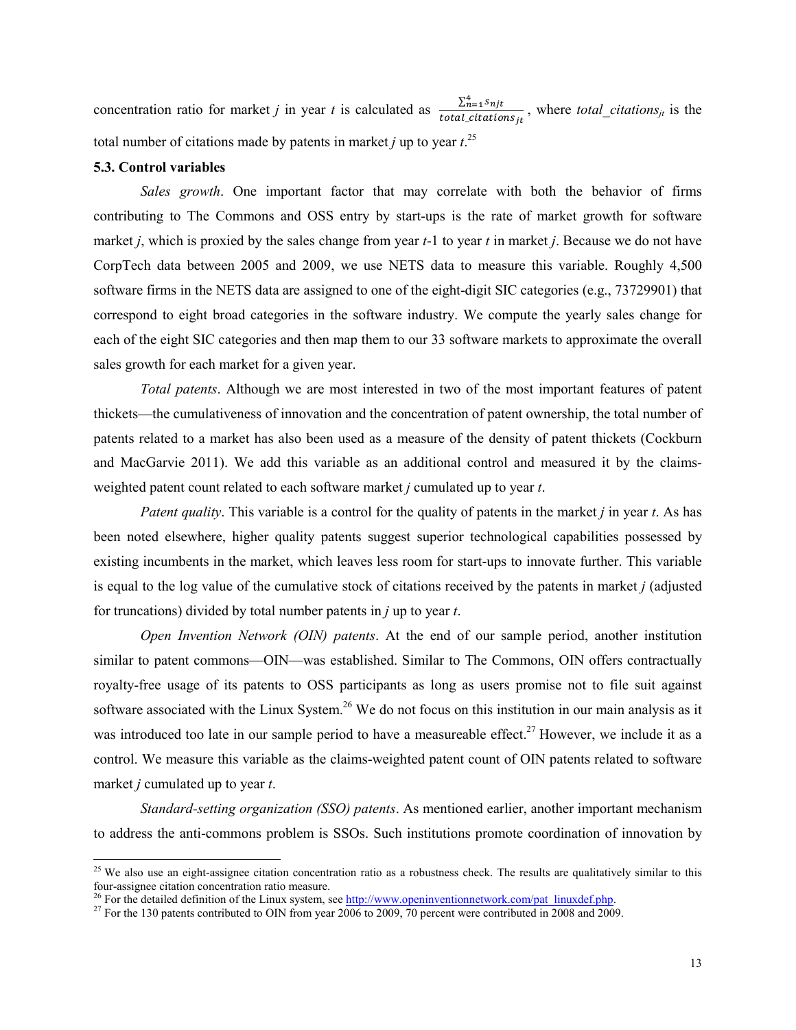concentration ratio for market $j$ in year $t$ is calculated as $\frac{\sum_{n=1}^{4} s_{njt}}{total\_citations_{jt}}$, where $total\_citations_{jt}$ is the total number of citations made by patents in market $j$ up to year $t$.[25]

### 5.3. Control variables

*Sales growth*. One important factor that may correlate with both the behavior of firms contributing to The Commons and OSS entry by start-ups is the rate of market growth for software market $j$, which is proxied by the sales change from year $t$-1 to year $t$ in market $j$. Because we do not have CorpTech data between 2005 and 2009, we use NETS data to measure this variable. Roughly 4,500 software firms in the NETS data are assigned to one of the eight-digit SIC categories (e.g., 73729901) that correspond to eight broad categories in the software industry. We compute the yearly sales change for each of the eight SIC categories and then map them to our 33 software markets to approximate the overall sales growth for each market for a given year.

*Total patents*. Although we are most interested in two of the most important features of patent thickets—the cumulativeness of innovation and the concentration of patent ownership, the total number of patents related to a market has also been used as a measure of the density of patent thickets (Cockburn and MacGarvie 2011). We add this variable as an additional control and measured it by the claims-weighted patent count related to each software market $j$ cumulated up to year $t$.

*Patent quality*. This variable is a control for the quality of patents in the market $j$ in year $t$. As has been noted elsewhere, higher quality patents suggest superior technological capabilities possessed by existing incumbents in the market, which leaves less room for start-ups to innovate further. This variable is equal to the log value of the cumulative stock of citations received by the patents in market $j$ (adjusted for truncations) divided by total number patents in $j$ up to year $t$.

*Open Invention Network (OIN) patents*. At the end of our sample period, another institution similar to patent commons—OIN—was established. Similar to The Commons, OIN offers contractually royalty-free usage of its patents to OSS participants as long as users promise not to file suit against software associated with the Linux System.[26] We do not focus on this institution in our main analysis as it was introduced too late in our sample period to have a measureable effect.[27] However, we include it as a control. We measure this variable as the claims-weighted patent count of OIN patents related to software market $j$ cumulated up to year $t$.

*Standard-setting organization (SSO) patents*. As mentioned earlier, another important mechanism to address the anti-commons problem is SSOs. Such institutions promote coordination of innovation by

---

[25] We also use an eight-assignee citation concentration ratio as a robustness check. The results are qualitatively similar to this four-assignee citation concentration ratio measure.

[26] For the detailed definition of the Linux system, see http://www.openinventionnetwork.com/pat_linuxdef.php.

[27] For the 130 patents contributed to OIN from year 2006 to 2009, 70 percent were contributed in 2008 and 2009.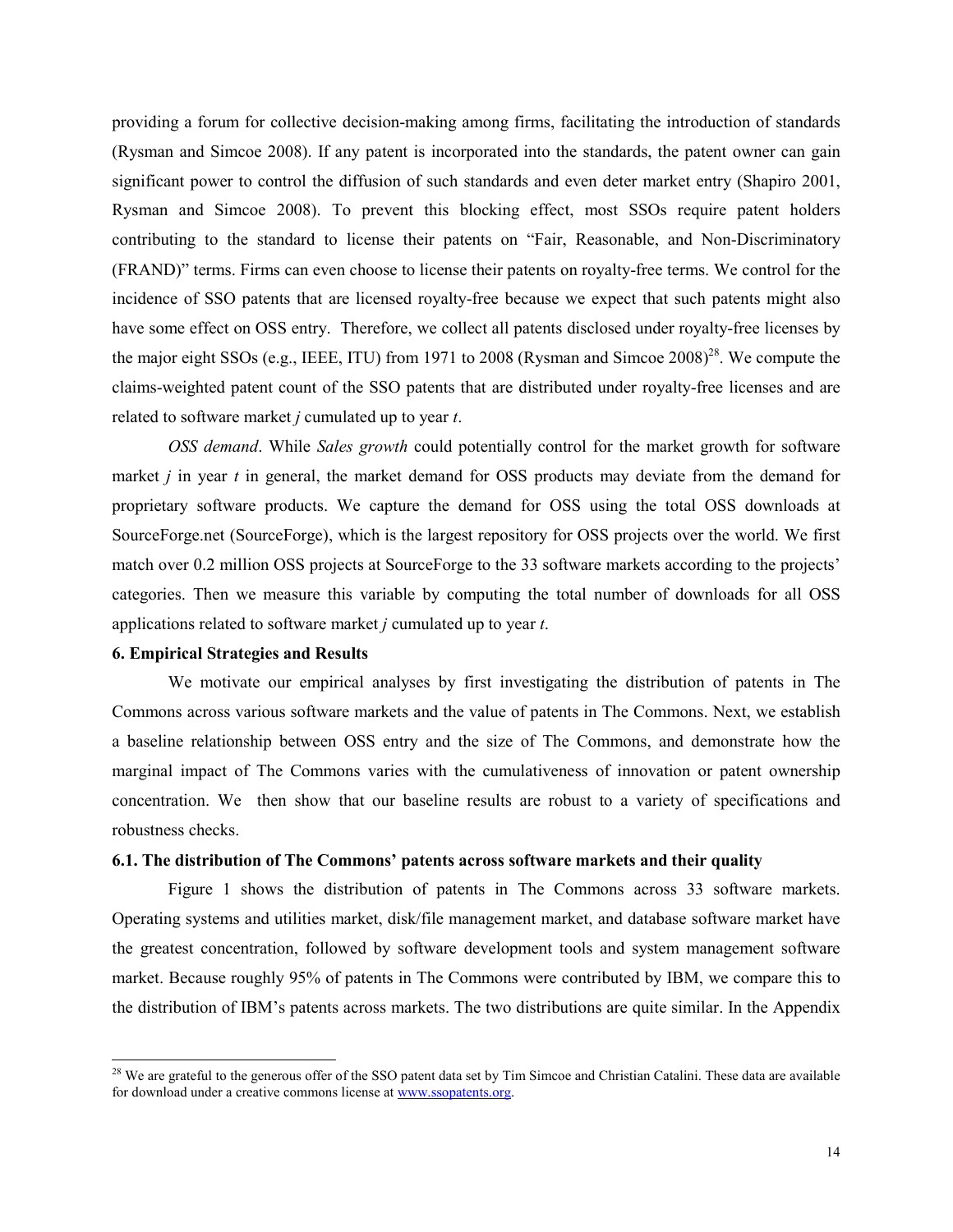providing a forum for collective decision-making among firms, facilitating the introduction of standards (Rysman and Simcoe 2008). If any patent is incorporated into the standards, the patent owner can gain significant power to control the diffusion of such standards and even deter market entry (Shapiro 2001, Rysman and Simcoe 2008). To prevent this blocking effect, most SSOs require patent holders contributing to the standard to license their patents on "Fair, Reasonable, and Non-Discriminatory (FRAND)" terms. Firms can even choose to license their patents on royalty-free terms. We control for the incidence of SSO patents that are licensed royalty-free because we expect that such patents might also have some effect on OSS entry. Therefore, we collect all patents disclosed under royalty-free licenses by the major eight SSOs (e.g., IEEE, ITU) from 1971 to 2008 (Rysman and Simcoe 2008)[28]. We compute the claims-weighted patent count of the SSO patents that are distributed under royalty-free licenses and are related to software market *j* cumulated up to year *t*.

*OSS demand*. While *Sales growth* could potentially control for the market growth for software market *j* in year *t* in general, the market demand for OSS products may deviate from the demand for proprietary software products. We capture the demand for OSS using the total OSS downloads at SourceForge.net (SourceForge), which is the largest repository for OSS projects over the world. We first match over 0.2 million OSS projects at SourceForge to the 33 software markets according to the projects' categories. Then we measure this variable by computing the total number of downloads for all OSS applications related to software market *j* cumulated up to year *t*.

## 6. Empirical Strategies and Results

We motivate our empirical analyses by first investigating the distribution of patents in The Commons across various software markets and the value of patents in The Commons. Next, we establish a baseline relationship between OSS entry and the size of The Commons, and demonstrate how the marginal impact of The Commons varies with the cumulativeness of innovation or patent ownership concentration. We then show that our baseline results are robust to a variety of specifications and robustness checks.

### 6.1. The distribution of The Commons' patents across software markets and their quality

Figure 1 shows the distribution of patents in The Commons across 33 software markets. Operating systems and utilities market, disk/file management market, and database software market have the greatest concentration, followed by software development tools and system management software market. Because roughly 95% of patents in The Commons were contributed by IBM, we compare this to the distribution of IBM's patents across markets. The two distributions are quite similar. In the Appendix

[28] We are grateful to the generous offer of the SSO patent data set by Tim Simcoe and Christian Catalini. These data are available for download under a creative commons license at www.ssopatents.org.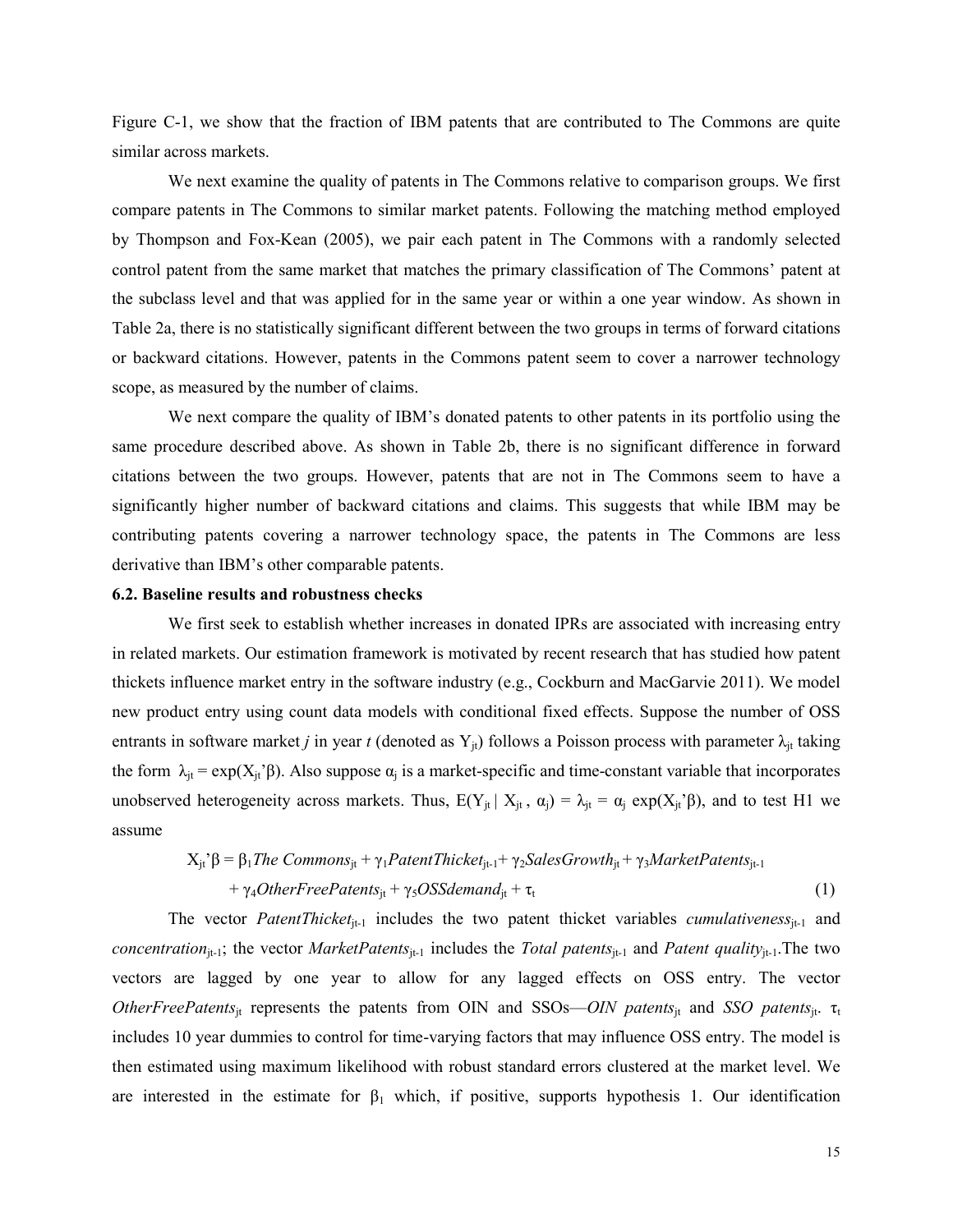Figure C-1, we show that the fraction of IBM patents that are contributed to The Commons are quite similar across markets.

We next examine the quality of patents in The Commons relative to comparison groups. We first compare patents in The Commons to similar market patents. Following the matching method employed by Thompson and Fox-Kean (2005), we pair each patent in The Commons with a randomly selected control patent from the same market that matches the primary classification of The Commons' patent at the subclass level and that was applied for in the same year or within a one year window. As shown in Table 2a, there is no statistically significant different between the two groups in terms of forward citations or backward citations. However, patents in the Commons patent seem to cover a narrower technology scope, as measured by the number of claims.

We next compare the quality of IBM's donated patents to other patents in its portfolio using the same procedure described above. As shown in Table 2b, there is no significant difference in forward citations between the two groups. However, patents that are not in The Commons seem to have a significantly higher number of backward citations and claims. This suggests that while IBM may be contributing patents covering a narrower technology space, the patents in The Commons are less derivative than IBM's other comparable patents.

### 6.2. Baseline results and robustness checks

We first seek to establish whether increases in donated IPRs are associated with increasing entry in related markets. Our estimation framework is motivated by recent research that has studied how patent thickets influence market entry in the software industry (e.g., Cockburn and MacGarvie 2011). We model new product entry using count data models with conditional fixed effects. Suppose the number of OSS entrants in software market $j$ in year $t$ (denoted as $Y_{jt}$) follows a Poisson process with parameter $\lambda_{jt}$ taking the form $\lambda_{jt} = \exp(X_{jt}'\beta)$. Also suppose $\alpha_j$ is a market-specific and time-constant variable that incorporates unobserved heterogeneity across markets. Thus, $E(Y_{jt} \mid X_{jt}, \alpha_j) = \lambda_{jt} = \alpha_j \exp(X_{jt}'\beta)$, and to test H1 we assume

$$X_{jt}'\beta = \beta_1 \mathit{The\ Commons}_{jt} + \gamma_1 \mathit{PatentThicket}_{jt-1} + \gamma_2 \mathit{SalesGrowth}_{jt} + \gamma_3 \mathit{MarketPatents}_{jt-1} + \gamma_4 \mathit{OtherFreePatents}_{jt} + \gamma_5 \mathit{OSSdemand}_{jt} + \tau_t \quad (1)$$

The vector $\mathit{PatentThicket}_{jt-1}$ includes the two patent thicket variables $\mathit{cumulativeness}_{jt-1}$ and $\mathit{concentration}_{jt-1}$; the vector $\mathit{MarketPatents}_{jt-1}$ includes the $\mathit{Total\ patents}_{jt-1}$ and $\mathit{Patent\ quality}_{jt-1}$. The two vectors are lagged by one year to allow for any lagged effects on OSS entry. The vector $\mathit{OtherFreePatents}_{jt}$ represents the patents from OIN and SSOs—$\mathit{OIN\ patents}_{jt}$ and $\mathit{SSO\ patents}_{jt}$. $\tau_t$ includes 10 year dummies to control for time-varying factors that may influence OSS entry. The model is then estimated using maximum likelihood with robust standard errors clustered at the market level. We are interested in the estimate for $\beta_1$ which, if positive, supports hypothesis 1. Our identification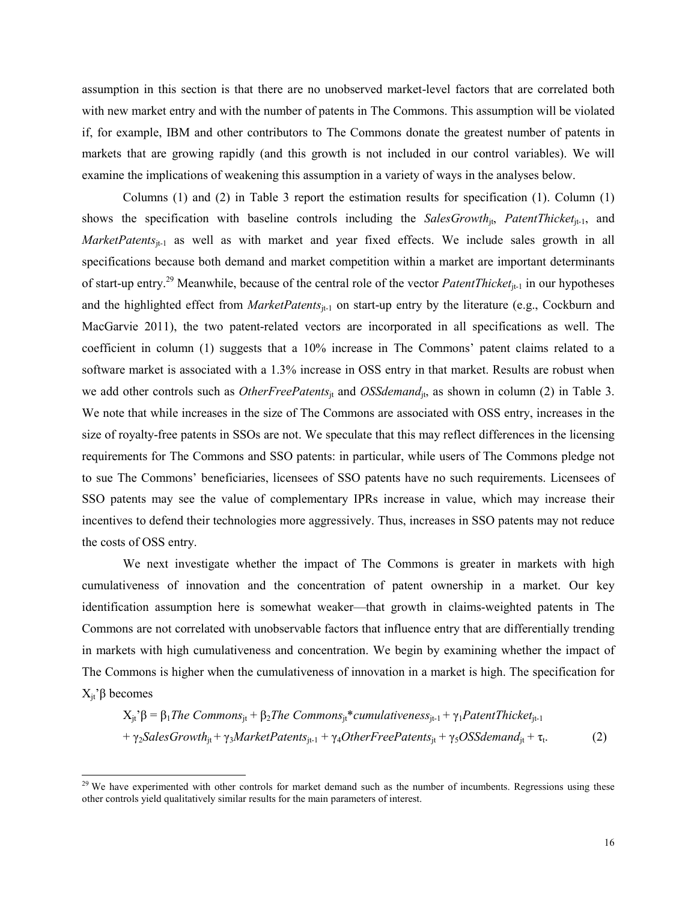assumption in this section is that there are no unobserved market-level factors that are correlated both with new market entry and with the number of patents in The Commons. This assumption will be violated if, for example, IBM and other contributors to The Commons donate the greatest number of patents in markets that are growing rapidly (and this growth is not included in our control variables). We will examine the implications of weakening this assumption in a variety of ways in the analyses below.

Columns (1) and (2) in Table 3 report the estimation results for specification (1). Column (1) shows the specification with baseline controls including the $SalesGrowth_{jt}$, $PatentThicket_{jt-1}$, and $MarketPatents_{jt-1}$ as well as with market and year fixed effects. We include sales growth in all specifications because both demand and market competition within a market are important determinants of start-up entry.[29] Meanwhile, because of the central role of the vector $PatentThicket_{jt-1}$ in our hypotheses and the highlighted effect from $MarketPatents_{jt-1}$ on start-up entry by the literature (e.g., Cockburn and MacGarvie 2011), the two patent-related vectors are incorporated in all specifications as well. The coefficient in column (1) suggests that a 10% increase in The Commons' patent claims related to a software market is associated with a 1.3% increase in OSS entry in that market. Results are robust when we add other controls such as $OtherFreePatents_{jt}$ and $OSSdemand_{jt}$, as shown in column (2) in Table 3. We note that while increases in the size of The Commons are associated with OSS entry, increases in the size of royalty-free patents in SSOs are not. We speculate that this may reflect differences in the licensing requirements for The Commons and SSO patents: in particular, while users of The Commons pledge not to sue The Commons' beneficiaries, licensees of SSO patents have no such requirements. Licensees of SSO patents may see the value of complementary IPRs increase in value, which may increase their incentives to defend their technologies more aggressively. Thus, increases in SSO patents may not reduce the costs of OSS entry.

We next investigate whether the impact of The Commons is greater in markets with high cumulativeness of innovation and the concentration of patent ownership in a market. Our key identification assumption here is somewhat weaker—that growth in claims-weighted patents in The Commons are not correlated with unobservable factors that influence entry that are differentially trending in markets with high cumulativeness and concentration. We begin by examining whether the impact of The Commons is higher when the cumulativeness of innovation in a market is high. The specification for $X_{jt}'\beta$ becomes

$$X_{jt}'\beta = \beta_1 \textit{The Commons}_{jt} + \beta_2 \textit{The Commons}_{jt} * \textit{cumulativeness}_{jt-1} + \gamma_1 \textit{PatentThicket}_{jt-1} + \gamma_2 \textit{SalesGrowth}_{jt} + \gamma_3 \textit{MarketPatents}_{jt-1} + \gamma_4 \textit{OtherFreePatents}_{jt} + \gamma_5 \textit{OSSdemand}_{jt} + \tau_t. \quad (2)$$

[29] We have experimented with other controls for market demand such as the number of incumbents. Regressions using these other controls yield qualitatively similar results for the main parameters of interest.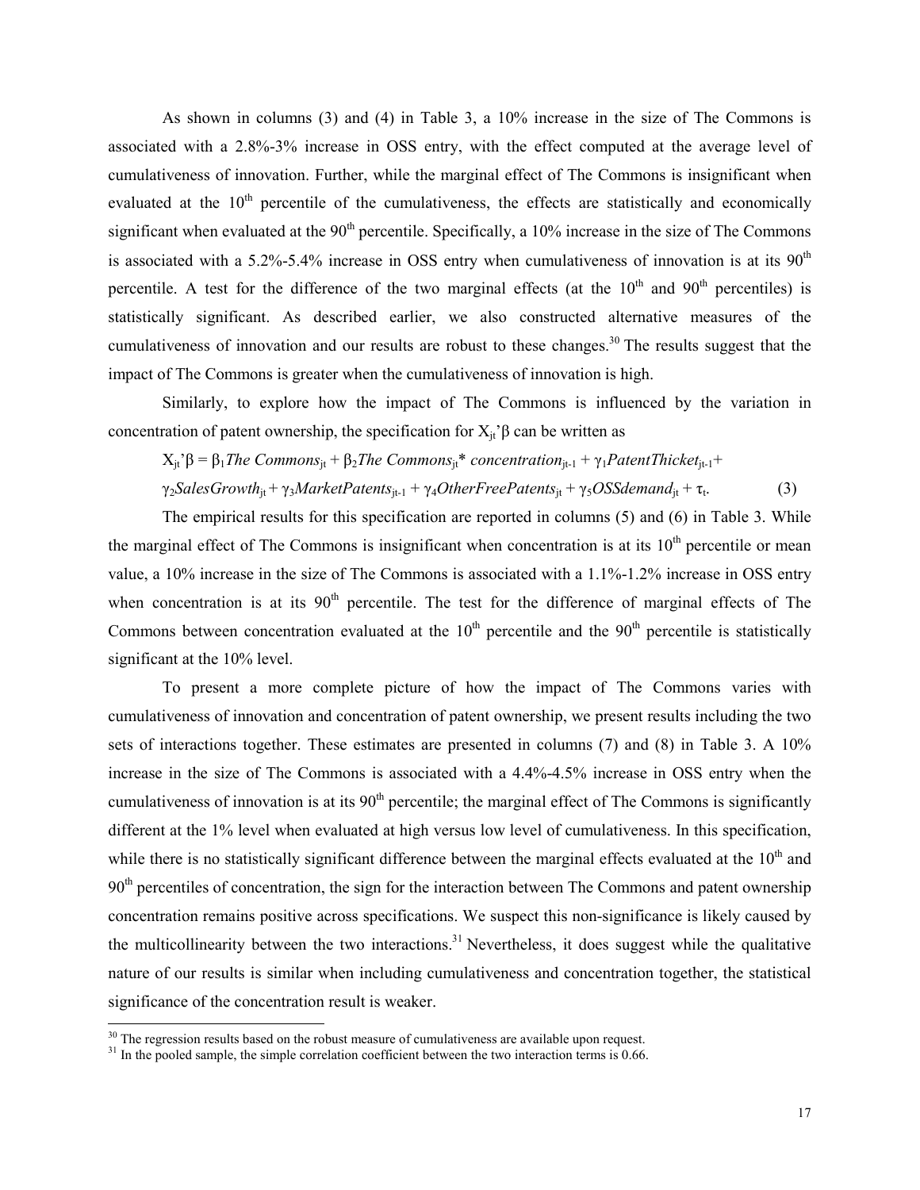As shown in columns (3) and (4) in Table 3, a 10% increase in the size of The Commons is associated with a 2.8%-3% increase in OSS entry, with the effect computed at the average level of cumulativeness of innovation. Further, while the marginal effect of The Commons is insignificant when evaluated at the 10th percentile of the cumulativeness, the effects are statistically and economically significant when evaluated at the 90th percentile. Specifically, a 10% increase in the size of The Commons is associated with a 5.2%-5.4% increase in OSS entry when cumulativeness of innovation is at its 90th percentile. A test for the difference of the two marginal effects (at the 10th and 90th percentiles) is statistically significant. As described earlier, we also constructed alternative measures of the cumulativeness of innovation and our results are robust to these changes.[30] The results suggest that the impact of The Commons is greater when the cumulativeness of innovation is high.

Similarly, to explore how the impact of The Commons is influenced by the variation in concentration of patent ownership, the specification for $X_{jt}'\beta$ can be written as

$$X_{jt}'\beta = \beta_1 \textit{The Commons}_{jt} + \beta_2 \textit{The Commons}_{jt} * \textit{concentration}_{jt-1} + \gamma_1 \textit{PatentThicket}_{jt-1} + \gamma_2 \textit{SalesGrowth}_{jt} + \gamma_3 \textit{MarketPatents}_{jt-1} + \gamma_4 \textit{OtherFreePatents}_{jt} + \gamma_5 \textit{OSSdemand}_{jt} + \tau_t. \quad (3)$$

The empirical results for this specification are reported in columns (5) and (6) in Table 3. While the marginal effect of The Commons is insignificant when concentration is at its 10th percentile or mean value, a 10% increase in the size of The Commons is associated with a 1.1%-1.2% increase in OSS entry when concentration is at its 90th percentile. The test for the difference of marginal effects of The Commons between concentration evaluated at the 10th percentile and the 90th percentile is statistically significant at the 10% level.

To present a more complete picture of how the impact of The Commons varies with cumulativeness of innovation and concentration of patent ownership, we present results including the two sets of interactions together. These estimates are presented in columns (7) and (8) in Table 3. A 10% increase in the size of The Commons is associated with a 4.4%-4.5% increase in OSS entry when the cumulativeness of innovation is at its 90th percentile; the marginal effect of The Commons is significantly different at the 1% level when evaluated at high versus low level of cumulativeness. In this specification, while there is no statistically significant difference between the marginal effects evaluated at the 10th and 90th percentiles of concentration, the sign for the interaction between The Commons and patent ownership concentration remains positive across specifications. We suspect this non-significance is likely caused by the multicollinearity between the two interactions.[31] Nevertheless, it does suggest while the qualitative nature of our results is similar when including cumulativeness and concentration together, the statistical significance of the concentration result is weaker.

---

[30] The regression results based on the robust measure of cumulativeness are available upon request.

[31] In the pooled sample, the simple correlation coefficient between the two interaction terms is 0.66.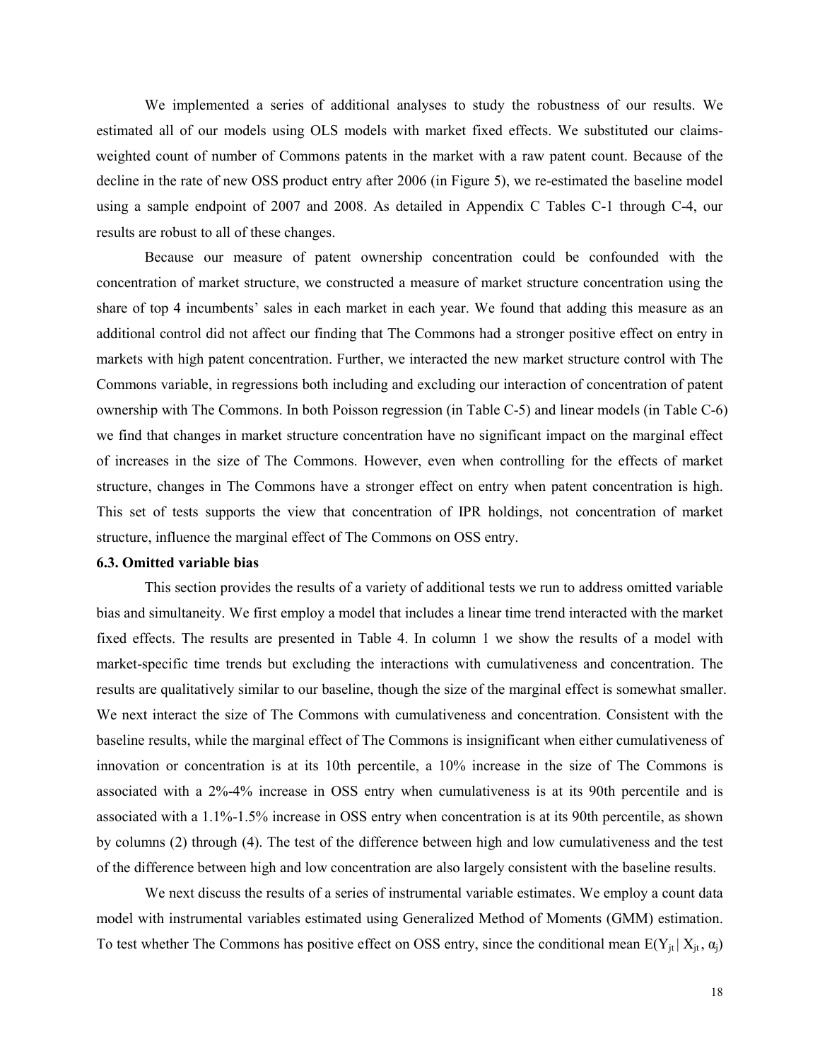We implemented a series of additional analyses to study the robustness of our results. We estimated all of our models using OLS models with market fixed effects. We substituted our claims-weighted count of number of Commons patents in the market with a raw patent count. Because of the decline in the rate of new OSS product entry after 2006 (in Figure 5), we re-estimated the baseline model using a sample endpoint of 2007 and 2008. As detailed in Appendix C Tables C-1 through C-4, our results are robust to all of these changes.

Because our measure of patent ownership concentration could be confounded with the concentration of market structure, we constructed a measure of market structure concentration using the share of top 4 incumbents' sales in each market in each year. We found that adding this measure as an additional control did not affect our finding that The Commons had a stronger positive effect on entry in markets with high patent concentration. Further, we interacted the new market structure control with The Commons variable, in regressions both including and excluding our interaction of concentration of patent ownership with The Commons. In both Poisson regression (in Table C-5) and linear models (in Table C-6) we find that changes in market structure concentration have no significant impact on the marginal effect of increases in the size of The Commons. However, even when controlling for the effects of market structure, changes in The Commons have a stronger effect on entry when patent concentration is high. This set of tests supports the view that concentration of IPR holdings, not concentration of market structure, influence the marginal effect of The Commons on OSS entry.

### 6.3. Omitted variable bias

This section provides the results of a variety of additional tests we run to address omitted variable bias and simultaneity. We first employ a model that includes a linear time trend interacted with the market fixed effects. The results are presented in Table 4. In column 1 we show the results of a model with market-specific time trends but excluding the interactions with cumulativeness and concentration. The results are qualitatively similar to our baseline, though the size of the marginal effect is somewhat smaller. We next interact the size of The Commons with cumulativeness and concentration. Consistent with the baseline results, while the marginal effect of The Commons is insignificant when either cumulativeness of innovation or concentration is at its 10th percentile, a 10% increase in the size of The Commons is associated with a 2%-4% increase in OSS entry when cumulativeness is at its 90th percentile and is associated with a 1.1%-1.5% increase in OSS entry when concentration is at its 90th percentile, as shown by columns (2) through (4). The test of the difference between high and low cumulativeness and the test of the difference between high and low concentration are also largely consistent with the baseline results.

We next discuss the results of a series of instrumental variable estimates. We employ a count data model with instrumental variables estimated using Generalized Method of Moments (GMM) estimation. To test whether The Commons has positive effect on OSS entry, since the conditional mean $E(Y_{jt} \mid X_{jt}, \alpha_j)$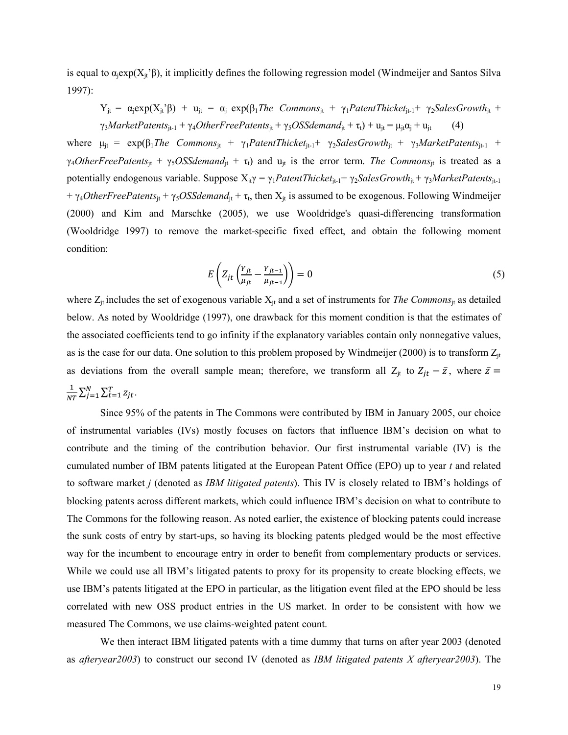is equal to $\alpha_j\exp(X_{jt}'\beta)$, it implicitly defines the following regression model (Windmeijer and Santos Silva 1997):

$$Y_{jt} = \alpha_j\exp(X_{jt}'\beta) + u_{jt} = \alpha_j \exp(\beta_1 \textit{The Commons}_{jt} + \gamma_1 \textit{PatentThicket}_{jt-1} + \gamma_2 \textit{SalesGrowth}_{jt} + \gamma_3 \textit{MarketPatents}_{jt-1} + \gamma_4 \textit{OtherFreePatents}_{jt} + \gamma_5 \textit{OSSdemand}_{jt} + \tau_t) + u_{jt} = \mu_{jt}\alpha_j + u_{jt} \quad (4)$$

where $\mu_{jt} = \exp(\beta_1 \textit{The Commons}_{jt} + \gamma_1 \textit{PatentThicket}_{jt-1} + \gamma_2 \textit{SalesGrowth}_{jt} + \gamma_3 \textit{MarketPatents}_{jt-1} + \gamma_4 \textit{OtherFreePatents}_{jt} + \gamma_5 \textit{OSSdemand}_{jt} + \tau_t)$ and $u_{jt}$ is the error term. *The Commons*$_{jt}$ is treated as a potentially endogenous variable. Suppose $X_{jt}\gamma = \gamma_1 \textit{PatentThicket}_{jt-1} + \gamma_2 \textit{SalesGrowth}_{jt} + \gamma_3 \textit{MarketPatents}_{jt-1} + \gamma_4 \textit{OtherFreePatents}_{jt} + \gamma_5 \textit{OSSdemand}_{jt} + \tau_t$, then $X_{jt}$ is assumed to be exogenous. Following Windmeijer (2000) and Kim and Marschke (2005), we use Wooldridge's quasi-differencing transformation (Wooldridge 1997) to remove the market-specific fixed effect, and obtain the following moment condition:

$$E\left(Z_{jt}\left(\frac{Y_{jt}}{\mu_{jt}} - \frac{Y_{jt-1}}{\mu_{jt-1}}\right)\right) = 0 \quad (5)$$

where $Z_{jt}$ includes the set of exogenous variable $X_{jt}$ and a set of instruments for *The Commons*$_{jt}$ as detailed below. As noted by Wooldridge (1997), one drawback for this moment condition is that the estimates of the associated coefficients tend to go infinity if the explanatory variables contain only nonnegative values, as is the case for our data. One solution to this problem proposed by Windmeijer (2000) is to transform $Z_{jt}$ as deviations from the overall sample mean; therefore, we transform all $Z_{jt}$ to $Z_{jt} - \bar{z}$, where $\bar{z} = \frac{1}{NT}\sum_{j=1}^{N}\sum_{t=1}^{T} z_{jt}$.

Since 95% of the patents in The Commons were contributed by IBM in January 2005, our choice of instrumental variables (IVs) mostly focuses on factors that influence IBM's decision on what to contribute and the timing of the contribution behavior. Our first instrumental variable (IV) is the cumulated number of IBM patents litigated at the European Patent Office (EPO) up to year *t* and related to software market *j* (denoted as *IBM litigated patents*). This IV is closely related to IBM's holdings of blocking patents across different markets, which could influence IBM's decision on what to contribute to The Commons for the following reason. As noted earlier, the existence of blocking patents could increase the sunk costs of entry by start-ups, so having its blocking patents pledged would be the most effective way for the incumbent to encourage entry in order to benefit from complementary products or services. While we could use all IBM's litigated patents to proxy for its propensity to create blocking effects, we use IBM's patents litigated at the EPO in particular, as the litigation event filed at the EPO should be less correlated with new OSS product entries in the US market. In order to be consistent with how we measured The Commons, we use claims-weighted patent count.

We then interact IBM litigated patents with a time dummy that turns on after year 2003 (denoted as *afteryear2003*) to construct our second IV (denoted as *IBM litigated patents X afteryear2003*). The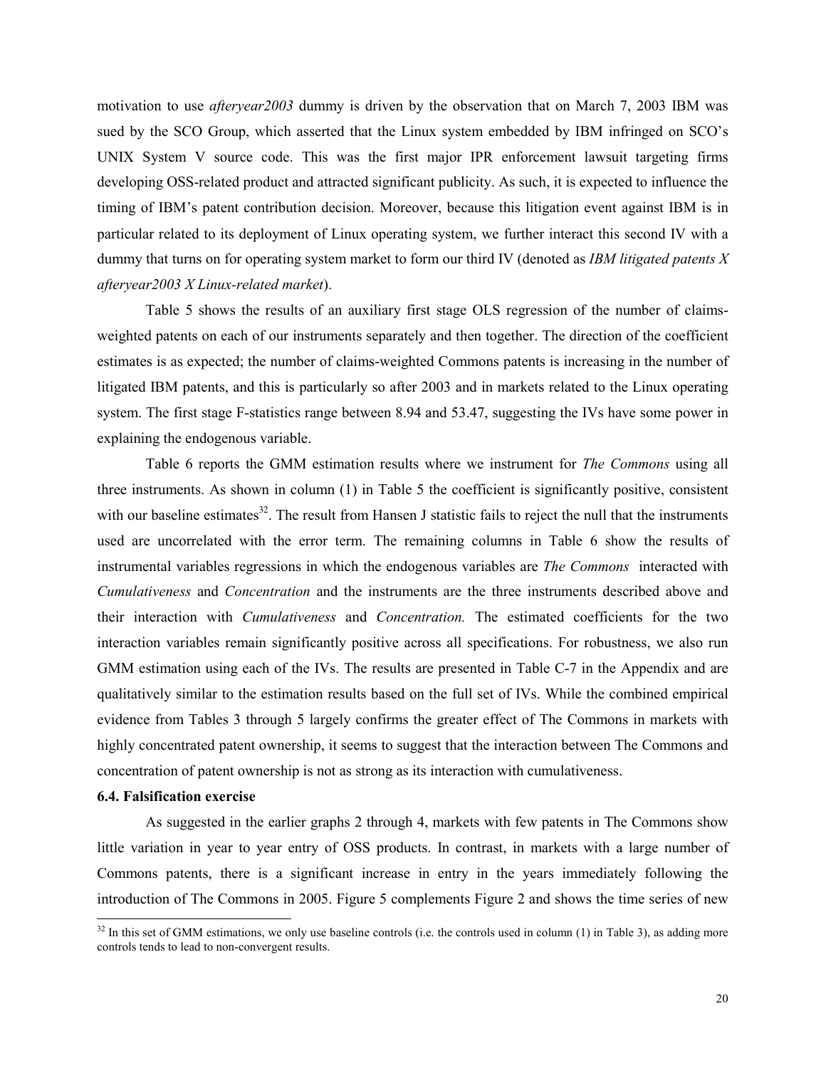motivation to use *afteryear2003* dummy is driven by the observation that on March 7, 2003 IBM was sued by the SCO Group, which asserted that the Linux system embedded by IBM infringed on SCO's UNIX System V source code. This was the first major IPR enforcement lawsuit targeting firms developing OSS-related product and attracted significant publicity. As such, it is expected to influence the timing of IBM's patent contribution decision. Moreover, because this litigation event against IBM is in particular related to its deployment of Linux operating system, we further interact this second IV with a dummy that turns on for operating system market to form our third IV (denoted as *IBM litigated patents X afteryear2003 X Linux-related market*).

Table 5 shows the results of an auxiliary first stage OLS regression of the number of claims-weighted patents on each of our instruments separately and then together. The direction of the coefficient estimates is as expected; the number of claims-weighted Commons patents is increasing in the number of litigated IBM patents, and this is particularly so after 2003 and in markets related to the Linux operating system. The first stage F-statistics range between 8.94 and 53.47, suggesting the IVs have some power in explaining the endogenous variable.

Table 6 reports the GMM estimation results where we instrument for *The Commons* using all three instruments. As shown in column (1) in Table 5 the coefficient is significantly positive, consistent with our baseline estimates[32]. The result from Hansen J statistic fails to reject the null that the instruments used are uncorrelated with the error term. The remaining columns in Table 6 show the results of instrumental variables regressions in which the endogenous variables are *The Commons* interacted with *Cumulativeness* and *Concentration* and the instruments are the three instruments described above and their interaction with *Cumulativeness* and *Concentration.* The estimated coefficients for the two interaction variables remain significantly positive across all specifications. For robustness, we also run GMM estimation using each of the IVs. The results are presented in Table C-7 in the Appendix and are qualitatively similar to the estimation results based on the full set of IVs. While the combined empirical evidence from Tables 3 through 5 largely confirms the greater effect of The Commons in markets with highly concentrated patent ownership, it seems to suggest that the interaction between The Commons and concentration of patent ownership is not as strong as its interaction with cumulativeness.

### 6.4. Falsification exercise

As suggested in the earlier graphs 2 through 4, markets with few patents in The Commons show little variation in year to year entry of OSS products. In contrast, in markets with a large number of Commons patents, there is a significant increase in entry in the years immediately following the introduction of The Commons in 2005. Figure 5 complements Figure 2 and shows the time series of new

[32] In this set of GMM estimations, we only use baseline controls (i.e. the controls used in column (1) in Table 3), as adding more controls tends to lead to non-convergent results.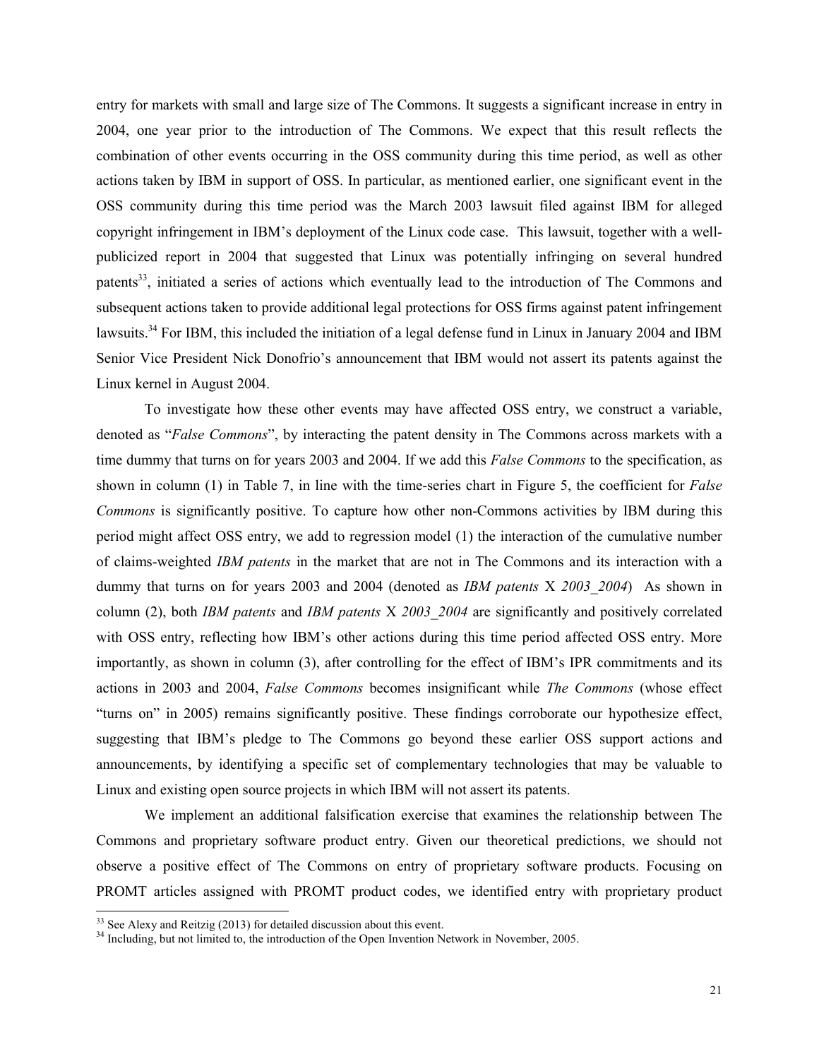entry for markets with small and large size of The Commons. It suggests a significant increase in entry in 2004, one year prior to the introduction of The Commons. We expect that this result reflects the combination of other events occurring in the OSS community during this time period, as well as other actions taken by IBM in support of OSS. In particular, as mentioned earlier, one significant event in the OSS community during this time period was the March 2003 lawsuit filed against IBM for alleged copyright infringement in IBM's deployment of the Linux code case. This lawsuit, together with a well-publicized report in 2004 that suggested that Linux was potentially infringing on several hundred patents[33], initiated a series of actions which eventually lead to the introduction of The Commons and subsequent actions taken to provide additional legal protections for OSS firms against patent infringement lawsuits.[34] For IBM, this included the initiation of a legal defense fund in Linux in January 2004 and IBM Senior Vice President Nick Donofrio's announcement that IBM would not assert its patents against the Linux kernel in August 2004.

To investigate how these other events may have affected OSS entry, we construct a variable, denoted as "*False Commons*", by interacting the patent density in The Commons across markets with a time dummy that turns on for years 2003 and 2004. If we add this *False Commons* to the specification, as shown in column (1) in Table 7, in line with the time-series chart in Figure 5, the coefficient for *False Commons* is significantly positive. To capture how other non-Commons activities by IBM during this period might affect OSS entry, we add to regression model (1) the interaction of the cumulative number of claims-weighted *IBM patents* in the market that are not in The Commons and its interaction with a dummy that turns on for years 2003 and 2004 (denoted as *IBM patents* X *2003_2004*) As shown in column (2), both *IBM patents* and *IBM patents* X *2003_2004* are significantly and positively correlated with OSS entry, reflecting how IBM's other actions during this time period affected OSS entry. More importantly, as shown in column (3), after controlling for the effect of IBM's IPR commitments and its actions in 2003 and 2004, *False Commons* becomes insignificant while *The Commons* (whose effect "turns on" in 2005) remains significantly positive. These findings corroborate our hypothesize effect, suggesting that IBM's pledge to The Commons go beyond these earlier OSS support actions and announcements, by identifying a specific set of complementary technologies that may be valuable to Linux and existing open source projects in which IBM will not assert its patents.

We implement an additional falsification exercise that examines the relationship between The Commons and proprietary software product entry. Given our theoretical predictions, we should not observe a positive effect of The Commons on entry of proprietary software products. Focusing on PROMT articles assigned with PROMT product codes, we identified entry with proprietary product

---

[33] See Alexy and Reitzig (2013) for detailed discussion about this event.

[34] Including, but not limited to, the introduction of the Open Invention Network in November, 2005.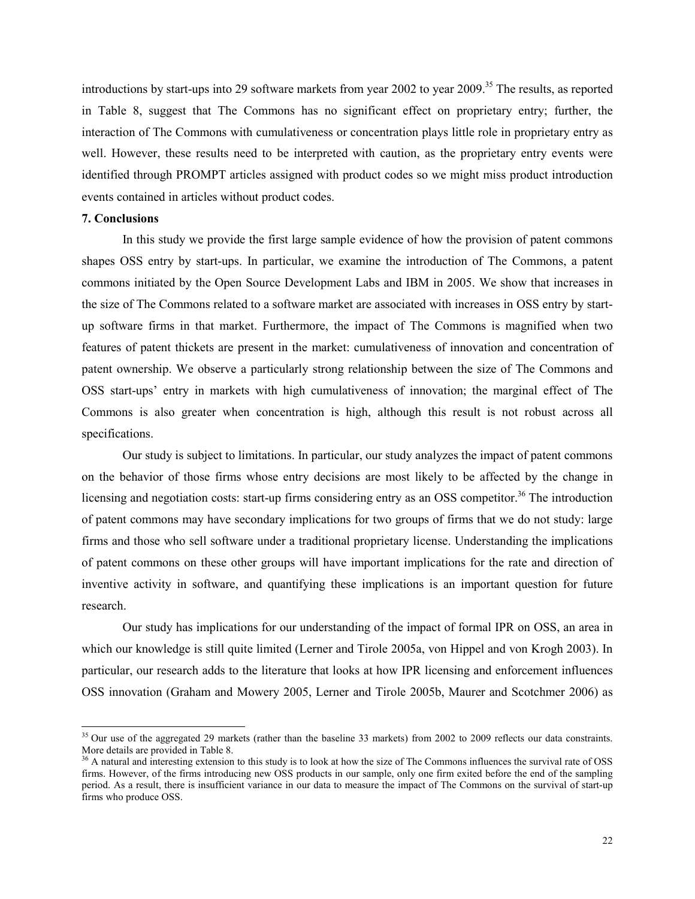introductions by start-ups into 29 software markets from year 2002 to year 2009.[35] The results, as reported in Table 8, suggest that The Commons has no significant effect on proprietary entry; further, the interaction of The Commons with cumulativeness or concentration plays little role in proprietary entry as well. However, these results need to be interpreted with caution, as the proprietary entry events were identified through PROMPT articles assigned with product codes so we might miss product introduction events contained in articles without product codes.

**7. Conclusions**

In this study we provide the first large sample evidence of how the provision of patent commons shapes OSS entry by start-ups. In particular, we examine the introduction of The Commons, a patent commons initiated by the Open Source Development Labs and IBM in 2005. We show that increases in the size of The Commons related to a software market are associated with increases in OSS entry by start-up software firms in that market. Furthermore, the impact of The Commons is magnified when two features of patent thickets are present in the market: cumulativeness of innovation and concentration of patent ownership. We observe a particularly strong relationship between the size of The Commons and OSS start-ups' entry in markets with high cumulativeness of innovation; the marginal effect of The Commons is also greater when concentration is high, although this result is not robust across all specifications.

Our study is subject to limitations. In particular, our study analyzes the impact of patent commons on the behavior of those firms whose entry decisions are most likely to be affected by the change in licensing and negotiation costs: start-up firms considering entry as an OSS competitor.[36] The introduction of patent commons may have secondary implications for two groups of firms that we do not study: large firms and those who sell software under a traditional proprietary license. Understanding the implications of patent commons on these other groups will have important implications for the rate and direction of inventive activity in software, and quantifying these implications is an important question for future research.

Our study has implications for our understanding of the impact of formal IPR on OSS, an area in which our knowledge is still quite limited (Lerner and Tirole 2005a, von Hippel and von Krogh 2003). In particular, our research adds to the literature that looks at how IPR licensing and enforcement influences OSS innovation (Graham and Mowery 2005, Lerner and Tirole 2005b, Maurer and Scotchmer 2006) as

---

[35] Our use of the aggregated 29 markets (rather than the baseline 33 markets) from 2002 to 2009 reflects our data constraints. More details are provided in Table 8.

[36] A natural and interesting extension to this study is to look at how the size of The Commons influences the survival rate of OSS firms. However, of the firms introducing new OSS products in our sample, only one firm exited before the end of the sampling period. As a result, there is insufficient variance in our data to measure the impact of The Commons on the survival of start-up firms who produce OSS.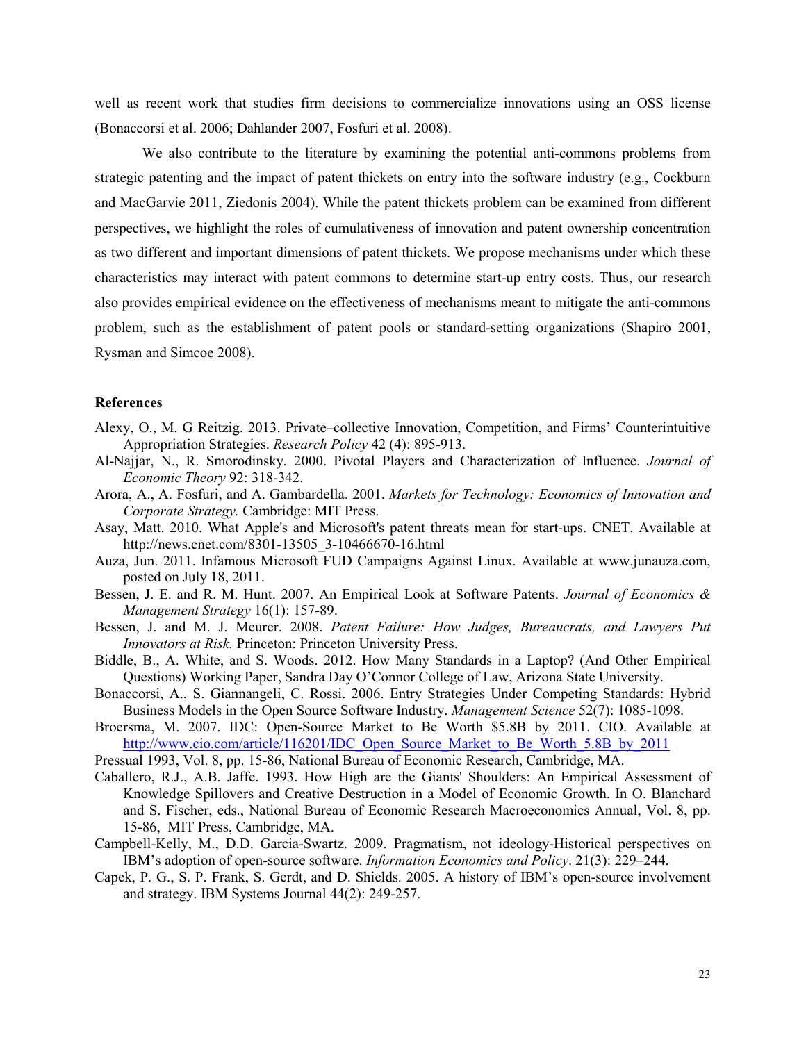well as recent work that studies firm decisions to commercialize innovations using an OSS license (Bonaccorsi et al. 2006; Dahlander 2007, Fosfuri et al. 2008).

We also contribute to the literature by examining the potential anti-commons problems from strategic patenting and the impact of patent thickets on entry into the software industry (e.g., Cockburn and MacGarvie 2011, Ziedonis 2004). While the patent thickets problem can be examined from different perspectives, we highlight the roles of cumulativeness of innovation and patent ownership concentration as two different and important dimensions of patent thickets. We propose mechanisms under which these characteristics may interact with patent commons to determine start-up entry costs. Thus, our research also provides empirical evidence on the effectiveness of mechanisms meant to mitigate the anti-commons problem, such as the establishment of patent pools or standard-setting organizations (Shapiro 2001, Rysman and Simcoe 2008).

**References**

Alexy, O., M. G Reitzig. 2013. Private–collective Innovation, Competition, and Firms' Counterintuitive Appropriation Strategies. *Research Policy* 42 (4): 895-913.

Al-Najjar, N., R. Smorodinsky. 2000. Pivotal Players and Characterization of Influence. *Journal of Economic Theory* 92: 318-342.

Arora, A., A. Fosfuri, and A. Gambardella. 2001. *Markets for Technology: Economics of Innovation and Corporate Strategy.* Cambridge: MIT Press.

Asay, Matt. 2010. What Apple's and Microsoft's patent threats mean for start-ups. CNET. Available at http://news.cnet.com/8301-13505_3-10466670-16.html

Auza, Jun. 2011. Infamous Microsoft FUD Campaigns Against Linux. Available at www.junauza.com, posted on July 18, 2011.

Bessen, J. E. and R. M. Hunt. 2007. An Empirical Look at Software Patents. *Journal of Economics & Management Strategy* 16(1): 157-89.

Bessen, J. and M. J. Meurer. 2008. *Patent Failure: How Judges, Bureaucrats, and Lawyers Put Innovators at Risk.* Princeton: Princeton University Press.

Biddle, B., A. White, and S. Woods. 2012. How Many Standards in a Laptop? (And Other Empirical Questions) Working Paper, Sandra Day O'Connor College of Law, Arizona State University.

Bonaccorsi, A., S. Giannangeli, C. Rossi. 2006. Entry Strategies Under Competing Standards: Hybrid Business Models in the Open Source Software Industry. *Management Science* 52(7): 1085-1098.

Broersma, M. 2007. IDC: Open-Source Market to Be Worth $5.8B by 2011. CIO. Available at http://www.cio.com/article/116201/IDC_Open_Source_Market_to_Be_Worth_5.8B_by_2011

Pressual 1993, Vol. 8, pp. 15-86, National Bureau of Economic Research, Cambridge, MA.

Caballero, R.J., A.B. Jaffe. 1993. How High are the Giants' Shoulders: An Empirical Assessment of Knowledge Spillovers and Creative Destruction in a Model of Economic Growth. In O. Blanchard and S. Fischer, eds., National Bureau of Economic Research Macroeconomics Annual, Vol. 8, pp. 15-86, MIT Press, Cambridge, MA.

Campbell-Kelly, M., D.D. Garcia-Swartz. 2009. Pragmatism, not ideology-Historical perspectives on IBM's adoption of open-source software. *Information Economics and Policy*. 21(3): 229–244.

Capek, P. G., S. P. Frank, S. Gerdt, and D. Shields. 2005. A history of IBM's open-source involvement and strategy. IBM Systems Journal 44(2): 249-257.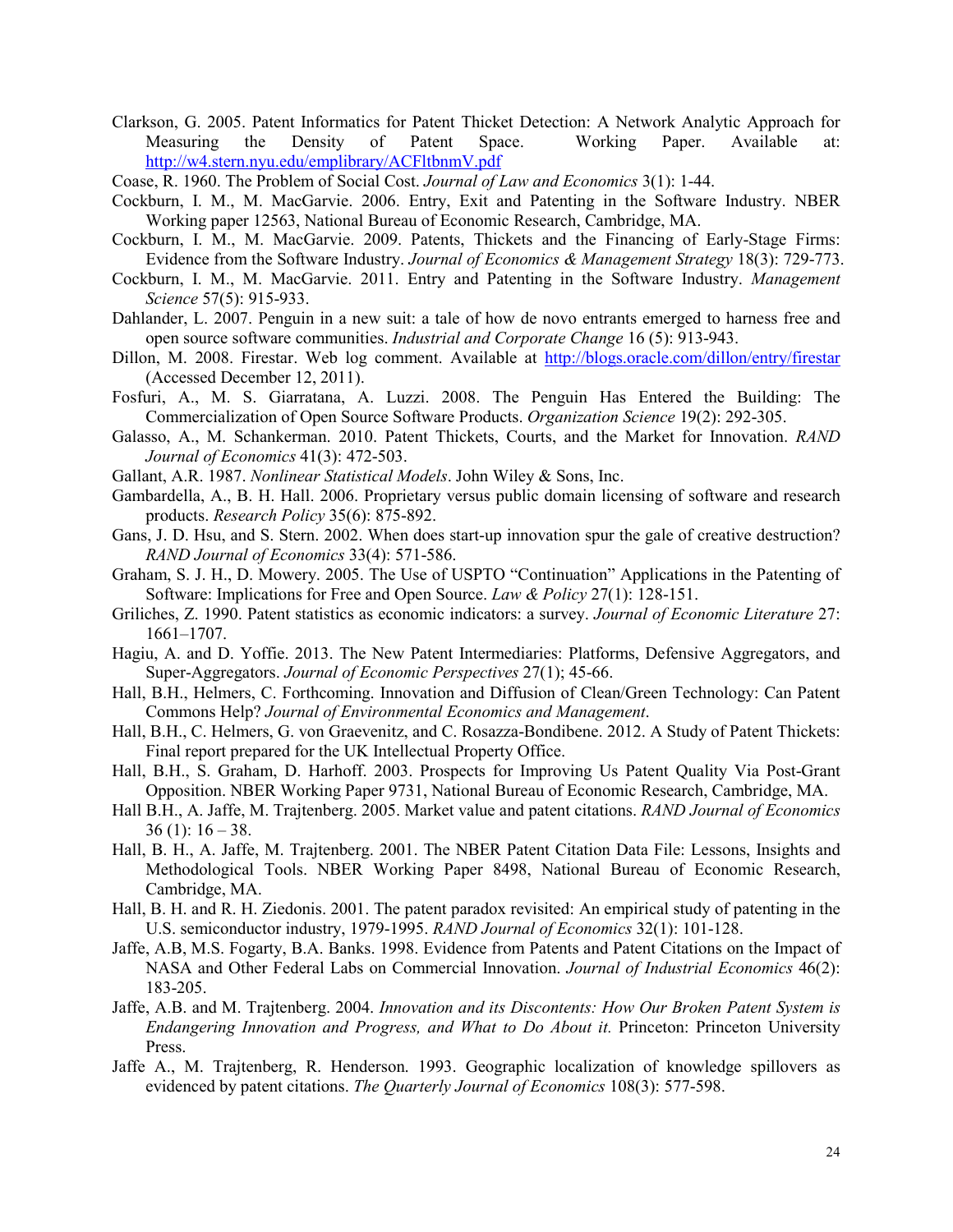Clarkson, G. 2005. Patent Informatics for Patent Thicket Detection: A Network Analytic Approach for Measuring the Density of Patent Space. Working Paper. Available at: http://w4.stern.nyu.edu/emplibrary/ACFltbnmV.pdf

Coase, R. 1960. The Problem of Social Cost. *Journal of Law and Economics* 3(1): 1-44.

Cockburn, I. M., M. MacGarvie. 2006. Entry, Exit and Patenting in the Software Industry. NBER Working paper 12563, National Bureau of Economic Research, Cambridge, MA.

Cockburn, I. M., M. MacGarvie. 2009. Patents, Thickets and the Financing of Early-Stage Firms: Evidence from the Software Industry. *Journal of Economics & Management Strategy* 18(3): 729-773.

Cockburn, I. M., M. MacGarvie. 2011. Entry and Patenting in the Software Industry. *Management Science* 57(5): 915-933.

Dahlander, L. 2007. Penguin in a new suit: a tale of how de novo entrants emerged to harness free and open source software communities. *Industrial and Corporate Change* 16 (5): 913-943.

Dillon, M. 2008. Firestar. Web log comment. Available at http://blogs.oracle.com/dillon/entry/firestar (Accessed December 12, 2011).

Fosfuri, A., M. S. Giarratana, A. Luzzi. 2008. The Penguin Has Entered the Building: The Commercialization of Open Source Software Products. *Organization Science* 19(2): 292-305.

Galasso, A., M. Schankerman. 2010. Patent Thickets, Courts, and the Market for Innovation. *RAND Journal of Economics* 41(3): 472-503.

Gallant, A.R. 1987. *Nonlinear Statistical Models*. John Wiley & Sons, Inc.

Gambardella, A., B. H. Hall. 2006. Proprietary versus public domain licensing of software and research products. *Research Policy* 35(6): 875-892.

Gans, J. D. Hsu, and S. Stern. 2002. When does start-up innovation spur the gale of creative destruction? *RAND Journal of Economics* 33(4): 571-586.

Graham, S. J. H., D. Mowery. 2005. The Use of USPTO "Continuation" Applications in the Patenting of Software: Implications for Free and Open Source. *Law & Policy* 27(1): 128-151.

Griliches, Z. 1990. Patent statistics as economic indicators: a survey. *Journal of Economic Literature* 27: 1661–1707.

Hagiu, A. and D. Yoffie. 2013. The New Patent Intermediaries: Platforms, Defensive Aggregators, and Super-Aggregators. *Journal of Economic Perspectives* 27(1); 45-66.

Hall, B.H., Helmers, C. Forthcoming. Innovation and Diffusion of Clean/Green Technology: Can Patent Commons Help? *Journal of Environmental Economics and Management*.

Hall, B.H., C. Helmers, G. von Graevenitz, and C. Rosazza-Bondibene. 2012. A Study of Patent Thickets: Final report prepared for the UK Intellectual Property Office.

Hall, B.H., S. Graham, D. Harhoff. 2003. Prospects for Improving Us Patent Quality Via Post-Grant Opposition. NBER Working Paper 9731, National Bureau of Economic Research, Cambridge, MA.

Hall B.H., A. Jaffe, M. Trajtenberg. 2005. Market value and patent citations. *RAND Journal of Economics* 36 (1): 16 – 38.

Hall, B. H., A. Jaffe, M. Trajtenberg. 2001. The NBER Patent Citation Data File: Lessons, Insights and Methodological Tools. NBER Working Paper 8498, National Bureau of Economic Research, Cambridge, MA.

Hall, B. H. and R. H. Ziedonis. 2001. The patent paradox revisited: An empirical study of patenting in the U.S. semiconductor industry, 1979-1995. *RAND Journal of Economics* 32(1): 101-128.

Jaffe, A.B, M.S. Fogarty, B.A. Banks. 1998. Evidence from Patents and Patent Citations on the Impact of NASA and Other Federal Labs on Commercial Innovation. *Journal of Industrial Economics* 46(2): 183-205.

Jaffe, A.B. and M. Trajtenberg. 2004. *Innovation and its Discontents: How Our Broken Patent System is Endangering Innovation and Progress, and What to Do About it.* Princeton: Princeton University Press.

Jaffe A., M. Trajtenberg, R. Henderson. 1993. Geographic localization of knowledge spillovers as evidenced by patent citations. *The Quarterly Journal of Economics* 108(3): 577-598.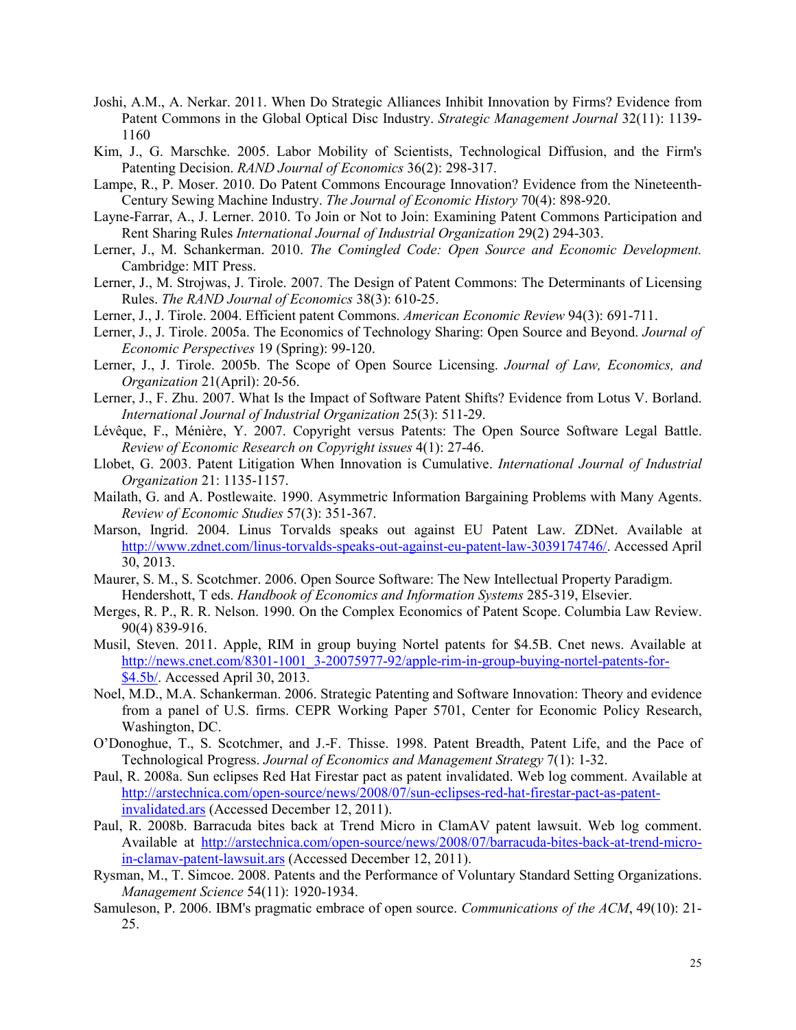Joshi, A.M., A. Nerkar. 2011. When Do Strategic Alliances Inhibit Innovation by Firms? Evidence from Patent Commons in the Global Optical Disc Industry. *Strategic Management Journal* 32(11): 1139-1160

Kim, J., G. Marschke. 2005. Labor Mobility of Scientists, Technological Diffusion, and the Firm's Patenting Decision. *RAND Journal of Economics* 36(2): 298-317.

Lampe, R., P. Moser. 2010. Do Patent Commons Encourage Innovation? Evidence from the Nineteenth-Century Sewing Machine Industry. *The Journal of Economic History* 70(4): 898-920.

Layne-Farrar, A., J. Lerner. 2010. To Join or Not to Join: Examining Patent Commons Participation and Rent Sharing Rules *International Journal of Industrial Organization* 29(2) 294-303.

Lerner, J., M. Schankerman. 2010. *The Comingled Code: Open Source and Economic Development.* Cambridge: MIT Press.

Lerner, J., M. Strojwas, J. Tirole. 2007. The Design of Patent Commons: The Determinants of Licensing Rules. *The RAND Journal of Economics* 38(3): 610-25.

Lerner, J., J. Tirole. 2004. Efficient patent Commons. *American Economic Review* 94(3): 691-711.

Lerner, J., J. Tirole. 2005a. The Economics of Technology Sharing: Open Source and Beyond. *Journal of Economic Perspectives* 19 (Spring): 99-120.

Lerner, J., J. Tirole. 2005b. The Scope of Open Source Licensing. *Journal of Law, Economics, and Organization* 21(April): 20-56.

Lerner, J., F. Zhu. 2007. What Is the Impact of Software Patent Shifts? Evidence from Lotus V. Borland. *International Journal of Industrial Organization* 25(3): 511-29.

Lévêque, F., Ménière, Y. 2007. Copyright versus Patents: The Open Source Software Legal Battle. *Review of Economic Research on Copyright issues* 4(1): 27-46.

Llobet, G. 2003. Patent Litigation When Innovation is Cumulative. *International Journal of Industrial Organization* 21: 1135-1157.

Mailath, G. and A. Postlewaite. 1990. Asymmetric Information Bargaining Problems with Many Agents. *Review of Economic Studies* 57(3): 351-367.

Marson, Ingrid. 2004. Linus Torvalds speaks out against EU Patent Law. ZDNet. Available at http://www.zdnet.com/linus-torvalds-speaks-out-against-eu-patent-law-3039174746/. Accessed April 30, 2013.

Maurer, S. M., S. Scotchmer. 2006. Open Source Software: The New Intellectual Property Paradigm. Hendershott, T eds. *Handbook of Economics and Information Systems* 285-319, Elsevier.

Merges, R. P., R. R. Nelson. 1990. On the Complex Economics of Patent Scope. Columbia Law Review. 90(4) 839-916.

Musil, Steven. 2011. Apple, RIM in group buying Nortel patents for $4.5B. Cnet news. Available at http://news.cnet.com/8301-1001_3-20075977-92/apple-rim-in-group-buying-nortel-patents-for-$4.5b/. Accessed April 30, 2013.

Noel, M.D., M.A. Schankerman. 2006. Strategic Patenting and Software Innovation: Theory and evidence from a panel of U.S. firms. CEPR Working Paper 5701, Center for Economic Policy Research, Washington, DC.

O'Donoghue, T., S. Scotchmer, and J.-F. Thisse. 1998. Patent Breadth, Patent Life, and the Pace of Technological Progress. *Journal of Economics and Management Strategy* 7(1): 1-32.

Paul, R. 2008a. Sun eclipses Red Hat Firestar pact as patent invalidated. Web log comment. Available at http://arstechnica.com/open-source/news/2008/07/sun-eclipses-red-hat-firestar-pact-as-patent-invalidated.ars (Accessed December 12, 2011).

Paul, R. 2008b. Barracuda bites back at Trend Micro in ClamAV patent lawsuit. Web log comment. Available at http://arstechnica.com/open-source/news/2008/07/barracuda-bites-back-at-trend-micro-in-clamav-patent-lawsuit.ars (Accessed December 12, 2011).

Rysman, M., T. Simcoe. 2008. Patents and the Performance of Voluntary Standard Setting Organizations. *Management Science* 54(11): 1920-1934.

Samuleson, P. 2006. IBM's pragmatic embrace of open source. *Communications of the ACM*, 49(10): 21-25.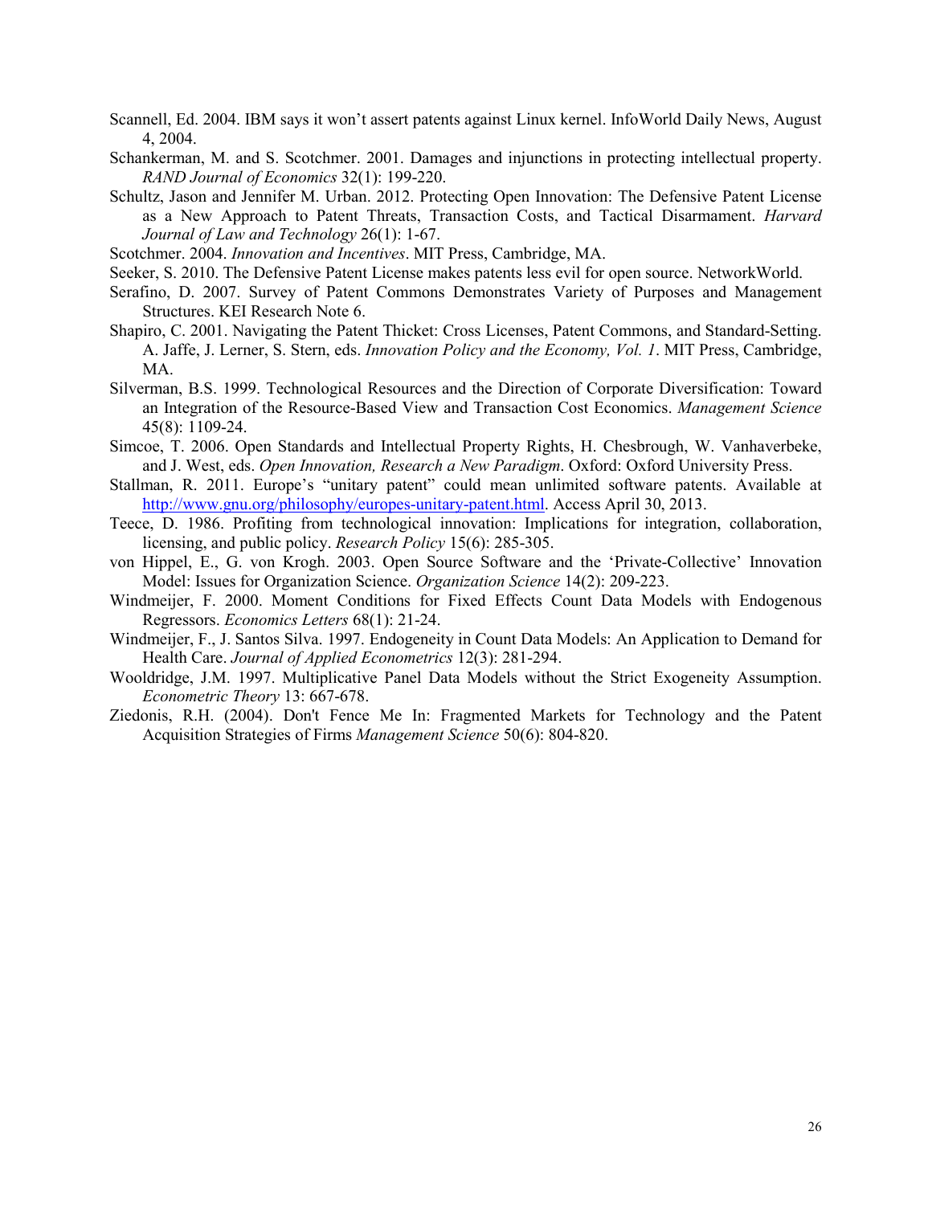Scannell, Ed. 2004. IBM says it won't assert patents against Linux kernel. InfoWorld Daily News, August 4, 2004.

Schankerman, M. and S. Scotchmer. 2001. Damages and injunctions in protecting intellectual property. *RAND Journal of Economics* 32(1): 199-220.

Schultz, Jason and Jennifer M. Urban. 2012. Protecting Open Innovation: The Defensive Patent License as a New Approach to Patent Threats, Transaction Costs, and Tactical Disarmament. *Harvard Journal of Law and Technology* 26(1): 1-67.

Scotchmer. 2004. *Innovation and Incentives*. MIT Press, Cambridge, MA.

Seeker, S. 2010. The Defensive Patent License makes patents less evil for open source. NetworkWorld.

Serafino, D. 2007. Survey of Patent Commons Demonstrates Variety of Purposes and Management Structures. KEI Research Note 6.

Shapiro, C. 2001. Navigating the Patent Thicket: Cross Licenses, Patent Commons, and Standard-Setting. A. Jaffe, J. Lerner, S. Stern, eds. *Innovation Policy and the Economy, Vol. 1*. MIT Press, Cambridge, MA.

Silverman, B.S. 1999. Technological Resources and the Direction of Corporate Diversification: Toward an Integration of the Resource-Based View and Transaction Cost Economics. *Management Science* 45(8): 1109-24.

Simcoe, T. 2006. Open Standards and Intellectual Property Rights, H. Chesbrough, W. Vanhaverbeke, and J. West, eds. *Open Innovation, Research a New Paradigm*. Oxford: Oxford University Press.

Stallman, R. 2011. Europe's "unitary patent" could mean unlimited software patents. Available at http://www.gnu.org/philosophy/europes-unitary-patent.html. Access April 30, 2013.

Teece, D. 1986. Profiting from technological innovation: Implications for integration, collaboration, licensing, and public policy. *Research Policy* 15(6): 285-305.

von Hippel, E., G. von Krogh. 2003. Open Source Software and the 'Private-Collective' Innovation Model: Issues for Organization Science. *Organization Science* 14(2): 209-223.

Windmeijer, F. 2000. Moment Conditions for Fixed Effects Count Data Models with Endogenous Regressors. *Economics Letters* 68(1): 21-24.

Windmeijer, F., J. Santos Silva. 1997. Endogeneity in Count Data Models: An Application to Demand for Health Care. *Journal of Applied Econometrics* 12(3): 281-294.

Wooldridge, J.M. 1997. Multiplicative Panel Data Models without the Strict Exogeneity Assumption. *Econometric Theory* 13: 667-678.

Ziedonis, R.H. (2004). Don't Fence Me In: Fragmented Markets for Technology and the Patent Acquisition Strategies of Firms *Management Science* 50(6): 804-820.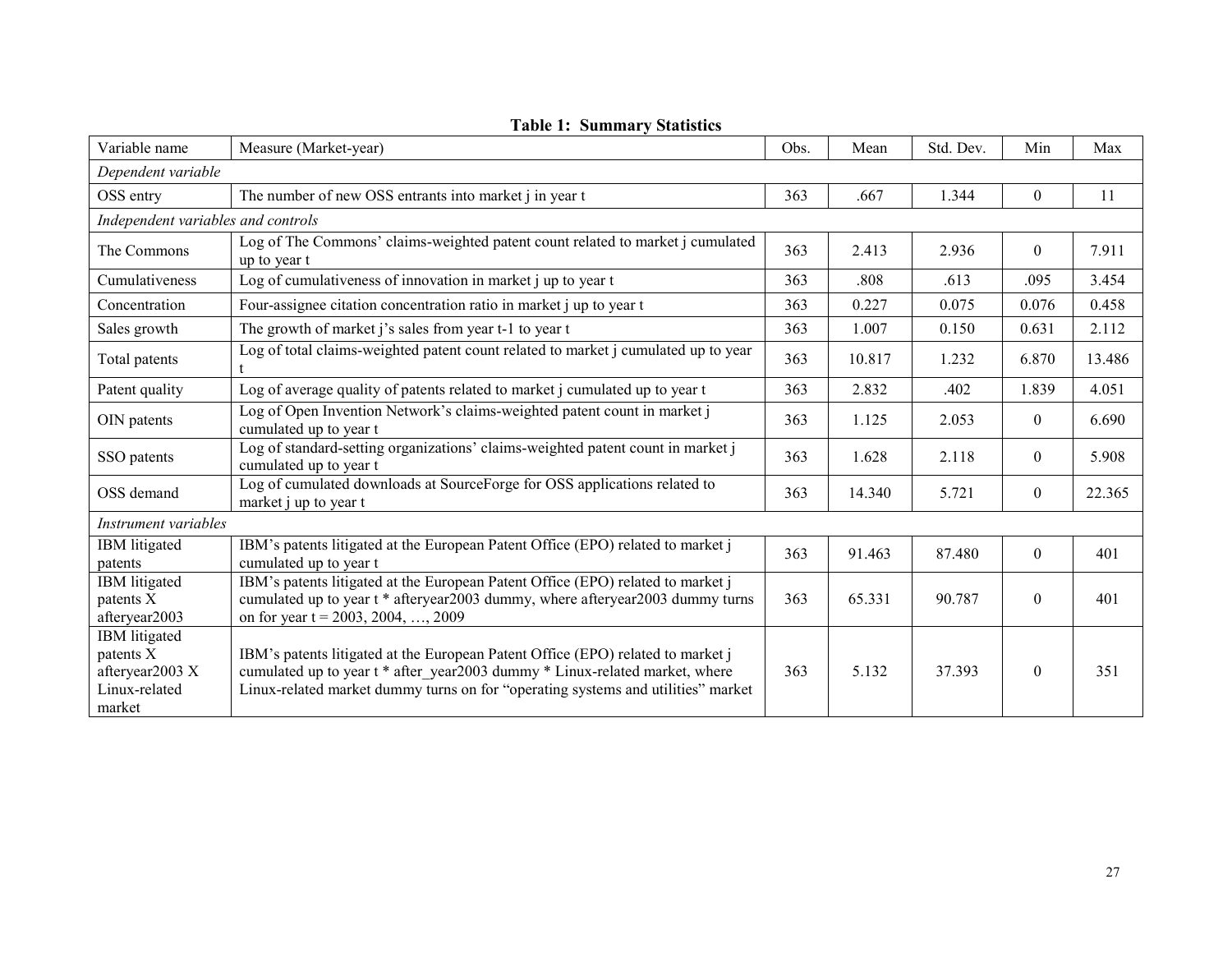**Table 1: Summary Statistics**

| Variable name | Measure (Market-year) | Obs. | Mean | Std. Dev. | Min | Max |
|---|---|---|---|---|---|---|
| *Dependent variable* | | | | | | |
| OSS entry | The number of new OSS entrants into market j in year t | 363 | .667 | 1.344 | 0 | 11 |
| *Independent variables and controls* | | | | | | |
| The Commons | Log of The Commons' claims-weighted patent count related to market j cumulated up to year t | 363 | 2.413 | 2.936 | 0 | 7.911 |
| Cumulativeness | Log of cumulativeness of innovation in market j up to year t | 363 | .808 | .613 | .095 | 3.454 |
| Concentration | Four-assignee citation concentration ratio in market j up to year t | 363 | 0.227 | 0.075 | 0.076 | 0.458 |
| Sales growth | The growth of market j's sales from year t-1 to year t | 363 | 1.007 | 0.150 | 0.631 | 2.112 |
| Total patents | Log of total claims-weighted patent count related to market j cumulated up to year t | 363 | 10.817 | 1.232 | 6.870 | 13.486 |
| Patent quality | Log of average quality of patents related to market j cumulated up to year t | 363 | 2.832 | .402 | 1.839 | 4.051 |
| OIN patents | Log of Open Invention Network's claims-weighted patent count in market j cumulated up to year t | 363 | 1.125 | 2.053 | 0 | 6.690 |
| SSO patents | Log of standard-setting organizations' claims-weighted patent count in market j cumulated up to year t | 363 | 1.628 | 2.118 | 0 | 5.908 |
| OSS demand | Log of cumulated downloads at SourceForge for OSS applications related to market j up to year t | 363 | 14.340 | 5.721 | 0 | 22.365 |
| *Instrument variables* | | | | | | |
| IBM litigated patents | IBM's patents litigated at the European Patent Office (EPO) related to market j cumulated up to year t | 363 | 91.463 | 87.480 | 0 | 401 |
| IBM litigated patents X afteryear2003 | IBM's patents litigated at the European Patent Office (EPO) related to market j cumulated up to year t * afteryear2003 dummy, where afteryear2003 dummy turns on for year t = 2003, 2004, …, 2009 | 363 | 65.331 | 90.787 | 0 | 401 |
| IBM litigated patents X afteryear2003 X Linux-related market | IBM's patents litigated at the European Patent Office (EPO) related to market j cumulated up to year t * after_year2003 dummy * Linux-related market, where Linux-related market dummy turns on for "operating systems and utilities" market | 363 | 5.132 | 37.393 | 0 | 351 |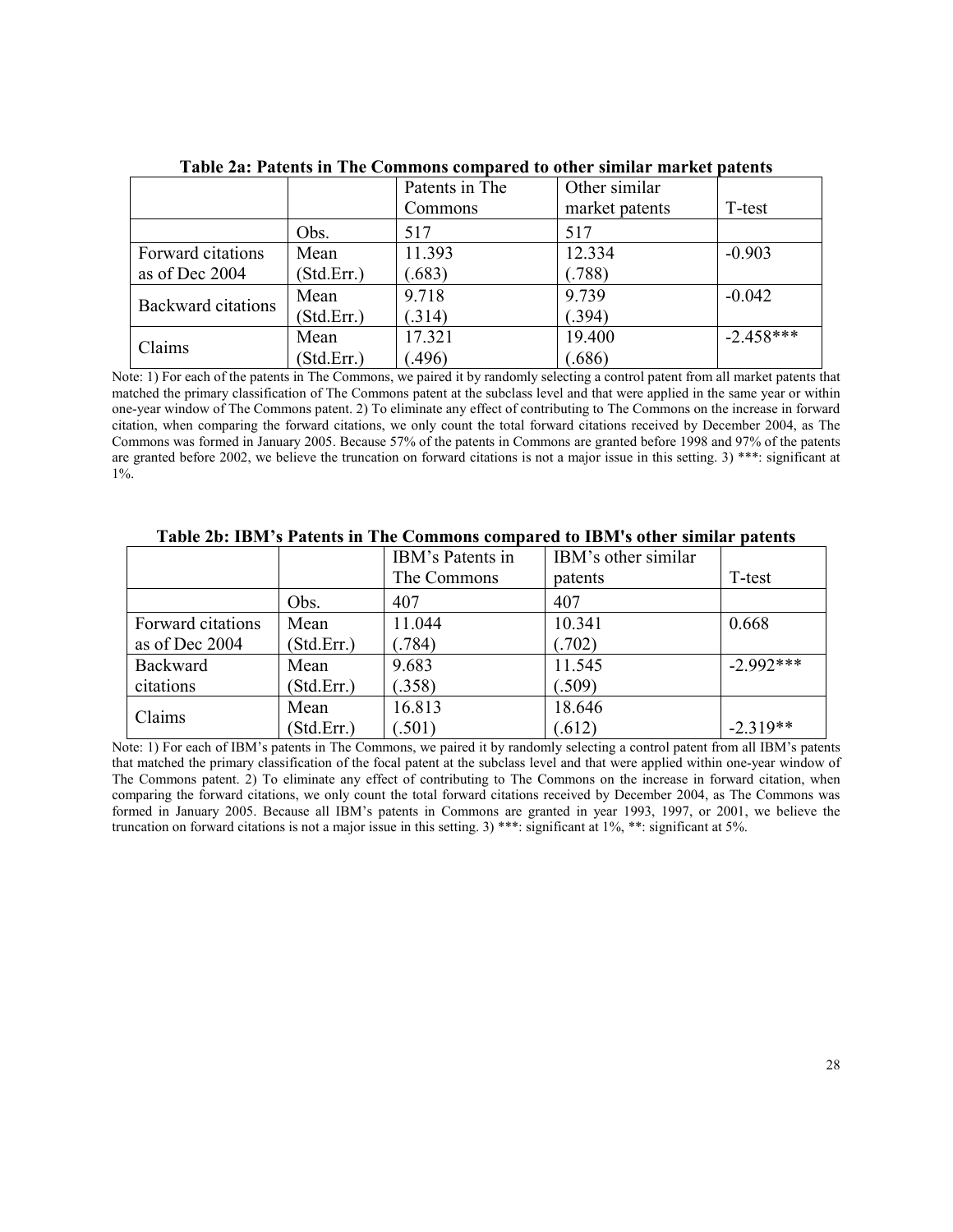**Table 2a: Patents in The Commons compared to other similar market patents**

| | | Patents in The Commons | Other similar market patents | T-test |
|---|---|---|---|---|
| | Obs. | 517 | 517 | |
| Forward citations as of Dec 2004 | Mean (Std.Err.) | 11.393 (.683) | 12.334 (.788) | -0.903 |
| Backward citations | Mean (Std.Err.) | 9.718 (.314) | 9.739 (.394) | -0.042 |
| Claims | Mean (Std.Err.) | 17.321 (.496) | 19.400 (.686) | -2.458*** |

Note: 1) For each of the patents in The Commons, we paired it by randomly selecting a control patent from all market patents that matched the primary classification of The Commons patent at the subclass level and that were applied in the same year or within one-year window of The Commons patent. 2) To eliminate any effect of contributing to The Commons on the increase in forward citation, when comparing the forward citations, we only count the total forward citations received by December 2004, as The Commons was formed in January 2005. Because 57% of the patents in Commons are granted before 1998 and 97% of the patents are granted before 2002, we believe the truncation on forward citations is not a major issue in this setting. 3) ***: significant at 1%.

**Table 2b: IBM's Patents in The Commons compared to IBM's other similar patents**

| | | IBM's Patents in The Commons | IBM's other similar patents | T-test |
|---|---|---|---|---|
| | Obs. | 407 | 407 | |
| Forward citations as of Dec 2004 | Mean (Std.Err.) | 11.044 (.784) | 10.341 (.702) | 0.668 |
| Backward citations | Mean (Std.Err.) | 9.683 (.358) | 11.545 (.509) | -2.992*** |
| Claims | Mean (Std.Err.) | 16.813 (.501) | 18.646 (.612) | -2.319** |

Note: 1) For each of IBM's patents in The Commons, we paired it by randomly selecting a control patent from all IBM's patents that matched the primary classification of the focal patent at the subclass level and that were applied within one-year window of The Commons patent. 2) To eliminate any effect of contributing to The Commons on the increase in forward citation, when comparing the forward citations, we only count the total forward citations received by December 2004, as The Commons was formed in January 2005. Because all IBM's patents in Commons are granted in year 1993, 1997, or 2001, we believe the truncation on forward citations is not a major issue in this setting. 3) ***: significant at 1%, **: significant at 5%.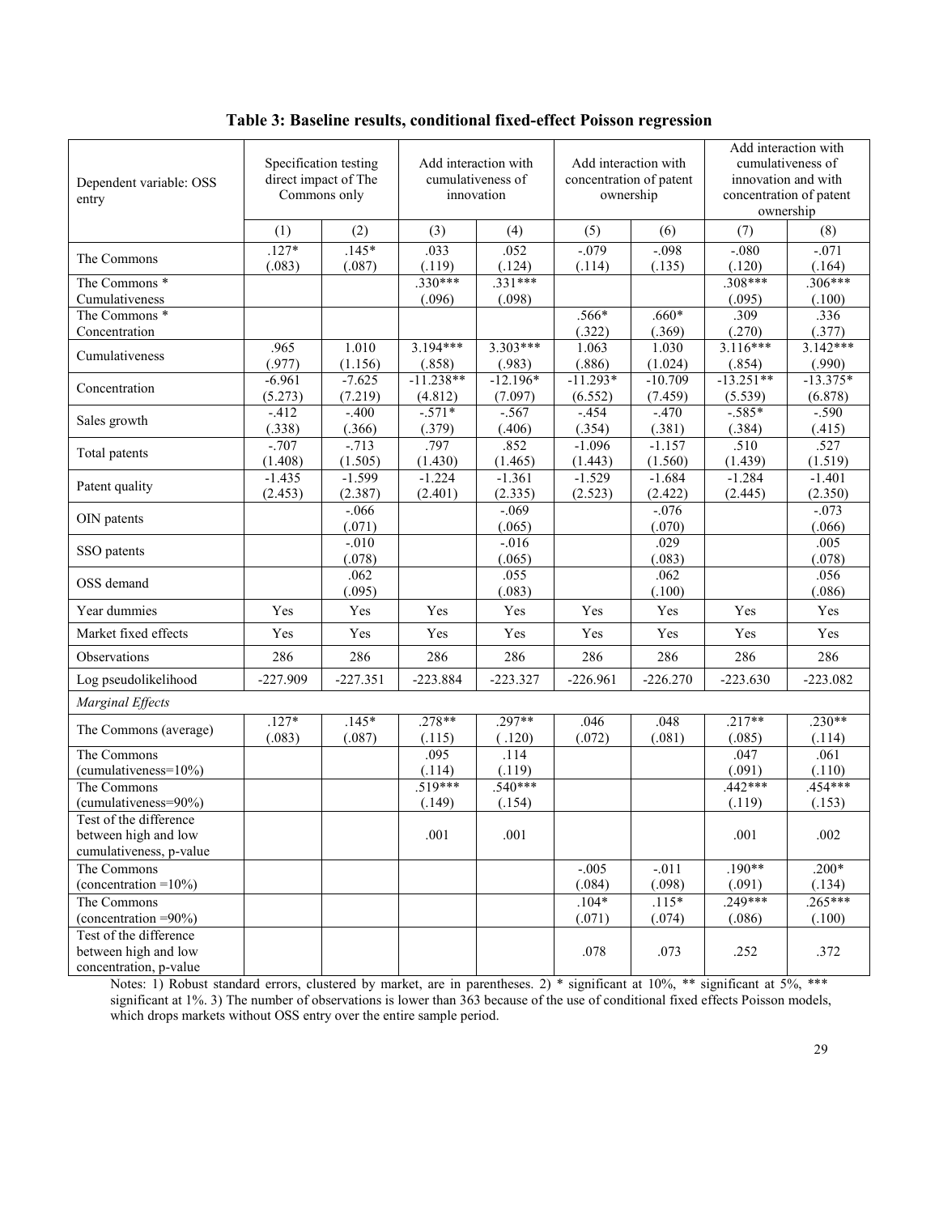**Table 3: Baseline results, conditional fixed-effect Poisson regression**

| Dependent variable: OSS entry | Specification testing direct impact of The Commons only | | Add interaction with cumulativeness of innovation | | Add interaction with concentration of patent ownership | | Add interaction with cumulativeness of innovation and with concentration of patent ownership | |
|---|---|---|---|---|---|---|---|---|
| | (1) | (2) | (3) | (4) | (5) | (6) | (7) | (8) |
| The Commons | .127* (.083) | .145* (.087) | .033 (.119) | .052 (.124) | -.079 (.114) | -.098 (.135) | -.080 (.120) | -.071 (.164) |
| The Commons * Cumulativeness | | | .330*** (.096) | .331*** (.098) | | | .308*** (.095) | .306*** (.100) |
| The Commons * Concentration | | | | | .566* (.322) | .660* (.369) | .309 (.270) | .336 (.377) |
| Cumulativeness | .965 (.977) | 1.010 (1.156) | 3.194*** (.858) | 3.303*** (.983) | 1.063 (.886) | 1.030 (1.024) | 3.116*** (.854) | 3.142*** (.990) |
| Concentration | -6.961 (5.273) | -7.625 (7.219) | -11.238** (4.812) | -12.196* (7.097) | -11.293* (6.552) | -10.709 (7.459) | -13.251** (5.539) | -13.375* (6.878) |
| Sales growth | -.412 (.338) | -.400 (.366) | -.571* (.379) | -.567 (.406) | -.454 (.354) | -.470 (.381) | -.585* (.384) | -.590 (.415) |
| Total patents | -.707 (1.408) | -.713 (1.505) | .797 (1.430) | .852 (1.465) | -1.096 (1.443) | -1.157 (1.560) | .510 (1.439) | .527 (1.519) |
| Patent quality | -1.435 (2.453) | -1.599 (2.387) | -1.224 (2.401) | -1.361 (2.335) | -1.529 (2.523) | -1.684 (2.422) | -1.284 (2.445) | -1.401 (2.350) |
| OIN patents | | -.066 (.071) | | -.069 (.065) | | -.076 (.070) | | -.073 (.066) |
| SSO patents | | -.010 (.078) | | -.016 (.065) | | .029 (.083) | | .005 (.078) |
| OSS demand | | .062 (.095) | | .055 (.083) | | .062 (.100) | | .056 (.086) |
| Year dummies | Yes | Yes | Yes | Yes | Yes | Yes | Yes | Yes |
| Market fixed effects | Yes | Yes | Yes | Yes | Yes | Yes | Yes | Yes |
| Observations | 286 | 286 | 286 | 286 | 286 | 286 | 286 | 286 |
| Log pseudolikelihood | -227.909 | -227.351 | -223.884 | -223.327 | -226.961 | -226.270 | -223.630 | -223.082 |
| *Marginal Effects* | | | | | | | | |
| The Commons (average) | .127* (.083) | .145* (.087) | .278** (.115) | .297** (.120) | .046 (.072) | .048 (.081) | .217** (.085) | .230** (.114) |
| The Commons (cumulativeness=10%) | | | .095 (.114) | .114 (.119) | | | .047 (.091) | .061 (.110) |
| The Commons (cumulativeness=90%) | | | .519*** (.149) | .540*** (.154) | | | .442*** (.119) | .454*** (.153) |
| Test of the difference between high and low cumulativeness, p-value | | | .001 | .001 | | | .001 | .002 |
| The Commons (concentration =10%) | | | | | -.005 (.084) | -.011 (.098) | .190** (.091) | .200* (.134) |
| The Commons (concentration =90%) | | | | | .104* (.071) | .115* (.074) | .249*** (.086) | .265*** (.100) |
| Test of the difference between high and low concentration, p-value | | | | | .078 | .073 | .252 | .372 |

Notes: 1) Robust standard errors, clustered by market, are in parentheses. 2) * significant at 10%, ** significant at 5%, *** significant at 1%. 3) The number of observations is lower than 363 because of the use of conditional fixed effects Poisson models, which drops markets without OSS entry over the entire sample period.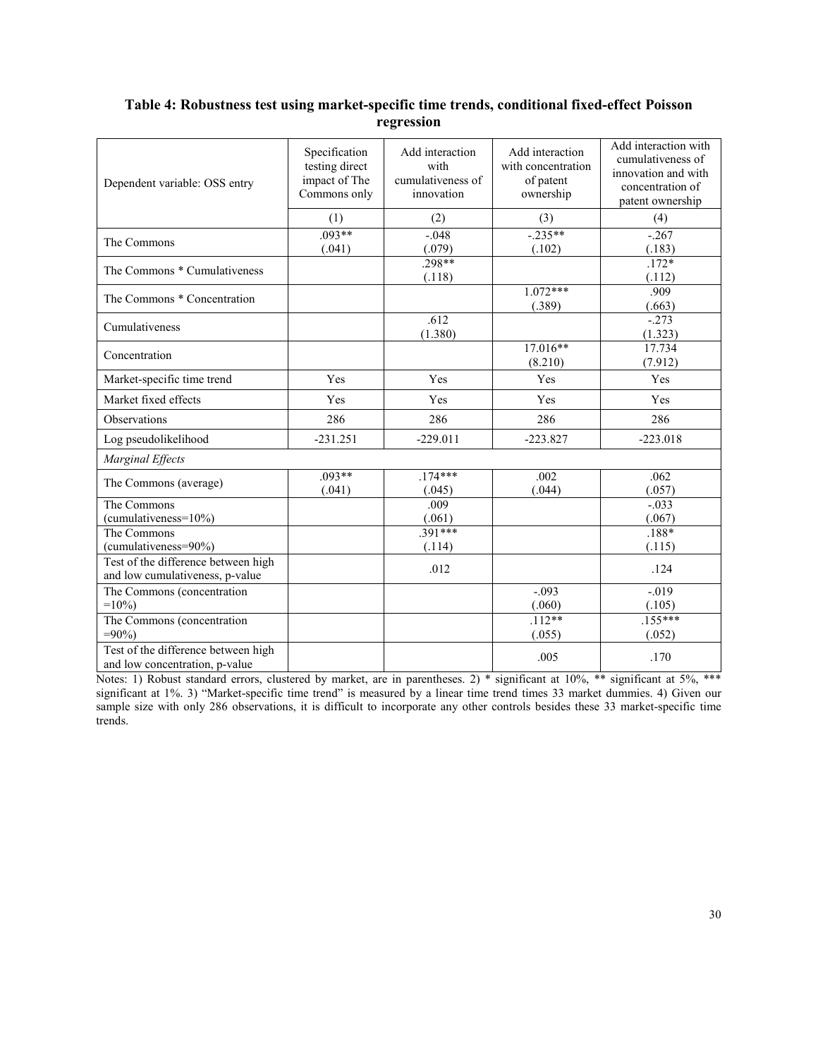**Table 4: Robustness test using market-specific time trends, conditional fixed-effect Poisson regression**

| Dependent variable: OSS entry | Specification testing direct impact of The Commons only | Add interaction with cumulativeness of innovation | Add interaction with concentration of patent ownership | Add interaction with cumulativeness of innovation and with concentration of patent ownership |
|---|---|---|---|---|
| | (1) | (2) | (3) | (4) |
| The Commons | .093**<br>(.041) | -.048<br>(.079) | -.235**<br>(.102) | -.267<br>(.183) |
| The Commons * Cumulativeness | | .298**<br>(.118) | | .172*<br>(.112) |
| The Commons * Concentration | | | 1.072***<br>(.389) | .909<br>(.663) |
| Cumulativeness | | .612<br>(1.380) | | -.273<br>(1.323) |
| Concentration | | | 17.016**<br>(8.210) | 17.734<br>(7.912) |
| Market-specific time trend | Yes | Yes | Yes | Yes |
| Market fixed effects | Yes | Yes | Yes | Yes |
| Observations | 286 | 286 | 286 | 286 |
| Log pseudolikelihood | -231.251 | -229.011 | -223.827 | -223.018 |
| *Marginal Effects* | | | | |
| The Commons (average) | .093**<br>(.041) | .174***<br>(.045) | .002<br>(.044) | .062<br>(.057) |
| The Commons (cumulativeness=10%) | | .009<br>(.061) | | -.033<br>(.067) |
| The Commons (cumulativeness=90%) | | .391***<br>(.114) | | .188*<br>(.115) |
| Test of the difference between high and low cumulativeness, p-value | | .012 | | .124 |
| The Commons (concentration =10%) | | | -.093<br>(.060) | -.019<br>(.105) |
| The Commons (concentration =90%) | | | .112**<br>(.055) | .155***<br>(.052) |
| Test of the difference between high and low concentration, p-value | | | .005 | .170 |

Notes: 1) Robust standard errors, clustered by market, are in parentheses. 2) * significant at 10%, ** significant at 5%, *** significant at 1%. 3) "Market-specific time trend" is measured by a linear time trend times 33 market dummies. 4) Given our sample size with only 286 observations, it is difficult to incorporate any other controls besides these 33 market-specific time trends.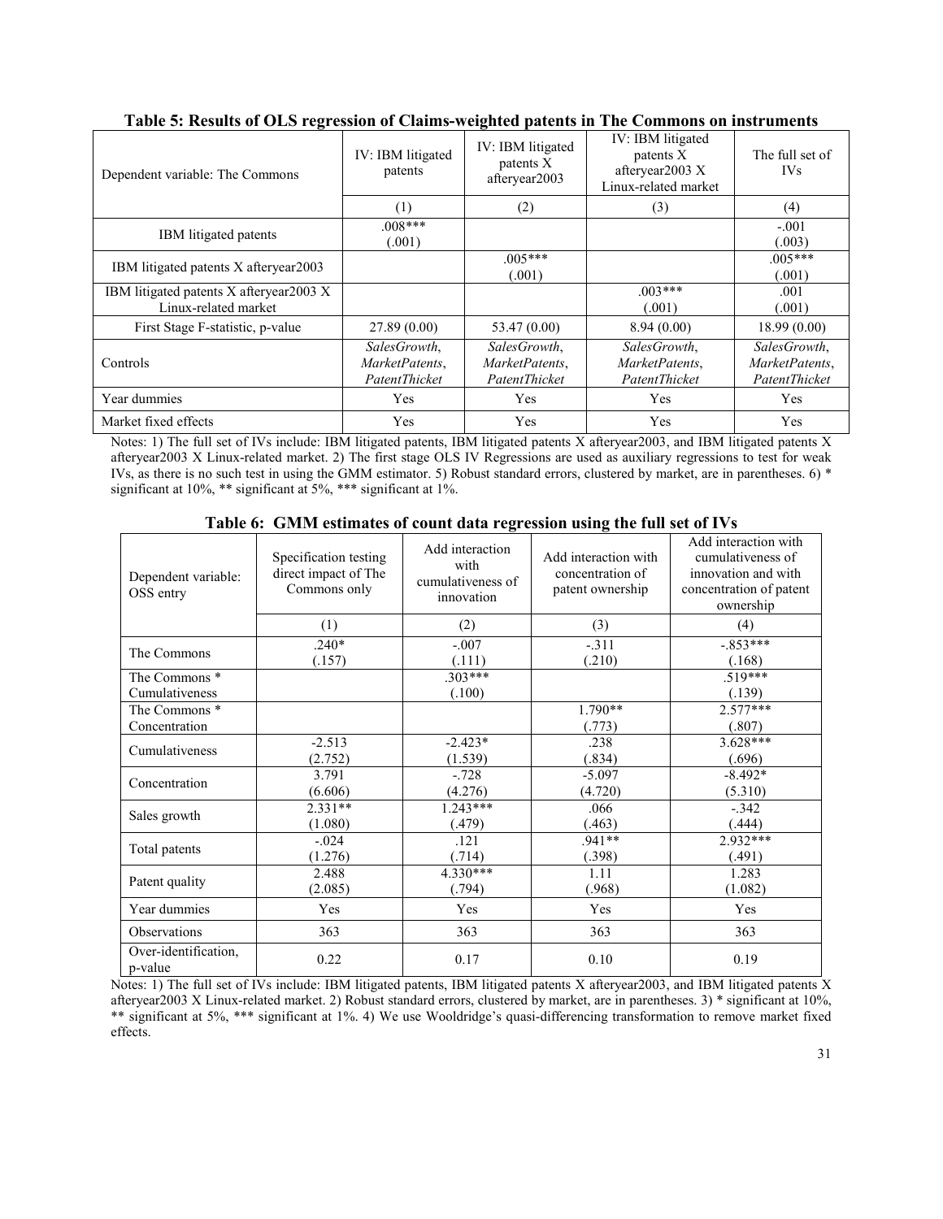**Table 5: Results of OLS regression of Claims-weighted patents in The Commons on instruments**

| Dependent variable: The Commons | IV: IBM litigated patents | IV: IBM litigated patents X afteryear2003 | IV: IBM litigated patents X afteryear2003 X Linux-related market | The full set of IVs |
|---|---|---|---|---|
| | (1) | (2) | (3) | (4) |
| IBM litigated patents | .008***<br>(.001) | | | -.001<br>(.003) |
| IBM litigated patents X afteryear2003 | | .005***<br>(.001) | | .005***<br>(.001) |
| IBM litigated patents X afteryear2003 X Linux-related market | | | .003***<br>(.001) | .001<br>(.001) |
| First Stage F-statistic, p-value | 27.89 (0.00) | 53.47 (0.00) | 8.94 (0.00) | 18.99 (0.00) |
| Controls | *SalesGrowth*, *MarketPatents*, *PatentThicket* | *SalesGrowth*, *MarketPatents*, *PatentThicket* | *SalesGrowth*, *MarketPatents*, *PatentThicket* | *SalesGrowth*, *MarketPatents*, *PatentThicket* |
| Year dummies | Yes | Yes | Yes | Yes |
| Market fixed effects | Yes | Yes | Yes | Yes |

Notes: 1) The full set of IVs include: IBM litigated patents, IBM litigated patents X afteryear2003, and IBM litigated patents X afteryear2003 X Linux-related market. 2) The first stage OLS IV Regressions are used as auxiliary regressions to test for weak IVs, as there is no such test in using the GMM estimator. 5) Robust standard errors, clustered by market, are in parentheses. 6) * significant at 10%, ** significant at 5%, *** significant at 1%.

**Table 6: GMM estimates of count data regression using the full set of IVs**

| Dependent variable: OSS entry | Specification testing direct impact of The Commons only | Add interaction with cumulativeness of innovation | Add interaction with concentration of patent ownership | Add interaction with cumulativeness of innovation and with concentration of patent ownership |
|---|---|---|---|---|
| | (1) | (2) | (3) | (4) |
| The Commons | .240*<br>(.157) | -.007<br>(.111) | -.311<br>(.210) | -.853***<br>(.168) |
| The Commons * Cumulativeness | | .303***<br>(.100) | | .519***<br>(.139) |
| The Commons * Concentration | | | 1.790**<br>(.773) | 2.577***<br>(.807) |
| Cumulativeness | -2.513<br>(2.752) | -2.423*<br>(1.539) | .238<br>(.834) | 3.628***<br>(.696) |
| Concentration | 3.791<br>(6.606) | -.728<br>(4.276) | -5.097<br>(4.720) | -8.492*<br>(5.310) |
| Sales growth | 2.331**<br>(1.080) | 1.243***<br>(.479) | .066<br>(.463) | -.342<br>(.444) |
| Total patents | -.024<br>(1.276) | .121<br>(.714) | .941**<br>(.398) | 2.932***<br>(.491) |
| Patent quality | 2.488<br>(2.085) | 4.330***<br>(.794) | 1.11<br>(.968) | 1.283<br>(1.082) |
| Year dummies | Yes | Yes | Yes | Yes |
| Observations | 363 | 363 | 363 | 363 |
| Over-identification, p-value | 0.22 | 0.17 | 0.10 | 0.19 |

Notes: 1) The full set of IVs include: IBM litigated patents, IBM litigated patents X afteryear2003, and IBM litigated patents X afteryear2003 X Linux-related market. 2) Robust standard errors, clustered by market, are in parentheses. 3) * significant at 10%, ** significant at 5%, *** significant at 1%. 4) We use Wooldridge's quasi-differencing transformation to remove market fixed effects.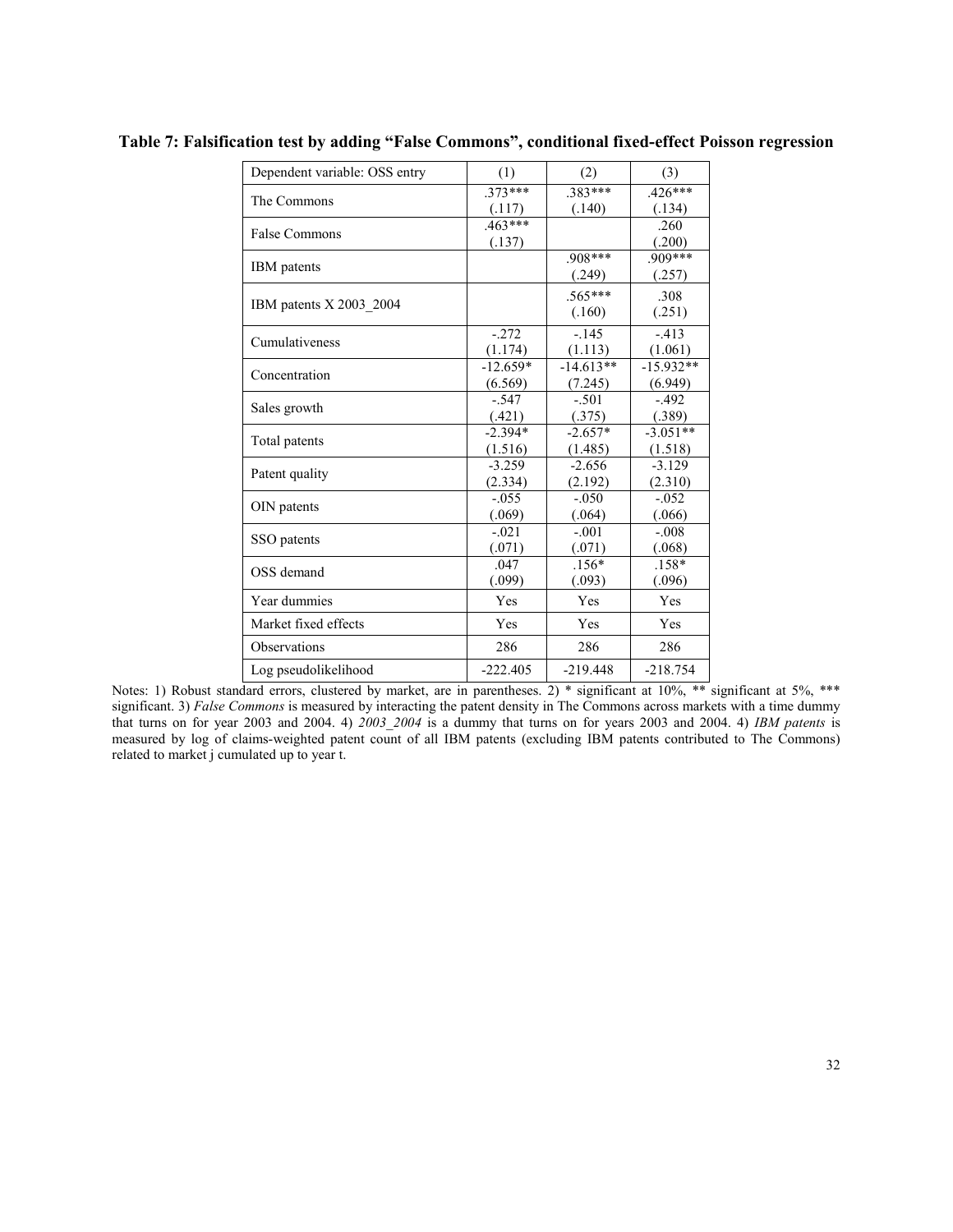**Table 7: Falsification test by adding "False Commons", conditional fixed-effect Poisson regression**

| Dependent variable: OSS entry | (1) | (2) | (3) |
|---|---|---|---|
| The Commons | .373***<br>(.117) | .383***<br>(.140) | .426***<br>(.134) |
| False Commons | .463***<br>(.137) | | .260<br>(.200) |
| IBM patents | | .908***<br>(.249) | .909***<br>(.257) |
| IBM patents X 2003_2004 | | .565***<br>(.160) | .308<br>(.251) |
| Cumulativeness | -.272<br>(1.174) | -.145<br>(1.113) | -.413<br>(1.061) |
| Concentration | -12.659*<br>(6.569) | -14.613**<br>(7.245) | -15.932**<br>(6.949) |
| Sales growth | -.547<br>(.421) | -.501<br>(.375) | -.492<br>(.389) |
| Total patents | -2.394*<br>(1.516) | -2.657*<br>(1.485) | -3.051**<br>(1.518) |
| Patent quality | -3.259<br>(2.334) | -2.656<br>(2.192) | -3.129<br>(2.310) |
| OIN patents | -.055<br>(.069) | -.050<br>(.064) | -.052<br>(.066) |
| SSO patents | -.021<br>(.071) | -.001<br>(.071) | -.008<br>(.068) |
| OSS demand | .047<br>(.099) | .156*<br>(.093) | .158*<br>(.096) |
| Year dummies | Yes | Yes | Yes |
| Market fixed effects | Yes | Yes | Yes |
| Observations | 286 | 286 | 286 |
| Log pseudolikelihood | -222.405 | -219.448 | -218.754 |

Notes: 1) Robust standard errors, clustered by market, are in parentheses. 2) * significant at 10%, ** significant at 5%, *** significant. 3) *False Commons* is measured by interacting the patent density in The Commons across markets with a time dummy that turns on for year 2003 and 2004. 4) *2003_2004* is a dummy that turns on for years 2003 and 2004. 4) *IBM patents* is measured by log of claims-weighted patent count of all IBM patents (excluding IBM patents contributed to The Commons) related to market j cumulated up to year t.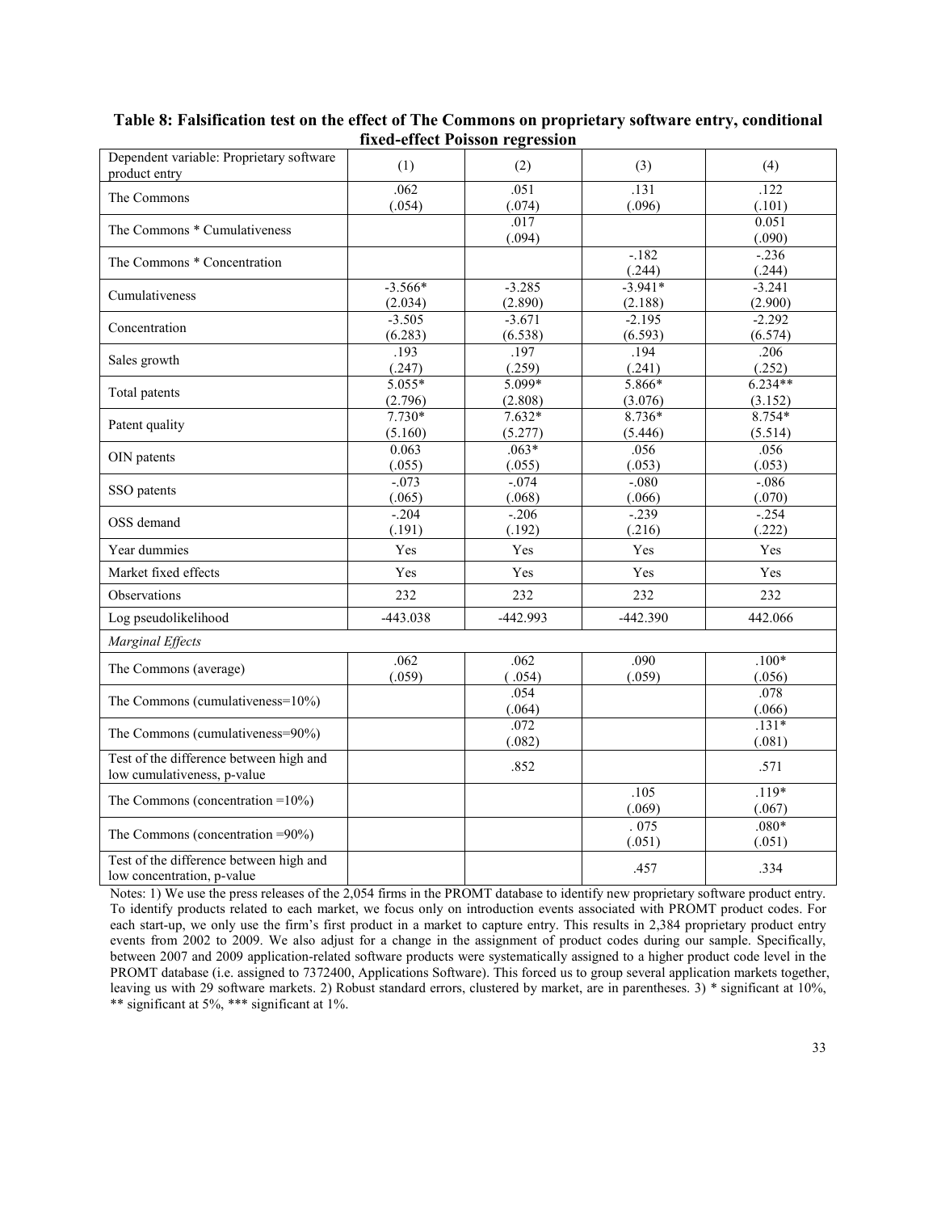**Table 8: Falsification test on the effect of The Commons on proprietary software entry, conditional fixed-effect Poisson regression**

| Dependent variable: Proprietary software product entry | (1) | (2) | (3) | (4) |
|---|---|---|---|---|
| The Commons | .062<br>(.054) | .051<br>(.074) | .131<br>(.096) | .122<br>(.101) |
| The Commons * Cumulativeness | | .017<br>(.094) | | 0.051<br>(.090) |
| The Commons * Concentration | | | -.182<br>(.244) | -.236<br>(.244) |
| Cumulativeness | -3.566*<br>(2.034) | -3.285<br>(2.890) | -3.941*<br>(2.188) | -3.241<br>(2.900) |
| Concentration | -3.505<br>(6.283) | -3.671<br>(6.538) | -2.195<br>(6.593) | -2.292<br>(6.574) |
| Sales growth | .193<br>(.247) | .197<br>(.259) | .194<br>(.241) | .206<br>(.252) |
| Total patents | 5.055*<br>(2.796) | 5.099*<br>(2.808) | 5.866*<br>(3.076) | 6.234**<br>(3.152) |
| Patent quality | 7.730*<br>(5.160) | 7.632*<br>(5.277) | 8.736*<br>(5.446) | 8.754*<br>(5.514) |
| OIN patents | 0.063<br>(.055) | .063*<br>(.055) | .056<br>(.053) | .056<br>(.053) |
| SSO patents | -.073<br>(.065) | -.074<br>(.068) | -.080<br>(.066) | -.086<br>(.070) |
| OSS demand | -.204<br>(.191) | -.206<br>(.192) | -.239<br>(.216) | -.254<br>(.222) |
| Year dummies | Yes | Yes | Yes | Yes |
| Market fixed effects | Yes | Yes | Yes | Yes |
| Observations | 232 | 232 | 232 | 232 |
| Log pseudolikelihood | -443.038 | -442.993 | -442.390 | 442.066 |
| *Marginal Effects* | | | | |
| The Commons (average) | .062<br>(.059) | .062<br>( .054) | .090<br>(.059) | .100*<br>(.056) |
| The Commons (cumulativeness=10%) | | .054<br>(.064) | | .078<br>(.066) |
| The Commons (cumulativeness=90%) | | .072<br>(.082) | | .131*<br>(.081) |
| Test of the difference between high and low cumulativeness, p-value | | .852 | | .571 |
| The Commons (concentration =10%) | | | .105<br>(.069) | .119*<br>(.067) |
| The Commons (concentration =90%) | | | . 075<br>(.051) | .080*<br>(.051) |
| Test of the difference between high and low concentration, p-value | | | .457 | .334 |

Notes: 1) We use the press releases of the 2,054 firms in the PROMT database to identify new proprietary software product entry. To identify products related to each market, we focus only on introduction events associated with PROMT product codes. For each start-up, we only use the firm's first product in a market to capture entry. This results in 2,384 proprietary product entry events from 2002 to 2009. We also adjust for a change in the assignment of product codes during our sample. Specifically, between 2007 and 2009 application-related software products were systematically assigned to a higher product code level in the PROMT database (i.e. assigned to 7372400, Applications Software). This forced us to group several application markets together, leaving us with 29 software markets. 2) Robust standard errors, clustered by market, are in parentheses. 3) * significant at 10%, ** significant at 5%, *** significant at 1%.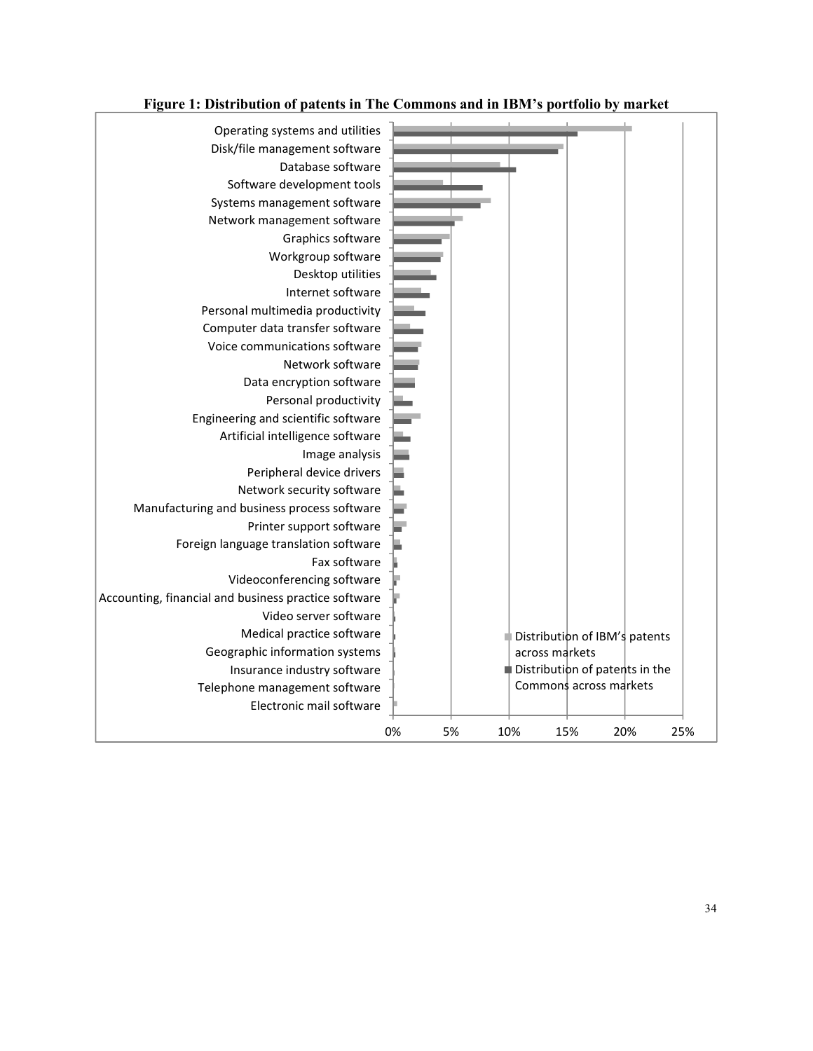**Figure 1: Distribution of patents in The Commons and in IBM's portfolio by market**

Operating systems and utilities
Disk/file management software
Database software
Software development tools
Systems management software
Network management software
Graphics software
Workgroup software
Desktop utilities
Internet software
Personal multimedia productivity
Computer data transfer software
Voice communications software
Network software
Data encryption software
Personal productivity
Engineering and scientific software
Artificial intelligence software
Image analysis
Peripheral device drivers
Network security software
Manufacturing and business process software
Printer support software
Foreign language translation software
Fax software
Videoconferencing software
Accounting, financial and business practice software
Video server software
Medical practice software
Geographic information systems
Insurance industry software
Telephone management software
Electronic mail software

0% 5% 10% 15% 20% 25%

Distribution of IBM's patents across markets
Distribution of patents in the Commons across markets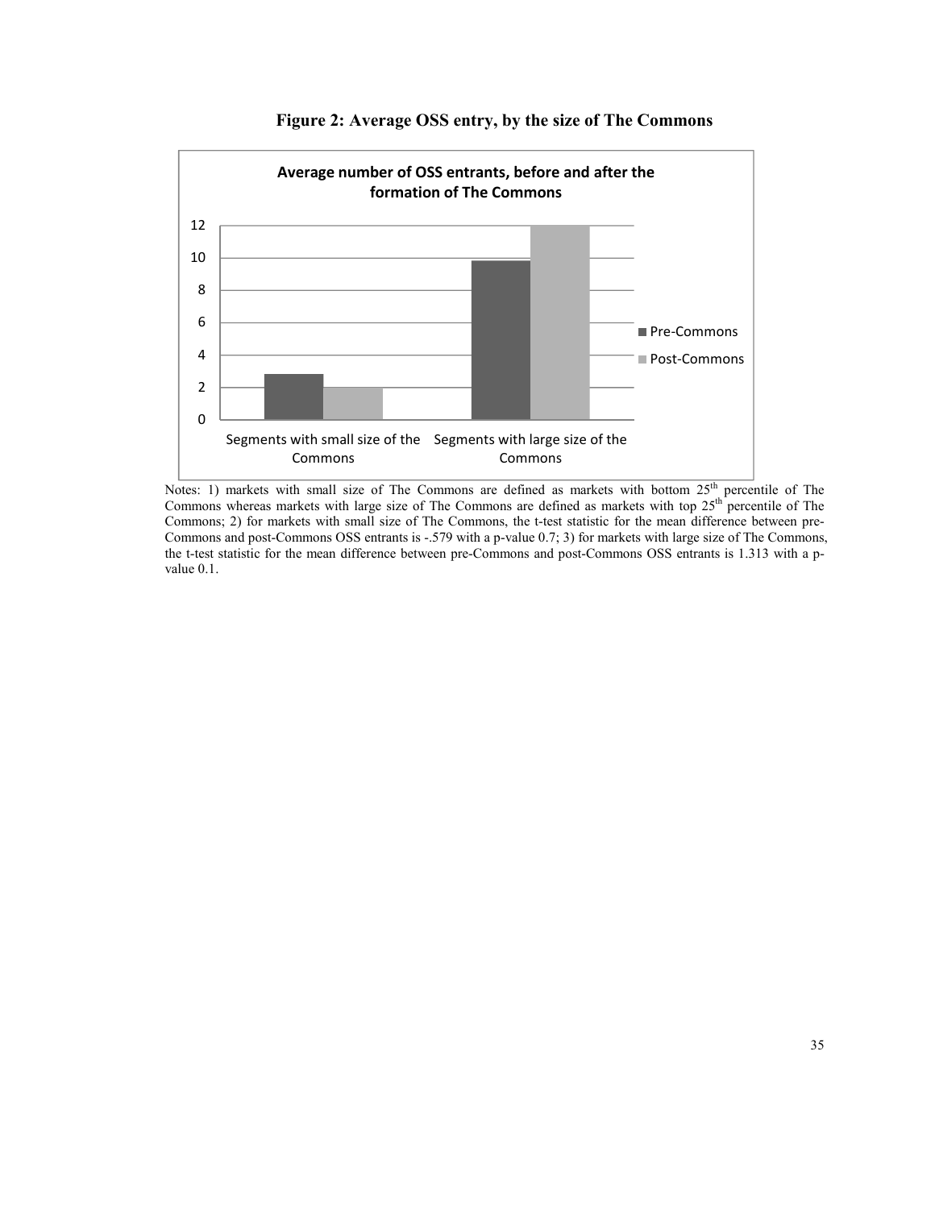**Figure 2: Average OSS entry, by the size of The Commons**

Notes: 1) markets with small size of The Commons are defined as markets with bottom 25[th] percentile of The Commons whereas markets with large size of The Commons are defined as markets with top 25[th] percentile of The Commons; 2) for markets with small size of The Commons, the t-test statistic for the mean difference between pre-Commons and post-Commons OSS entrants is -.579 with a p-value 0.7; 3) for markets with large size of The Commons, the t-test statistic for the mean difference between pre-Commons and post-Commons OSS entrants is 1.313 with a p-value 0.1.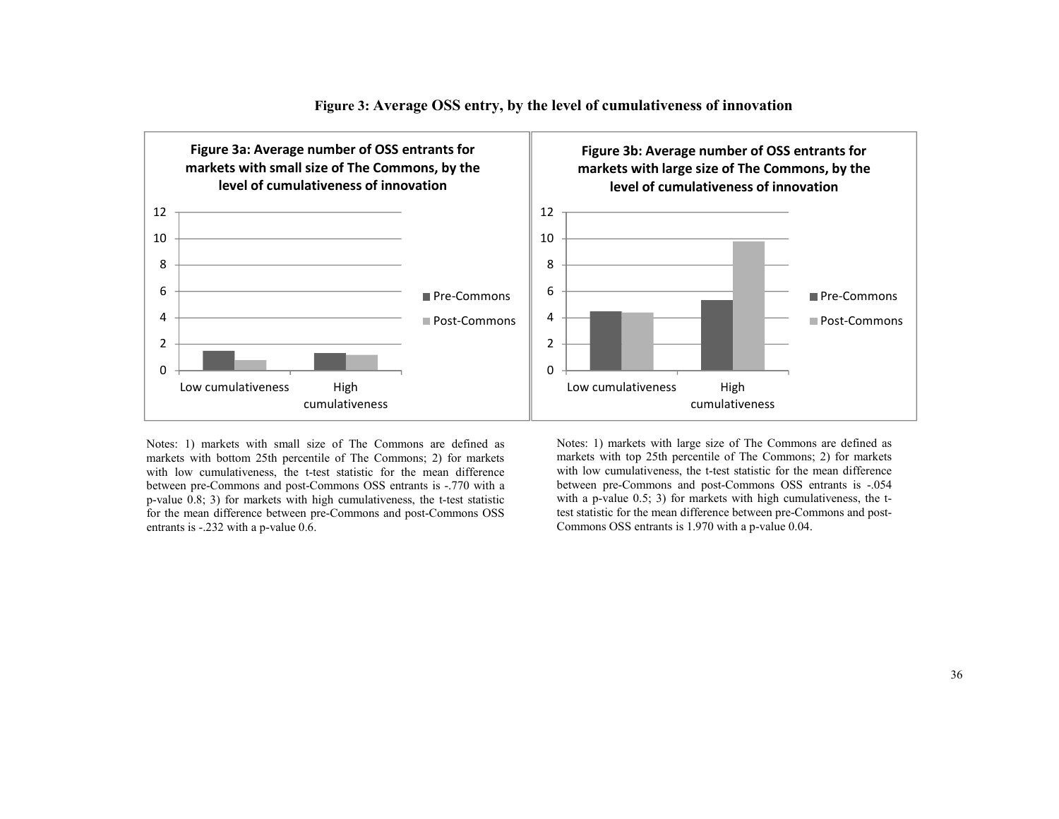**Figure 3: Average OSS entry, by the level of cumulativeness of innovation**

**Figure 3a: Average number of OSS entrants for markets with small size of The Commons, by the level of cumulativeness of innovation**

**Figure 3b: Average number of OSS entrants for markets with large size of The Commons, by the level of cumulativeness of innovation**

Notes: 1) markets with small size of The Commons are defined as markets with bottom 25th percentile of The Commons; 2) for markets with low cumulativeness, the t-test statistic for the mean difference between pre-Commons and post-Commons OSS entrants is -.770 with a p-value 0.8; 3) for markets with high cumulativeness, the t-test statistic for the mean difference between pre-Commons and post-Commons OSS entrants is -.232 with a p-value 0.6.

Notes: 1) markets with large size of The Commons are defined as markets with top 25th percentile of The Commons; 2) for markets with low cumulativeness, the t-test statistic for the mean difference between pre-Commons and post-Commons OSS entrants is -.054 with a p-value 0.5; 3) for markets with high cumulativeness, the t-test statistic for the mean difference between pre-Commons and post-Commons OSS entrants is 1.970 with a p-value 0.04.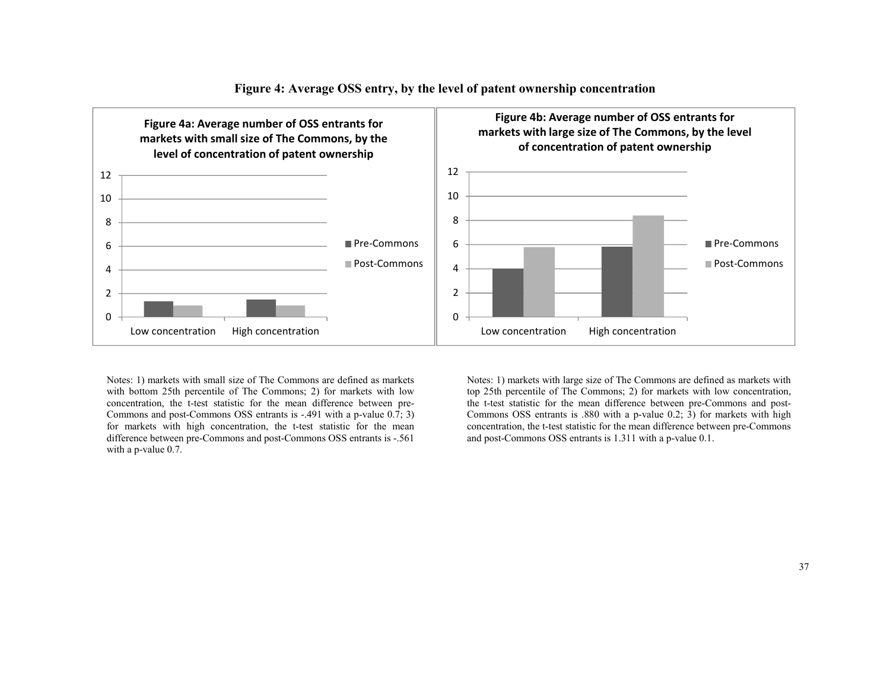# Figure 4: Average OSS entry, by the level of patent ownership concentration

**Figure 4a: Average number of OSS entrants for markets with small size of The Commons, by the level of concentration of patent ownership**

**Figure 4b: Average number of OSS entrants for markets with large size of The Commons, by the level of concentration of patent ownership**

Notes: 1) markets with small size of The Commons are defined as markets with bottom 25th percentile of The Commons; 2) for markets with low concentration, the t-test statistic for the mean difference between pre-Commons and post-Commons OSS entrants is -.491 with a p-value 0.7; 3) for markets with high concentration, the t-test statistic for the mean difference between pre-Commons and post-Commons OSS entrants is -.561 with a p-value 0.7.

Notes: 1) markets with large size of The Commons are defined as markets with top 25th percentile of The Commons; 2) for markets with low concentration, the t-test statistic for the mean difference between pre-Commons and post-Commons OSS entrants is .880 with a p-value 0.2; 3) for markets with high concentration, the t-test statistic for the mean difference between pre-Commons and post-Commons OSS entrants is 1.311 with a p-value 0.1.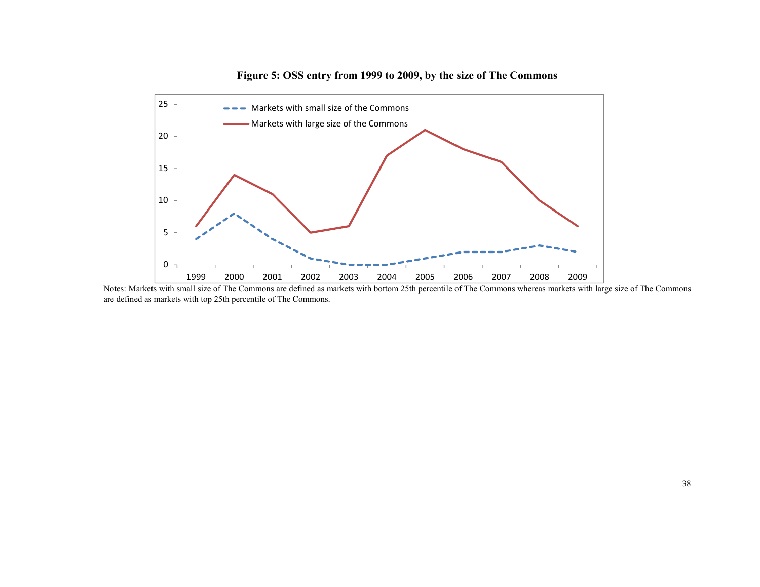**Figure 5: OSS entry from 1999 to 2009, by the size of The Commons**

Notes: Markets with small size of The Commons are defined as markets with bottom 25th percentile of The Commons whereas markets with large size of The Commons are defined as markets with top 25th percentile of The Commons.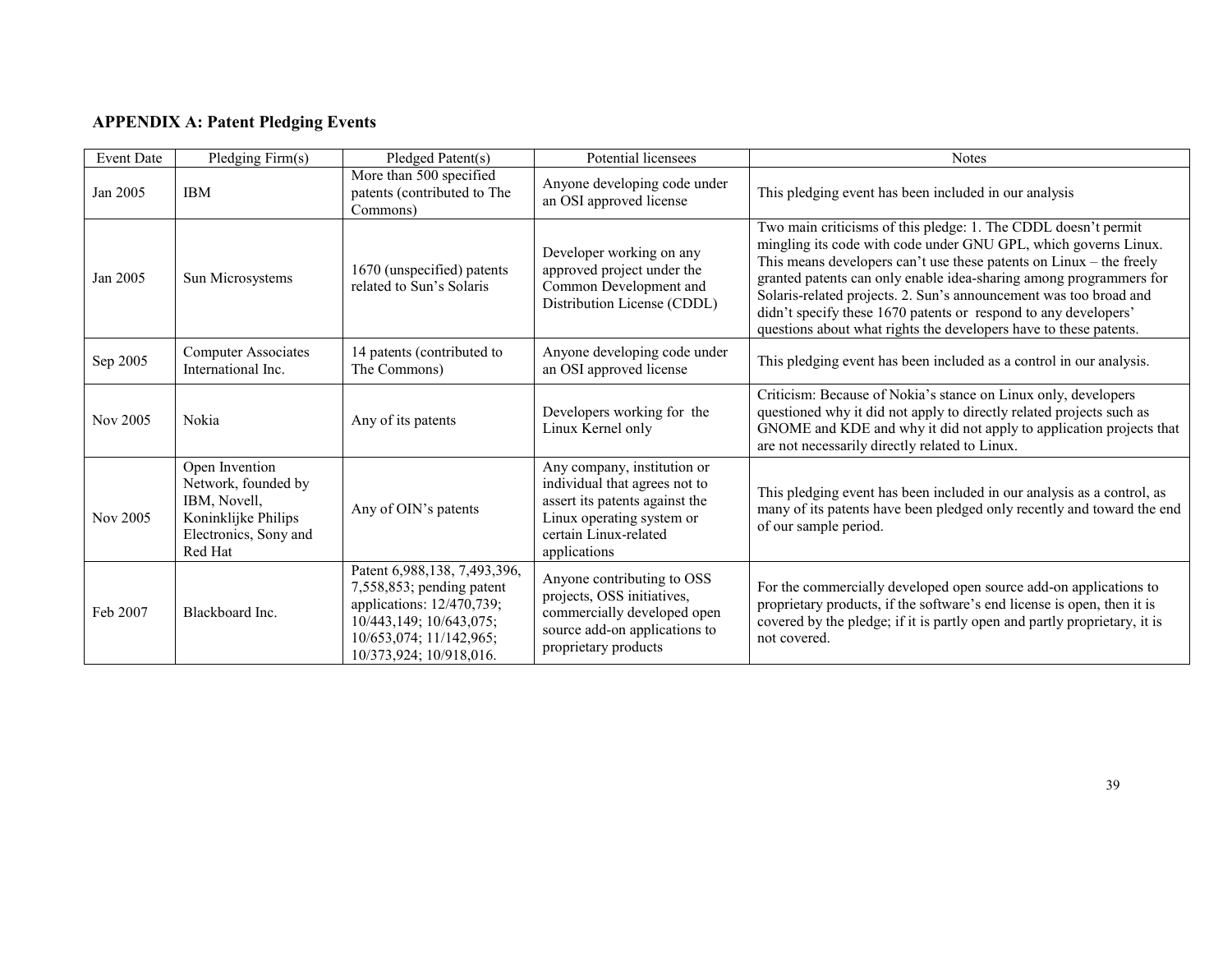## APPENDIX A: Patent Pledging Events

| Event Date | Pledging Firm(s) | Pledged Patent(s) | Potential licensees | Notes |
|---|---|---|---|---|
| Jan 2005 | IBM | More than 500 specified patents (contributed to The Commons) | Anyone developing code under an OSI approved license | This pledging event has been included in our analysis |
| Jan 2005 | Sun Microsystems | 1670 (unspecified) patents related to Sun's Solaris | Developer working on any approved project under the Common Development and Distribution License (CDDL) | Two main criticisms of this pledge: 1. The CDDL doesn't permit mingling its code with code under GNU GPL, which governs Linux. This means developers can't use these patents on Linux – the freely granted patents can only enable idea-sharing among programmers for Solaris-related projects. 2. Sun's announcement was too broad and didn't specify these 1670 patents or respond to any developers' questions about what rights the developers have to these patents. |
| Sep 2005 | Computer Associates International Inc. | 14 patents (contributed to The Commons) | Anyone developing code under an OSI approved license | This pledging event has been included as a control in our analysis. |
| Nov 2005 | Nokia | Any of its patents | Developers working for the Linux Kernel only | Criticism: Because of Nokia's stance on Linux only, developers questioned why it did not apply to directly related projects such as GNOME and KDE and why it did not apply to application projects that are not necessarily directly related to Linux. |
| Nov 2005 | Open Invention Network, founded by IBM, Novell, Koninklijke Philips Electronics, Sony and Red Hat | Any of OIN's patents | Any company, institution or individual that agrees not to assert its patents against the Linux operating system or certain Linux-related applications | This pledging event has been included in our analysis as a control, as many of its patents have been pledged only recently and toward the end of our sample period. |
| Feb 2007 | Blackboard Inc. | Patent 6,988,138, 7,493,396, 7,558,853; pending patent applications: 12/470,739; 10/443,149; 10/643,075; 10/653,074; 11/142,965; 10/373,924; 10/918,016. | Anyone contributing to OSS projects, OSS initiatives, commercially developed open source add-on applications to proprietary products | For the commercially developed open source add-on applications to proprietary products, if the software's end license is open, then it is covered by the pledge; if it is partly open and partly proprietary, it is not covered. |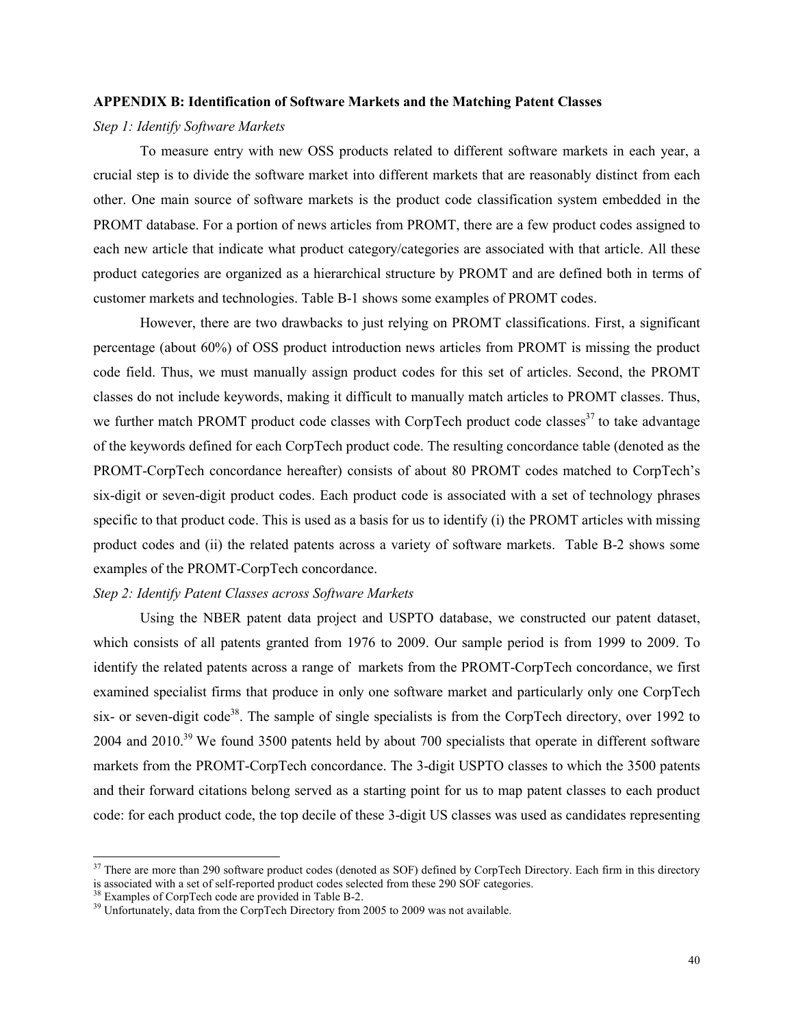**APPENDIX B: Identification of Software Markets and the Matching Patent Classes**

*Step 1: Identify Software Markets*

To measure entry with new OSS products related to different software markets in each year, a crucial step is to divide the software market into different markets that are reasonably distinct from each other. One main source of software markets is the product code classification system embedded in the PROMT database. For a portion of news articles from PROMT, there are a few product codes assigned to each new article that indicate what product category/categories are associated with that article. All these product categories are organized as a hierarchical structure by PROMT and are defined both in terms of customer markets and technologies. Table B-1 shows some examples of PROMT codes.

However, there are two drawbacks to just relying on PROMT classifications. First, a significant percentage (about 60%) of OSS product introduction news articles from PROMT is missing the product code field. Thus, we must manually assign product codes for this set of articles. Second, the PROMT classes do not include keywords, making it difficult to manually match articles to PROMT classes. Thus, we further match PROMT product code classes with CorpTech product code classes[37] to take advantage of the keywords defined for each CorpTech product code. The resulting concordance table (denoted as the PROMT-CorpTech concordance hereafter) consists of about 80 PROMT codes matched to CorpTech's six-digit or seven-digit product codes. Each product code is associated with a set of technology phrases specific to that product code. This is used as a basis for us to identify (i) the PROMT articles with missing product codes and (ii) the related patents across a variety of software markets. Table B-2 shows some examples of the PROMT-CorpTech concordance.

*Step 2: Identify Patent Classes across Software Markets*

Using the NBER patent data project and USPTO database, we constructed our patent dataset, which consists of all patents granted from 1976 to 2009. Our sample period is from 1999 to 2009. To identify the related patents across a range of markets from the PROMT-CorpTech concordance, we first examined specialist firms that produce in only one software market and particularly only one CorpTech six- or seven-digit code[38]. The sample of single specialists is from the CorpTech directory, over 1992 to 2004 and 2010.[39] We found 3500 patents held by about 700 specialists that operate in different software markets from the PROMT-CorpTech concordance. The 3-digit USPTO classes to which the 3500 patents and their forward citations belong served as a starting point for us to map patent classes to each product code: for each product code, the top decile of these 3-digit US classes was used as candidates representing

[37] There are more than 290 software product codes (denoted as SOF) defined by CorpTech Directory. Each firm in this directory is associated with a set of self-reported product codes selected from these 290 SOF categories.

[38] Examples of CorpTech code are provided in Table B-2.

[39] Unfortunately, data from the CorpTech Directory from 2005 to 2009 was not available.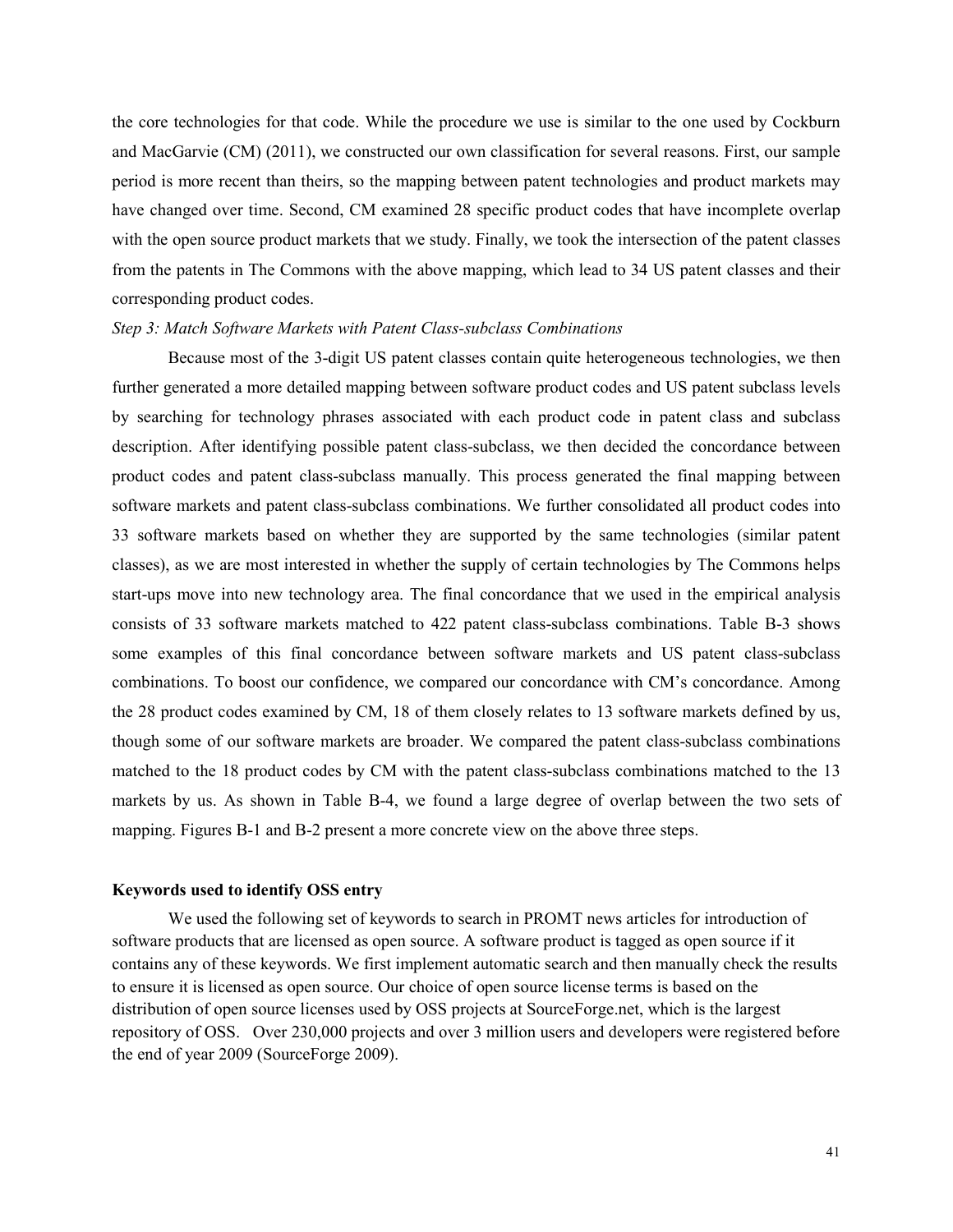the core technologies for that code. While the procedure we use is similar to the one used by Cockburn and MacGarvie (CM) (2011), we constructed our own classification for several reasons. First, our sample period is more recent than theirs, so the mapping between patent technologies and product markets may have changed over time. Second, CM examined 28 specific product codes that have incomplete overlap with the open source product markets that we study. Finally, we took the intersection of the patent classes from the patents in The Commons with the above mapping, which lead to 34 US patent classes and their corresponding product codes.

*Step 3: Match Software Markets with Patent Class-subclass Combinations*

Because most of the 3-digit US patent classes contain quite heterogeneous technologies, we then further generated a more detailed mapping between software product codes and US patent subclass levels by searching for technology phrases associated with each product code in patent class and subclass description. After identifying possible patent class-subclass, we then decided the concordance between product codes and patent class-subclass manually. This process generated the final mapping between software markets and patent class-subclass combinations. We further consolidated all product codes into 33 software markets based on whether they are supported by the same technologies (similar patent classes), as we are most interested in whether the supply of certain technologies by The Commons helps start-ups move into new technology area. The final concordance that we used in the empirical analysis consists of 33 software markets matched to 422 patent class-subclass combinations. Table B-3 shows some examples of this final concordance between software markets and US patent class-subclass combinations. To boost our confidence, we compared our concordance with CM's concordance. Among the 28 product codes examined by CM, 18 of them closely relates to 13 software markets defined by us, though some of our software markets are broader. We compared the patent class-subclass combinations matched to the 18 product codes by CM with the patent class-subclass combinations matched to the 13 markets by us. As shown in Table B-4, we found a large degree of overlap between the two sets of mapping. Figures B-1 and B-2 present a more concrete view on the above three steps.

**Keywords used to identify OSS entry**

We used the following set of keywords to search in PROMT news articles for introduction of software products that are licensed as open source. A software product is tagged as open source if it contains any of these keywords. We first implement automatic search and then manually check the results to ensure it is licensed as open source. Our choice of open source license terms is based on the distribution of open source licenses used by OSS projects at SourceForge.net, which is the largest repository of OSS. Over 230,000 projects and over 3 million users and developers were registered before the end of year 2009 (SourceForge 2009).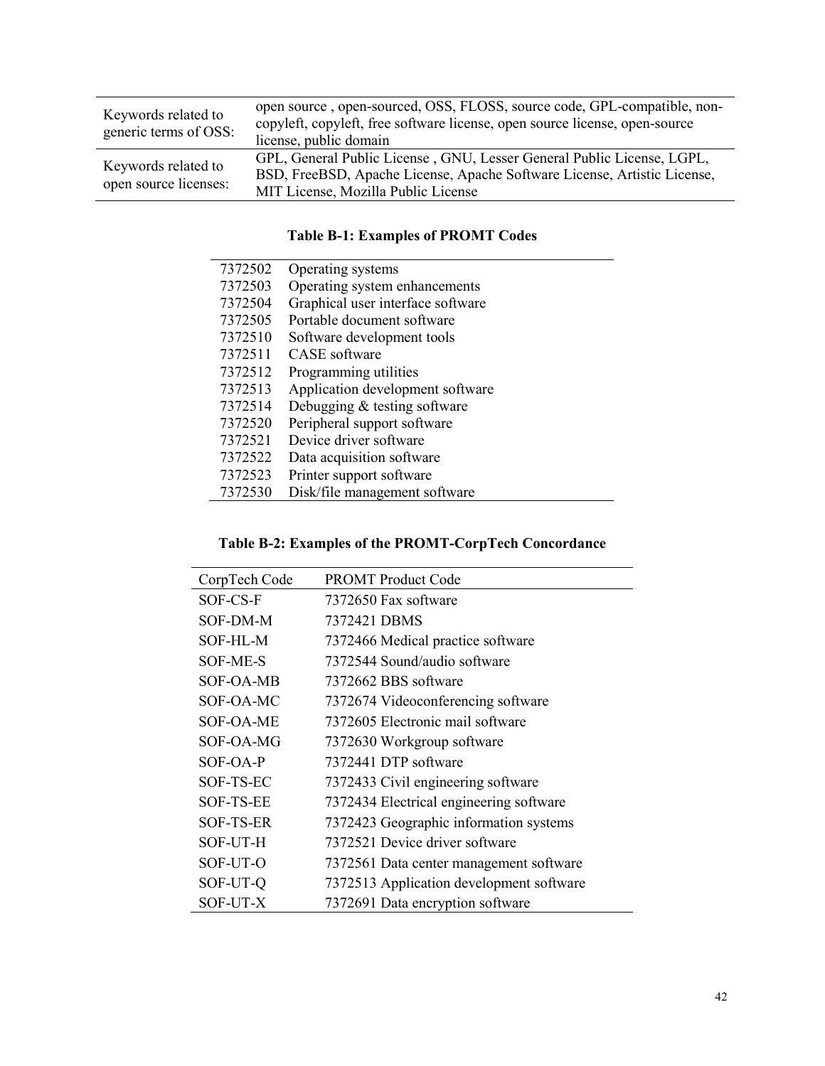| | |
|---|---|
| Keywords related to generic terms of OSS: | open source , open-sourced, OSS, FLOSS, source code, GPL-compatible, non-copyleft, copyleft, free software license, open source license, open-source license, public domain |
| Keywords related to open source licenses: | GPL, General Public License , GNU, Lesser General Public License, LGPL, BSD, FreeBSD, Apache License, Apache Software License, Artistic License, MIT License, Mozilla Public License |

**Table B-1: Examples of PROMT Codes**

| | |
|---|---|
| 7372502 | Operating systems |
| 7372503 | Operating system enhancements |
| 7372504 | Graphical user interface software |
| 7372505 | Portable document software |
| 7372510 | Software development tools |
| 7372511 | CASE software |
| 7372512 | Programming utilities |
| 7372513 | Application development software |
| 7372514 | Debugging & testing software |
| 7372520 | Peripheral support software |
| 7372521 | Device driver software |
| 7372522 | Data acquisition software |
| 7372523 | Printer support software |
| 7372530 | Disk/file management software |

**Table B-2: Examples of the PROMT-CorpTech Concordance**

| CorpTech Code | PROMT Product Code |
|---|---|
| SOF-CS-F | 7372650 Fax software |
| SOF-DM-M | 7372421 DBMS |
| SOF-HL-M | 7372466 Medical practice software |
| SOF-ME-S | 7372544 Sound/audio software |
| SOF-OA-MB | 7372662 BBS software |
| SOF-OA-MC | 7372674 Videoconferencing software |
| SOF-OA-ME | 7372605 Electronic mail software |
| SOF-OA-MG | 7372630 Workgroup software |
| SOF-OA-P | 7372441 DTP software |
| SOF-TS-EC | 7372433 Civil engineering software |
| SOF-TS-EE | 7372434 Electrical engineering software |
| SOF-TS-ER | 7372423 Geographic information systems |
| SOF-UT-H | 7372521 Device driver software |
| SOF-UT-O | 7372561 Data center management software |
| SOF-UT-Q | 7372513 Application development software |
| SOF-UT-X | 7372691 Data encryption software |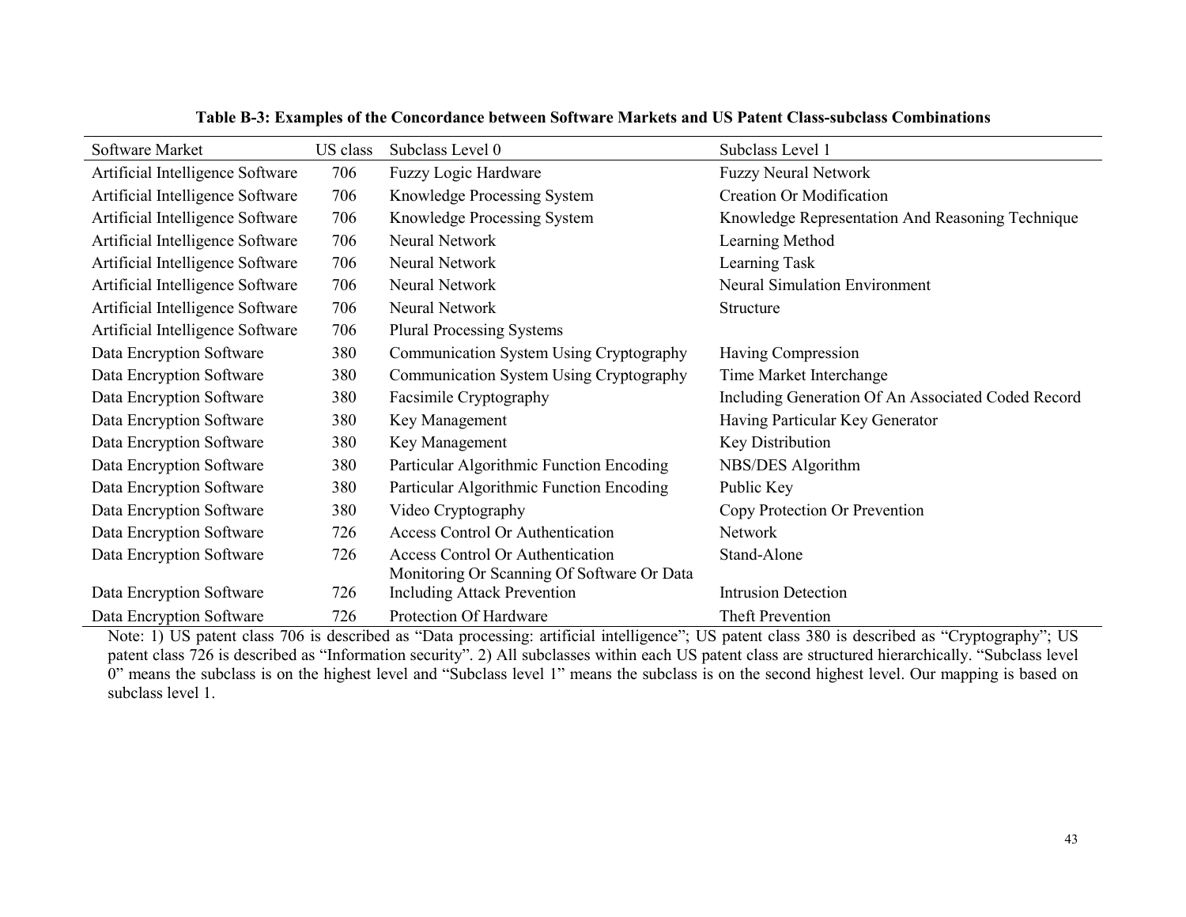**Table B-3: Examples of the Concordance between Software Markets and US Patent Class-subclass Combinations**

| Software Market | US class | Subclass Level 0 | Subclass Level 1 |
|---|---|---|---|
| Artificial Intelligence Software | 706 | Fuzzy Logic Hardware | Fuzzy Neural Network |
| Artificial Intelligence Software | 706 | Knowledge Processing System | Creation Or Modification |
| Artificial Intelligence Software | 706 | Knowledge Processing System | Knowledge Representation And Reasoning Technique |
| Artificial Intelligence Software | 706 | Neural Network | Learning Method |
| Artificial Intelligence Software | 706 | Neural Network | Learning Task |
| Artificial Intelligence Software | 706 | Neural Network | Neural Simulation Environment |
| Artificial Intelligence Software | 706 | Neural Network | Structure |
| Artificial Intelligence Software | 706 | Plural Processing Systems | |
| Data Encryption Software | 380 | Communication System Using Cryptography | Having Compression |
| Data Encryption Software | 380 | Communication System Using Cryptography | Time Market Interchange |
| Data Encryption Software | 380 | Facsimile Cryptography | Including Generation Of An Associated Coded Record |
| Data Encryption Software | 380 | Key Management | Having Particular Key Generator |
| Data Encryption Software | 380 | Key Management | Key Distribution |
| Data Encryption Software | 380 | Particular Algorithmic Function Encoding | NBS/DES Algorithm |
| Data Encryption Software | 380 | Particular Algorithmic Function Encoding | Public Key |
| Data Encryption Software | 380 | Video Cryptography | Copy Protection Or Prevention |
| Data Encryption Software | 726 | Access Control Or Authentication | Network |
| Data Encryption Software | 726 | Access Control Or Authentication | Stand-Alone |
| Data Encryption Software | 726 | Monitoring Or Scanning Of Software Or Data Including Attack Prevention | Intrusion Detection |
| Data Encryption Software | 726 | Protection Of Hardware | Theft Prevention |

Note: 1) US patent class 706 is described as "Data processing: artificial intelligence"; US patent class 380 is described as "Cryptography"; US patent class 726 is described as "Information security". 2) All subclasses within each US patent class are structured hierarchically. "Subclass level 0" means the subclass is on the highest level and "Subclass level 1" means the subclass is on the second highest level. Our mapping is based on subclass level 1.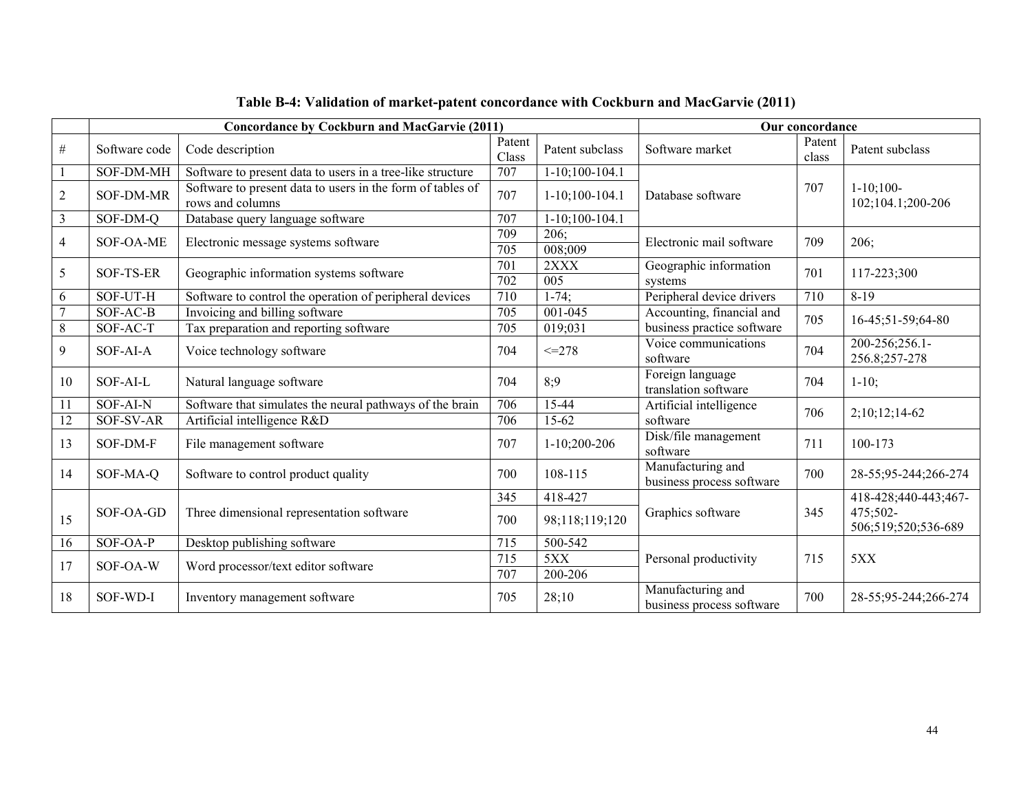**Table B-4: Validation of market-patent concordance with Cockburn and MacGarvie (2011)**

| | Concordance by Cockburn and MacGarvie (2011) | | | | Our concordance | | |
|---|---|---|---|---|---|---|---|
| # | Software code | Code description | Patent Class | Patent subclass | Software market | Patent class | Patent subclass |
| 1 | SOF-DM-MH | Software to present data to users in a tree-like structure | 707 | 1-10;100-104.1 | Database software | 707 | 1-10;100-102;104.1;200-206 |
| 2 | SOF-DM-MR | Software to present data to users in the form of tables of rows and columns | 707 | 1-10;100-104.1 | | | |
| 3 | SOF-DM-Q | Database query language software | 707 | 1-10;100-104.1 | | | |
| 4 | SOF-OA-ME | Electronic message systems software | 709 | 206; | Electronic mail software | 709 | 206; |
| | | | 705 | 008;009 | | | |
| 5 | SOF-TS-ER | Geographic information systems software | 701 | 2XXX | Geographic information systems | 701 | 117-223;300 |
| | | | 702 | 005 | | | |
| 6 | SOF-UT-H | Software to control the operation of peripheral devices | 710 | 1-74; | Peripheral device drivers | 710 | 8-19 |
| 7 | SOF-AC-B | Invoicing and billing software | 705 | 001-045 | Accounting, financial and business practice software | 705 | 16-45;51-59;64-80 |
| 8 | SOF-AC-T | Tax preparation and reporting software | 705 | 019;031 | | | |
| 9 | SOF-AI-A | Voice technology software | 704 | <=278 | Voice communications software | 704 | 200-256;256.1-256.8;257-278 |
| 10 | SOF-AI-L | Natural language software | 704 | 8;9 | Foreign language translation software | 704 | 1-10; |
| 11 | SOF-AI-N | Software that simulates the neural pathways of the brain | 706 | 15-44 | Artificial intelligence software | 706 | 2;10;12;14-62 |
| 12 | SOF-SV-AR | Artificial intelligence R&D | 706 | 15-62 | | | |
| 13 | SOF-DM-F | File management software | 707 | 1-10;200-206 | Disk/file management software | 711 | 100-173 |
| 14 | SOF-MA-Q | Software to control product quality | 700 | 108-115 | Manufacturing and business process software | 700 | 28-55;95-244;266-274 |
| 15 | SOF-OA-GD | Three dimensional representation software | 345 | 418-427 | Graphics software | 345 | 418-428;440-443;467-475;502-506;519;520;536-689 |
| | | | 700 | 98;118;119;120 | | | |
| 16 | SOF-OA-P | Desktop publishing software | 715 | 500-542 | Personal productivity | 715 | 5XX |
| 17 | SOF-OA-W | Word processor/text editor software | 715 | 5XX | | | |
| | | | 707 | 200-206 | | | |
| 18 | SOF-WD-I | Inventory management software | 705 | 28;10 | Manufacturing and business process software | 700 | 28-55;95-244;266-274 |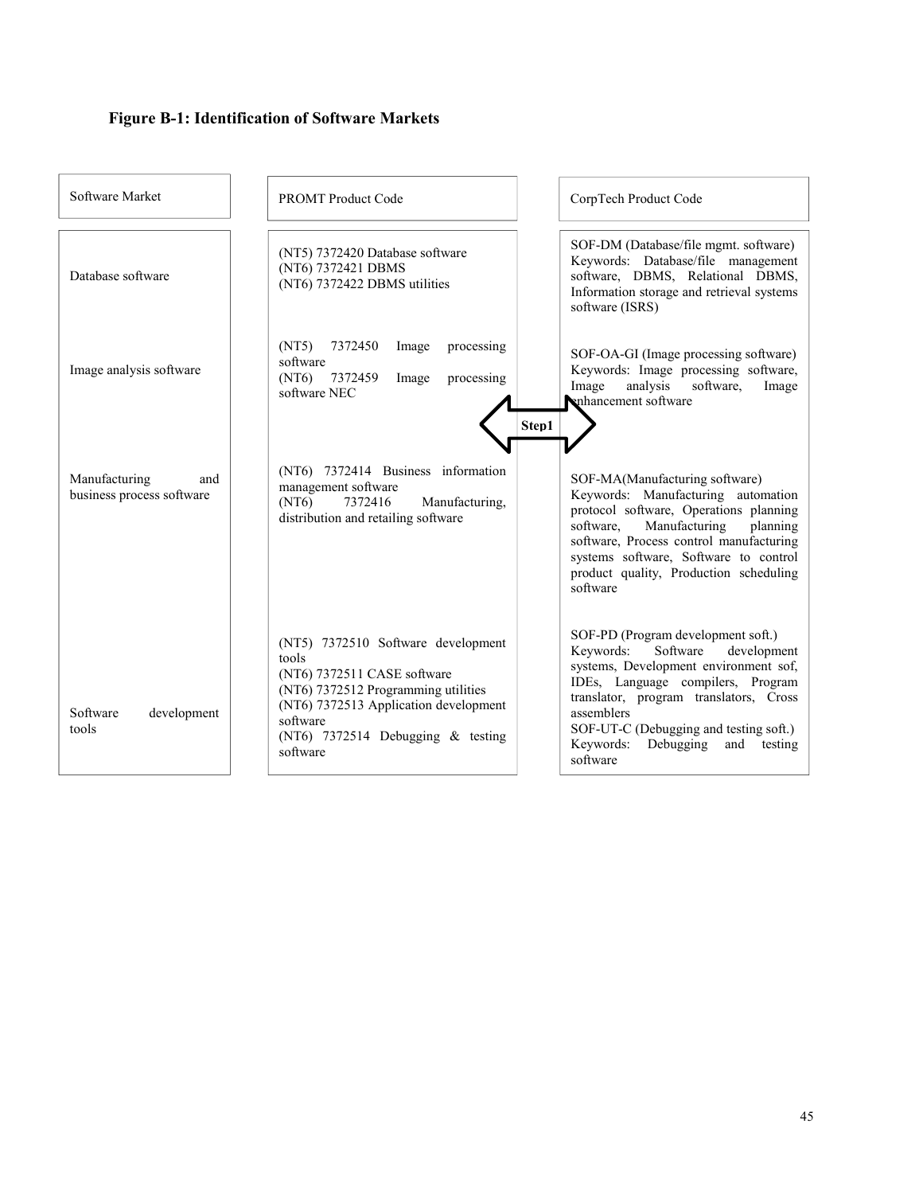**Figure B-1: Identification of Software Markets**

| Software Market | PROMT Product Code | CorpTech Product Code |
|---|---|---|
| Database software | (NT5) 7372420 Database software<br>(NT6) 7372421 DBMS<br>(NT6) 7372422 DBMS utilities | SOF-DM (Database/file mgmt. software)<br>Keywords: Database/file management software, DBMS, Relational DBMS, Information storage and retrieval systems software (ISRS) |
| Image analysis software | (NT5) 7372450 Image processing software<br>(NT6) 7372459 Image processing software NEC | SOF-OA-GI (Image processing software)<br>Keywords: Image processing software, Image analysis software, Image enhancement software |
| Manufacturing and business process software | (NT6) 7372414 Business information management software<br>(NT6) 7372416 Manufacturing, distribution and retailing software | SOF-MA(Manufacturing software)<br>Keywords: Manufacturing automation protocol software, Operations planning software, Manufacturing planning software, Process control manufacturing systems software, Software to control product quality, Production scheduling software |
| Software development tools | (NT5) 7372510 Software development tools<br>(NT6) 7372511 CASE software<br>(NT6) 7372512 Programming utilities<br>(NT6) 7372513 Application development software<br>(NT6) 7372514 Debugging & testing software | SOF-PD (Program development soft.)<br>Keywords: Software development systems, Development environment sof, IDEs, Language compilers, Program translator, program translators, Cross assemblers<br>SOF-UT-C (Debugging and testing soft.)<br>Keywords: Debugging and testing software |

Step1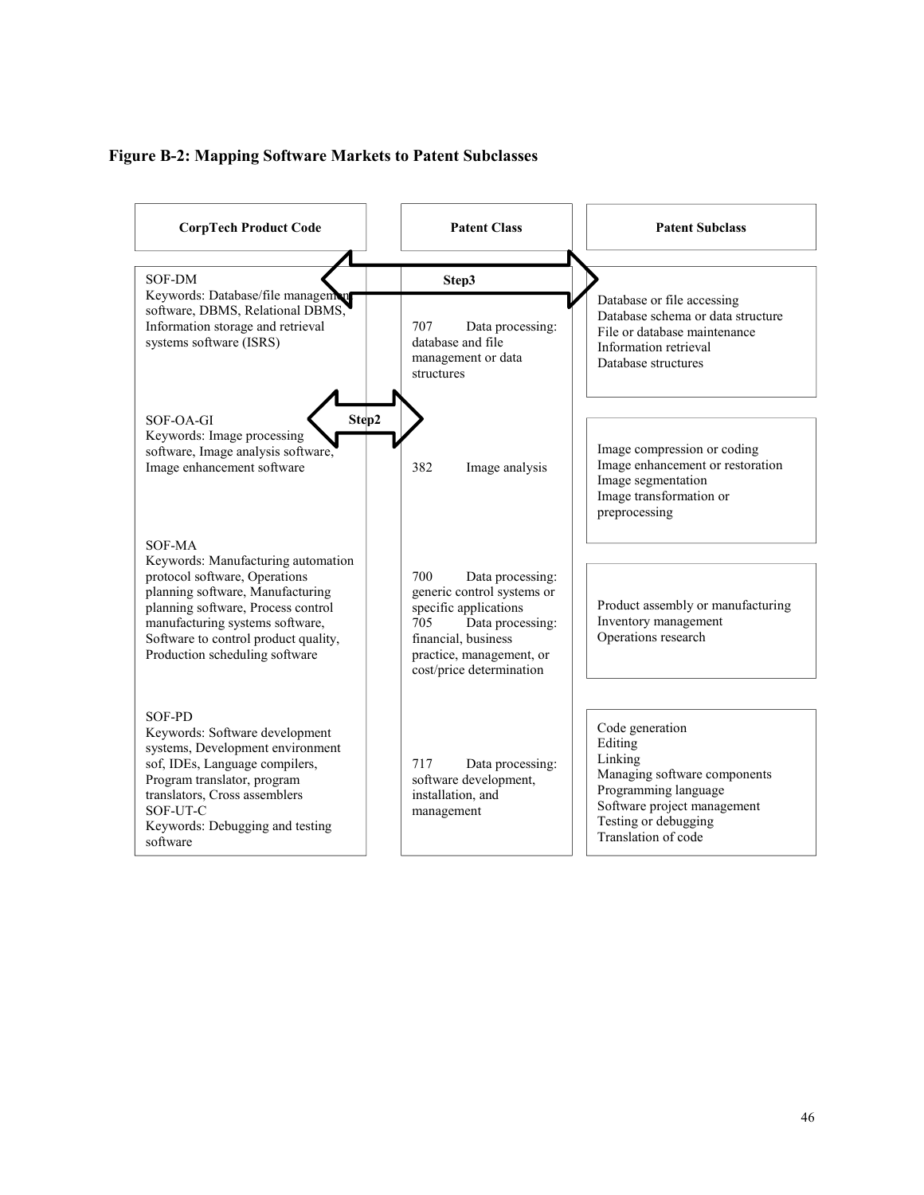**Figure B-2: Mapping Software Markets to Patent Subclasses**

| CorpTech Product Code | Patent Class | Patent Subclass |
|---|---|---|
| SOF-DM<br>Keywords: Database/file management software, DBMS, Relational DBMS, Information storage and retrieval systems software (ISRS) | 707 Data processing: database and file management or data structures | Database or file accessing<br>Database schema or data structure<br>File or database maintenance<br>Information retrieval<br>Database structures |
| SOF-OA-GI<br>Keywords: Image processing software, Image analysis software, Image enhancement software | 382 Image analysis | Image compression or coding<br>Image enhancement or restoration<br>Image segmentation<br>Image transformation or preprocessing |
| SOF-MA<br>Keywords: Manufacturing automation protocol software, Operations planning software, Manufacturing planning software, Process control manufacturing systems software, Software to control product quality, Production scheduling software | 700 Data processing: generic control systems or specific applications<br>705 Data processing: financial, business practice, management, or cost/price determination | Product assembly or manufacturing<br>Inventory management<br>Operations research |
| SOF-PD<br>Keywords: Software development systems, Development environment sof, IDEs, Language compilers, Program translator, program translators, Cross assemblers<br>SOF-UT-C<br>Keywords: Debugging and testing software | 717 Data processing: software development, installation, and management | Code generation<br>Editing<br>Linking<br>Managing software components<br>Programming language<br>Software project management<br>Testing or debugging<br>Translation of code |

Step2 (arrow: CorpTech Product Code ↔ Patent Class)

Step3 (arrow: CorpTech Product Code ↔ Patent Subclass)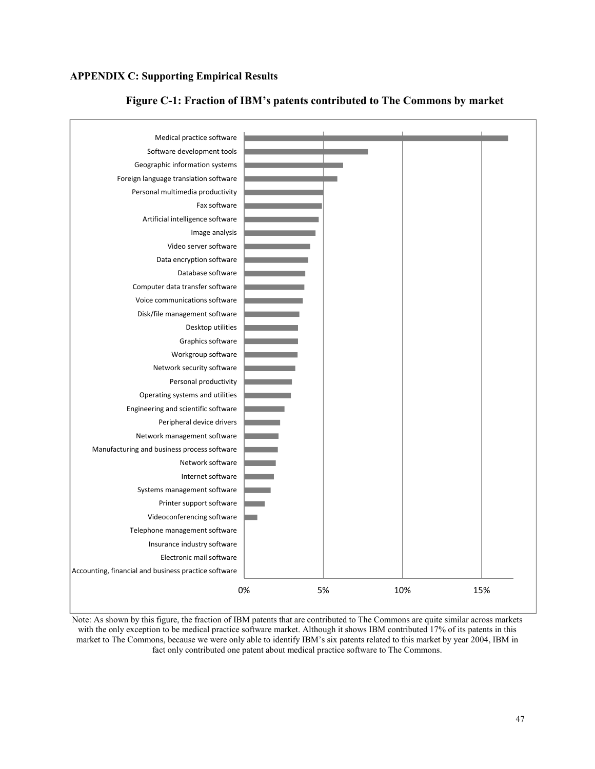## APPENDIX C: Supporting Empirical Results

### Figure C-1: Fraction of IBM's patents contributed to The Commons by market

| Market | Fraction |
|---|---|
| Medical practice software | ~16.7% |
| Software development tools | ~7.8% |
| Geographic information systems | ~6.3% |
| Foreign language translation software | ~5.9% |
| Personal multimedia productivity | ~5.0% |
| Fax software | ~4.9% |
| Artificial intelligence software | ~4.7% |
| Image analysis | ~4.5% |
| Video server software | ~4.2% |
| Data encryption software | ~4.1% |
| Database software | ~3.9% |
| Computer data transfer software | ~3.8% |
| Voice communications software | ~3.7% |
| Disk/file management software | ~3.5% |
| Desktop utilities | ~3.4% |
| Graphics software | ~3.4% |
| Workgroup software | ~3.4% |
| Network security software | ~3.2% |
| Personal productivity | ~3.0% |
| Operating systems and utilities | ~2.9% |
| Engineering and scientific software | ~2.5% |
| Peripheral device drivers | ~2.3% |
| Network management software | ~2.2% |
| Manufacturing and business process software | ~2.1% |
| Network software | ~2.0% |
| Internet software | ~1.9% |
| Systems management software | ~1.7% |
| Printer support software | ~1.3% |
| Videoconferencing software | ~0.8% |
| Telephone management software | 0% |
| Insurance industry software | 0% |
| Electronic mail software | 0% |
| Accounting, financial and business practice software | 0% |

Note: As shown by this figure, the fraction of IBM patents that are contributed to The Commons are quite similar across markets with the only exception to be medical practice software market. Although it shows IBM contributed 17% of its patents in this market to The Commons, because we were only able to identify IBM's six patents related to this market by year 2004, IBM in fact only contributed one patent about medical practice software to The Commons.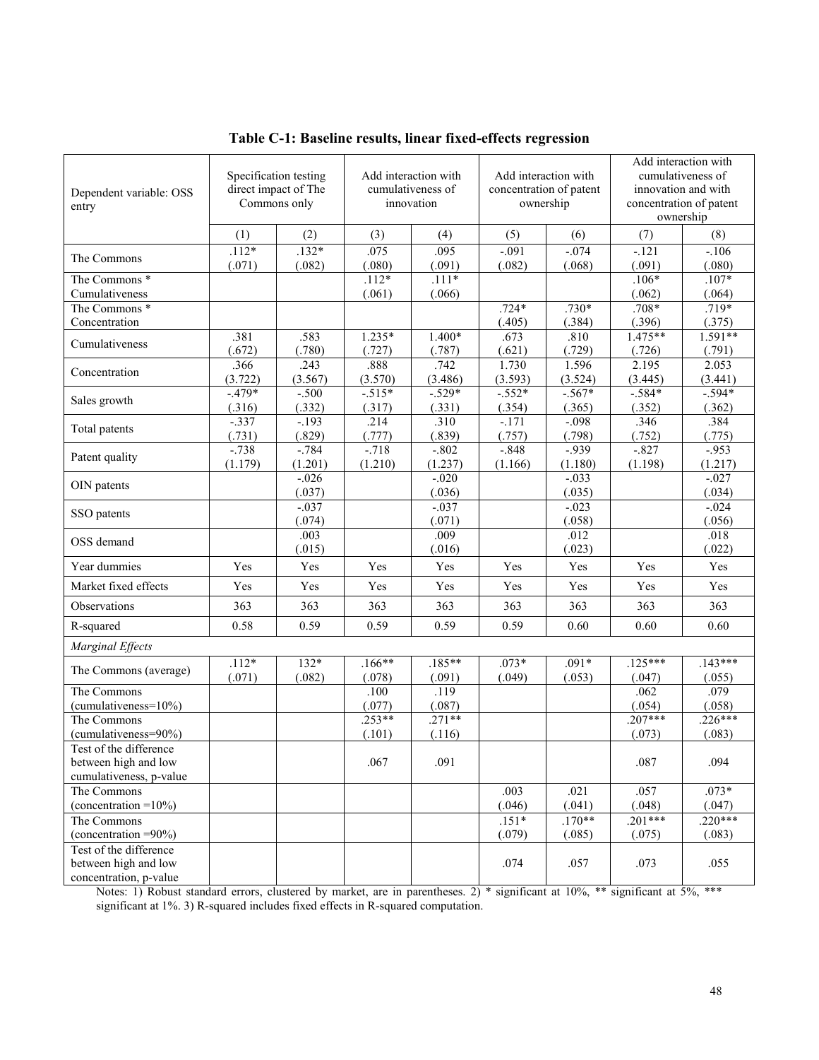**Table C-1: Baseline results, linear fixed-effects regression**

| Dependent variable: OSS entry | Specification testing direct impact of The Commons only | | Add interaction with cumulativeness of innovation | | Add interaction with concentration of patent ownership | | Add interaction with cumulativeness of innovation and with concentration of patent ownership | |
|---|---|---|---|---|---|---|---|---|
| | (1) | (2) | (3) | (4) | (5) | (6) | (7) | (8) |
| The Commons | .112* (.071) | .132* (.082) | .075 (.080) | .095 (.091) | -.091 (.082) | -.074 (.068) | -.121 (.091) | -.106 (.080) |
| The Commons * Cumulativeness | | | .112* (.061) | .111* (.066) | | | .106* (.062) | .107* (.064) |
| The Commons * Concentration | | | | | .724* (.405) | .730* (.384) | .708* (.396) | .719* (.375) |
| Cumulativeness | .381 (.672) | .583 (.780) | 1.235* (.727) | 1.400* (.787) | .673 (.621) | .810 (.729) | 1.475** (.726) | 1.591** (.791) |
| Concentration | .366 (3.722) | .243 (3.567) | .888 (3.570) | .742 (3.486) | 1.730 (3.593) | 1.596 (3.524) | 2.195 (3.445) | 2.053 (3.441) |
| Sales growth | -.479* (.316) | -.500 (.332) | -.515* (.317) | -.529* (.331) | -.552* (.354) | -.567* (.365) | -.584* (.352) | -.594* (.362) |
| Total patents | -.337 (.731) | -.193 (.829) | .214 (.777) | .310 (.839) | -.171 (.757) | -.098 (.798) | .346 (.752) | .384 (.775) |
| Patent quality | -.738 (1.179) | -.784 (1.201) | -.718 (1.210) | -.802 (1.237) | -.848 (1.166) | -.939 (1.180) | -.827 (1.198) | -.953 (1.217) |
| OIN patents | | -.026 (.037) | | -.020 (.036) | | -.033 (.035) | | -.027 (.034) |
| SSO patents | | -.037 (.074) | | -.037 (.071) | | -.023 (.058) | | -.024 (.056) |
| OSS demand | | .003 (.015) | | .009 (.016) | | .012 (.023) | | .018 (.022) |
| Year dummies | Yes | Yes | Yes | Yes | Yes | Yes | Yes | Yes |
| Market fixed effects | Yes | Yes | Yes | Yes | Yes | Yes | Yes | Yes |
| Observations | 363 | 363 | 363 | 363 | 363 | 363 | 363 | 363 |
| R-squared | 0.58 | 0.59 | 0.59 | 0.59 | 0.59 | 0.60 | 0.60 | 0.60 |
| *Marginal Effects* | | | | | | | | |
| The Commons (average) | .112* (.071) | 132* (.082) | .166** (.078) | .185** (.091) | .073* (.049) | .091* (.053) | .125*** (.047) | .143*** (.055) |
| The Commons (cumulativeness=10%) | | | .100 (.077) | .119 (.087) | | | .062 (.054) | .079 (.058) |
| The Commons (cumulativeness=90%) | | | .253** (.101) | .271** (.116) | | | .207*** (.073) | .226*** (.083) |
| Test of the difference between high and low cumulativeness, p-value | | | .067 | .091 | | | .087 | .094 |
| The Commons (concentration =10%) | | | | | .003 (.046) | .021 (.041) | .057 (.048) | .073* (.047) |
| The Commons (concentration =90%) | | | | | .151* (.079) | .170** (.085) | .201*** (.075) | .220*** (.083) |
| Test of the difference between high and low concentration, p-value | | | | | .074 | .057 | .073 | .055 |

Notes: 1) Robust standard errors, clustered by market, are in parentheses. 2) * significant at 10%, ** significant at 5%, *** significant at 1%. 3) R-squared includes fixed effects in R-squared computation.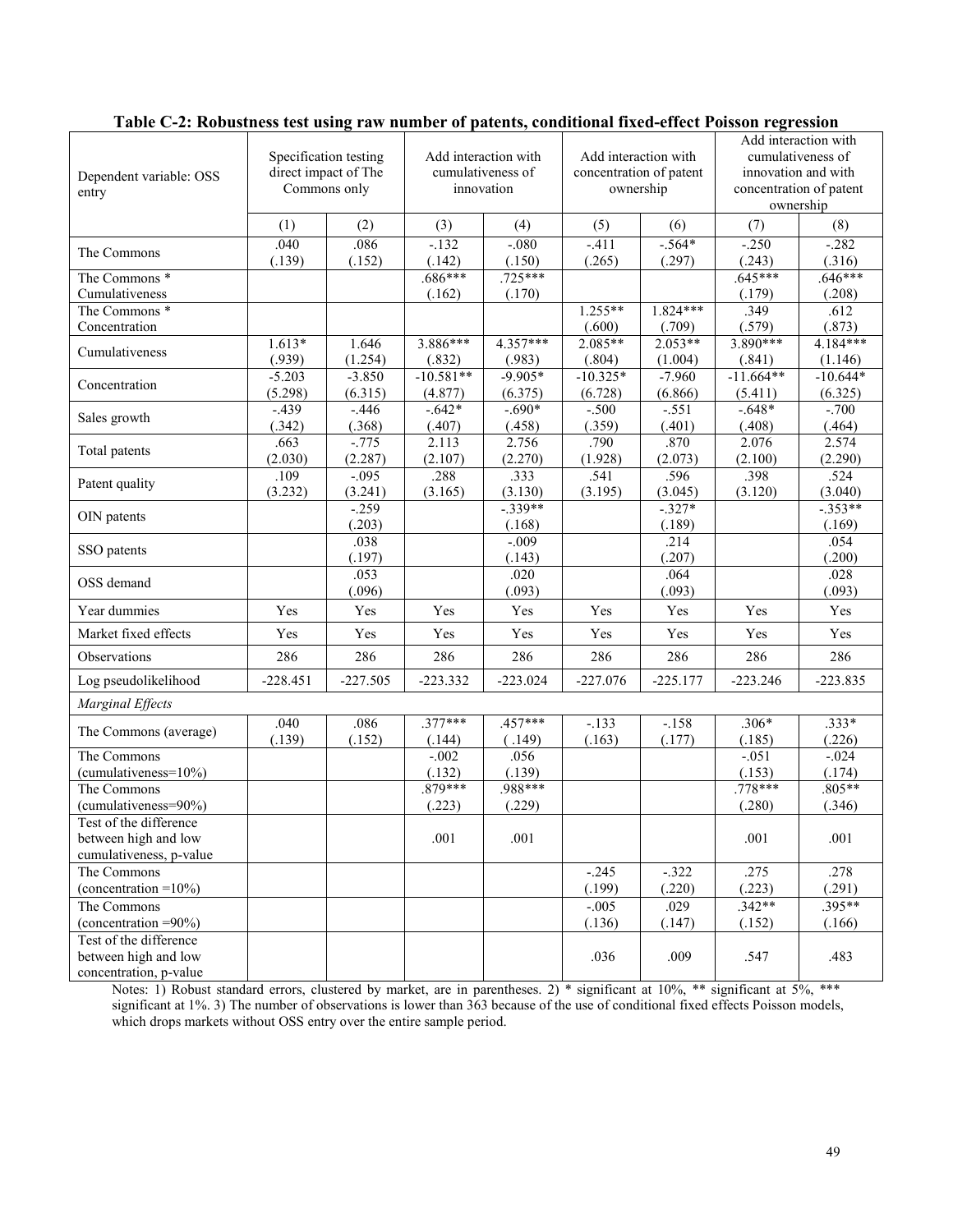**Table C-2: Robustness test using raw number of patents, conditional fixed-effect Poisson regression**

| Dependent variable: OSS entry | Specification testing direct impact of The Commons only | | Add interaction with cumulativeness of innovation | | Add interaction with concentration of patent ownership | | Add interaction with cumulativeness of innovation and with concentration of patent ownership | |
|---|---|---|---|---|---|---|---|---|
| | (1) | (2) | (3) | (4) | (5) | (6) | (7) | (8) |
| The Commons | .040 (.139) | .086 (.152) | -.132 (.142) | -.080 (.150) | -.411 (.265) | -.564* (.297) | -.250 (.243) | -.282 (.316) |
| The Commons * Cumulativeness | | | .686*** (.162) | .725*** (.170) | | | .645*** (.179) | .646*** (.208) |
| The Commons * Concentration | | | | | 1.255** (.600) | 1.824*** (.709) | .349 (.579) | .612 (.873) |
| Cumulativeness | 1.613* (.939) | 1.646 (1.254) | 3.886*** (.832) | 4.357*** (.983) | 2.085** (.804) | 2.053** (1.004) | 3.890*** (.841) | 4.184*** (1.146) |
| Concentration | -5.203 (5.298) | -3.850 (6.315) | -10.581** (4.877) | -9.905* (6.375) | -10.325* (6.728) | -7.960 (6.866) | -11.664** (5.411) | -10.644* (6.325) |
| Sales growth | -.439 (.342) | -.446 (.368) | -.642* (.407) | -.690* (.458) | -.500 (.359) | -.551 (.401) | -.648* (.408) | -.700 (.464) |
| Total patents | .663 (2.030) | -.775 (2.287) | 2.113 (2.107) | 2.756 (2.270) | .790 (1.928) | .870 (2.073) | 2.076 (2.100) | 2.574 (2.290) |
| Patent quality | .109 (3.232) | -.095 (3.241) | .288 (3.165) | .333 (3.130) | .541 (3.195) | .596 (3.045) | .398 (3.120) | .524 (3.040) |
| OIN patents | | -.259 (.203) | | -.339** (.168) | | -.327* (.189) | | -.353** (.169) |
| SSO patents | | .038 (.197) | | -.009 (.143) | | .214 (.207) | | .054 (.200) |
| OSS demand | | .053 (.096) | | .020 (.093) | | .064 (.093) | | .028 (.093) |
| Year dummies | Yes | Yes | Yes | Yes | Yes | Yes | Yes | Yes |
| Market fixed effects | Yes | Yes | Yes | Yes | Yes | Yes | Yes | Yes |
| Observations | 286 | 286 | 286 | 286 | 286 | 286 | 286 | 286 |
| Log pseudolikelihood | -228.451 | -227.505 | -223.332 | -223.024 | -227.076 | -225.177 | -223.246 | -223.835 |
| *Marginal Effects* | | | | | | | | |
| The Commons (average) | .040 (.139) | .086 (.152) | .377*** (.144) | .457*** (.149) | -.133 (.163) | -.158 (.177) | .306* (.185) | .333* (.226) |
| The Commons (cumulativeness=10%) | | | -.002 (.132) | .056 (.139) | | | -.051 (.153) | -.024 (.174) |
| The Commons (cumulativeness=90%) | | | .879*** (.223) | .988*** (.229) | | | .778*** (.280) | .805** (.346) |
| Test of the difference between high and low cumulativeness, p-value | | | .001 | .001 | | | .001 | .001 |
| The Commons (concentration =10%) | | | | | -.245 (.199) | -.322 (.220) | .275 (.223) | .278 (.291) |
| The Commons (concentration =90%) | | | | | -.005 (.136) | .029 (.147) | .342** (.152) | .395** (.166) |
| Test of the difference between high and low concentration, p-value | | | | | .036 | .009 | .547 | .483 |

Notes: 1) Robust standard errors, clustered by market, are in parentheses. 2) * significant at 10%, ** significant at 5%, *** significant at 1%. 3) The number of observations is lower than 363 because of the use of conditional fixed effects Poisson models, which drops markets without OSS entry over the entire sample period.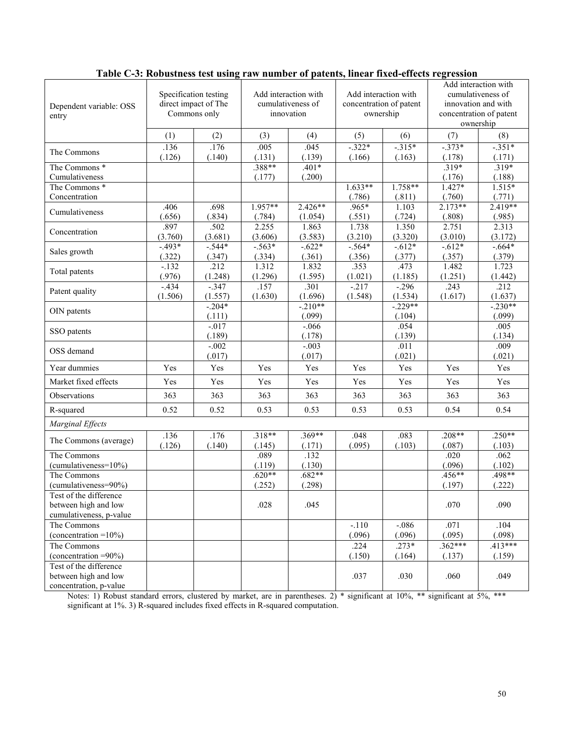**Table C-3: Robustness test using raw number of patents, linear fixed-effects regression**

| Dependent variable: OSS entry | Specification testing direct impact of The Commons only | | Add interaction with cumulativeness of innovation | | Add interaction with concentration of patent ownership | | Add interaction with cumulativeness of innovation and with concentration of patent ownership | |
|---|---|---|---|---|---|---|---|---|
| | (1) | (2) | (3) | (4) | (5) | (6) | (7) | (8) |
| The Commons | .136 (.126) | .176 (.140) | .005 (.131) | .045 (.139) | -.322* (.166) | -.315* (.163) | -.373* (.178) | -.351* (.171) |
| The Commons * Cumulativeness | | | .388** (.177) | .401* (.200) | | | .319* (.176) | .319* (.188) |
| The Commons * Concentration | | | | | 1.633** (.786) | 1.758** (.811) | 1.427* (.760) | 1.515* (.771) |
| Cumulativeness | .406 (.656) | .698 (.834) | 1.957** (.784) | 2.426** (1.054) | .965* (.551) | 1.103 (.724) | 2.173** (.808) | 2.419** (.985) |
| Concentration | .897 (3.760) | .502 (3.681) | 2.255 (3.606) | 1.863 (3.583) | 1.738 (3.210) | 1.350 (3.320) | 2.751 (3.010) | 2.313 (3.172) |
| Sales growth | -.493* (.322) | -.544* (.347) | -.563* (.334) | -.622* (.361) | -.564* (.356) | -.612* (.377) | -.612* (.357) | -.664* (.379) |
| Total patents | -.132 (.976) | .212 (1.248) | 1.312 (1.296) | 1.832 (1.595) | .353 (1.021) | .473 (1.185) | 1.482 (1.251) | 1.723 (1.442) |
| Patent quality | -.434 (1.506) | -.347 (1.557) | .157 (1.630) | .301 (1.696) | -.217 (1.548) | -.296 (1.534) | .243 (1.617) | .212 (1.637) |
| OIN patents | | -.204* (.111) | | -.210** (.099) | | -.229** (.104) | | -.230** (.099) |
| SSO patents | | -.017 (.189) | | -.066 (.178) | | .054 (.139) | | .005 (.134) |
| OSS demand | | -.002 (.017) | | -.003 (.017) | | .011 (.021) | | .009 (.021) |
| Year dummies | Yes | Yes | Yes | Yes | Yes | Yes | Yes | Yes |
| Market fixed effects | Yes | Yes | Yes | Yes | Yes | Yes | Yes | Yes |
| Observations | 363 | 363 | 363 | 363 | 363 | 363 | 363 | 363 |
| R-squared | 0.52 | 0.52 | 0.53 | 0.53 | 0.53 | 0.53 | 0.54 | 0.54 |
| *Marginal Effects* | | | | | | | | |
| The Commons (average) | .136 (.126) | .176 (.140) | .318** (.145) | .369** (.171) | .048 (.095) | .083 (.103) | .208** (.087) | .250** (.103) |
| The Commons (cumulativeness=10%) | | | .089 (.119) | .132 (.130) | | | .020 (.096) | .062 (.102) |
| The Commons (cumulativeness=90%) | | | .620** (.252) | .682** (.298) | | | .456** (.197) | .498** (.222) |
| Test of the difference between high and low cumulativeness, p-value | | | .028 | .045 | | | .070 | .090 |
| The Commons (concentration =10%) | | | | | -.110 (.096) | -.086 (.096) | .071 (.095) | .104 (.098) |
| The Commons (concentration =90%) | | | | | .224 (.150) | .273* (.164) | .362*** (.137) | .413*** (.159) |
| Test of the difference between high and low concentration, p-value | | | | | .037 | .030 | .060 | .049 |

Notes: 1) Robust standard errors, clustered by market, are in parentheses. 2) * significant at 10%, ** significant at 5%, *** significant at 1%. 3) R-squared includes fixed effects in R-squared computation.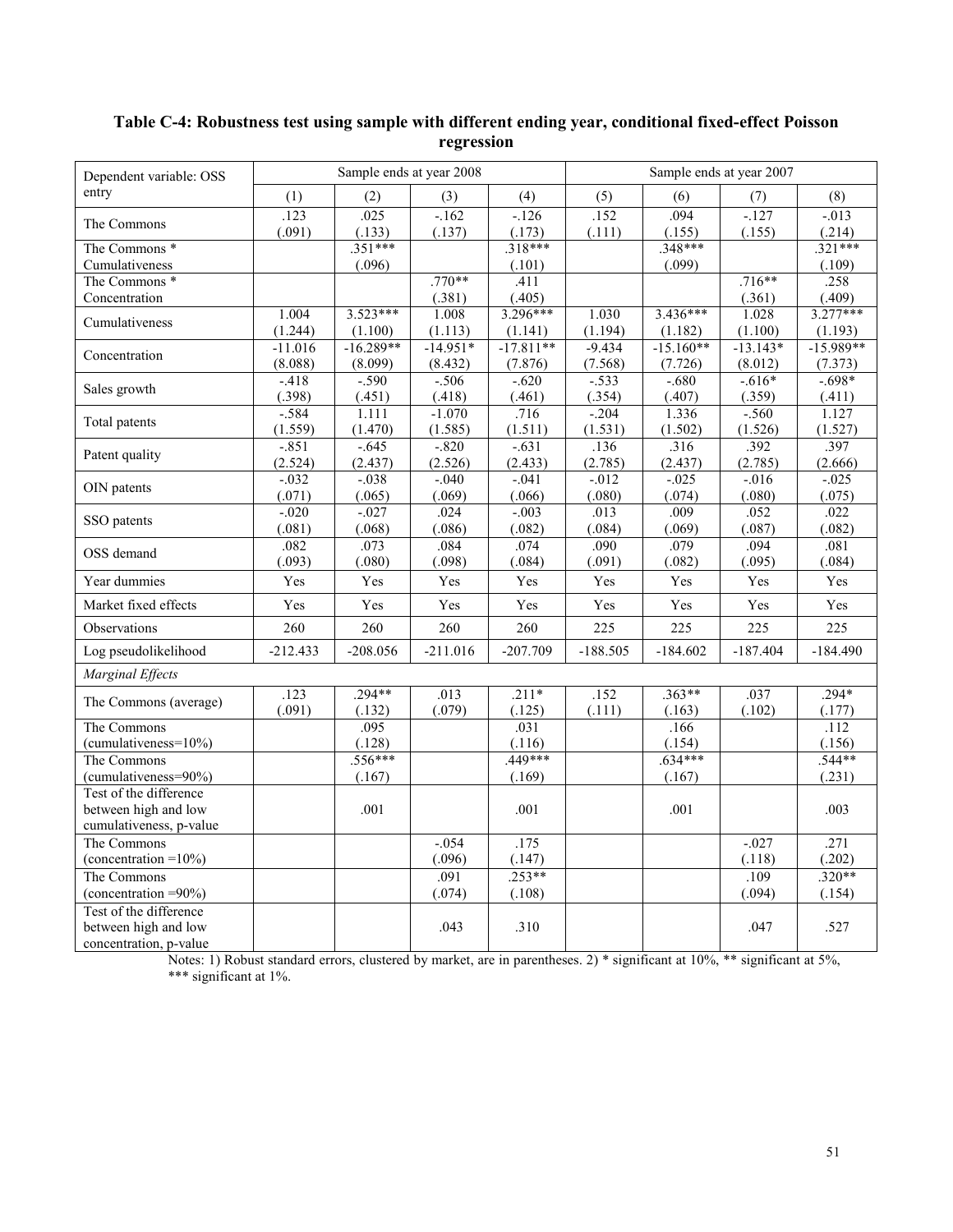**Table C-4: Robustness test using sample with different ending year, conditional fixed-effect Poisson regression**

| Dependent variable: OSS entry | Sample ends at year 2008 | | | | Sample ends at year 2007 | | | |
|---|---|---|---|---|---|---|---|---|
| | (1) | (2) | (3) | (4) | (5) | (6) | (7) | (8) |
| The Commons | .123 (.091) | .025 (.133) | -.162 (.137) | -.126 (.173) | .152 (.111) | .094 (.155) | -.127 (.155) | -.013 (.214) |
| The Commons * Cumulativeness | | .351*** (.096) | | .318*** (.101) | | .348*** (.099) | | .321*** (.109) |
| The Commons * Concentration | | | .770** (.381) | .411 (.405) | | | .716** (.361) | .258 (.409) |
| Cumulativeness | 1.004 (1.244) | 3.523*** (1.100) | 1.008 (1.113) | 3.296*** (1.141) | 1.030 (1.194) | 3.436*** (1.182) | 1.028 (1.100) | 3.277*** (1.193) |
| Concentration | -11.016 (8.088) | -16.289** (8.099) | -14.951* (8.432) | -17.811** (7.876) | -9.434 (7.568) | -15.160** (7.726) | -13.143* (8.012) | -15.989** (7.373) |
| Sales growth | -.418 (.398) | -.590 (.451) | -.506 (.418) | -.620 (.461) | -.533 (.354) | -.680 (.407) | -.616* (.359) | -.698* (.411) |
| Total patents | -.584 (1.559) | 1.111 (1.470) | -1.070 (1.585) | .716 (1.511) | -.204 (1.531) | 1.336 (1.502) | -.560 (1.526) | 1.127 (1.527) |
| Patent quality | -.851 (2.524) | -.645 (2.437) | -.820 (2.526) | -.631 (2.433) | .136 (2.785) | .316 (2.437) | .392 (2.785) | .397 (2.666) |
| OIN patents | -.032 (.071) | -.038 (.065) | -.040 (.069) | -.041 (.066) | -.012 (.080) | -.025 (.074) | -.016 (.080) | -.025 (.075) |
| SSO patents | -.020 (.081) | -.027 (.068) | .024 (.086) | -.003 (.082) | .013 (.084) | .009 (.069) | .052 (.087) | .022 (.082) |
| OSS demand | .082 (.093) | .073 (.080) | .084 (.098) | .074 (.084) | .090 (.091) | .079 (.082) | .094 (.095) | .081 (.084) |
| Year dummies | Yes | Yes | Yes | Yes | Yes | Yes | Yes | Yes |
| Market fixed effects | Yes | Yes | Yes | Yes | Yes | Yes | Yes | Yes |
| Observations | 260 | 260 | 260 | 260 | 225 | 225 | 225 | 225 |
| Log pseudolikelihood | -212.433 | -208.056 | -211.016 | -207.709 | -188.505 | -184.602 | -187.404 | -184.490 |
| *Marginal Effects* | | | | | | | | |
| The Commons (average) | .123 (.091) | .294** (.132) | .013 (.079) | .211* (.125) | .152 (.111) | .363** (.163) | .037 (.102) | .294* (.177) |
| The Commons (cumulativeness=10%) | | .095 (.128) | | .031 (.116) | | .166 (.154) | | .112 (.156) |
| The Commons (cumulativeness=90%) | | .556*** (.167) | | .449*** (.169) | | .634*** (.167) | | .544** (.231) |
| Test of the difference between high and low cumulativeness, p-value | | .001 | | .001 | | .001 | | .003 |
| The Commons (concentration =10%) | | | -.054 (.096) | .175 (.147) | | | -.027 (.118) | .271 (.202) |
| The Commons (concentration =90%) | | | .091 (.074) | .253** (.108) | | | .109 (.094) | .320** (.154) |
| Test of the difference between high and low concentration, p-value | | | .043 | .310 | | | .047 | .527 |

Notes: 1) Robust standard errors, clustered by market, are in parentheses. 2) * significant at 10%, ** significant at 5%, *** significant at 1%.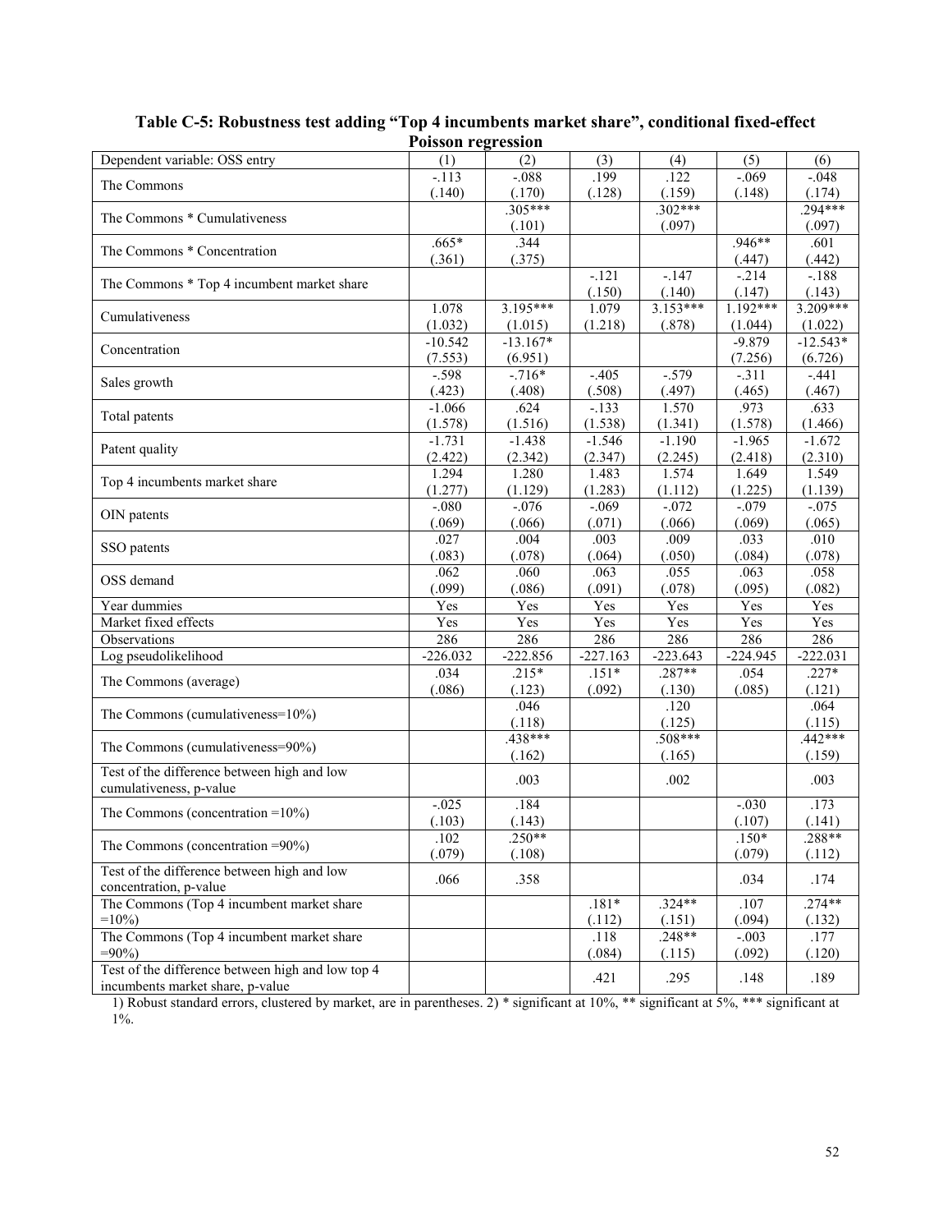**Table C-5: Robustness test adding "Top 4 incumbents market share", conditional fixed-effect Poisson regression**

| Dependent variable: OSS entry | (1) | (2) | (3) | (4) | (5) | (6) |
|---|---|---|---|---|---|---|
| The Commons | -.113<br>(.140) | -.088<br>(.170) | .199<br>(.128) | .122<br>(.159) | -.069<br>(.148) | -.048<br>(.174) |
| The Commons * Cumulativeness | | .305***<br>(.101) | | .302***<br>(.097) | | .294***<br>(.097) |
| The Commons * Concentration | .665*<br>(.361) | .344<br>(.375) | | | .946**<br>(.447) | .601<br>(.442) |
| The Commons * Top 4 incumbent market share | | | -.121<br>(.150) | -.147<br>(.140) | -.214<br>(.147) | -.188<br>(.143) |
| Cumulativeness | 1.078<br>(1.032) | 3.195***<br>(1.015) | 1.079<br>(1.218) | 3.153***<br>(.878) | 1.192***<br>(1.044) | 3.209***<br>(1.022) |
| Concentration | -10.542<br>(7.553) | -13.167*<br>(6.951) | | | -9.879<br>(7.256) | -12.543*<br>(6.726) |
| Sales growth | -.598<br>(.423) | -.716*<br>(.408) | -.405<br>(.508) | -.579<br>(.497) | -.311<br>(.465) | -.441<br>(.467) |
| Total patents | -1.066<br>(1.578) | .624<br>(1.516) | -.133<br>(1.538) | 1.570<br>(1.341) | .973<br>(1.578) | .633<br>(1.466) |
| Patent quality | -1.731<br>(2.422) | -1.438<br>(2.342) | -1.546<br>(2.347) | -1.190<br>(2.245) | -1.965<br>(2.418) | -1.672<br>(2.310) |
| Top 4 incumbents market share | 1.294<br>(1.277) | 1.280<br>(1.129) | 1.483<br>(1.283) | 1.574<br>(1.112) | 1.649<br>(1.225) | 1.549<br>(1.139) |
| OIN patents | -.080<br>(.069) | -.076<br>(.066) | -.069<br>(.071) | -.072<br>(.066) | -.079<br>(.069) | -.075<br>(.065) |
| SSO patents | .027<br>(.083) | .004<br>(.078) | .003<br>(.064) | .009<br>(.050) | .033<br>(.084) | .010<br>(.078) |
| OSS demand | .062<br>(.099) | .060<br>(.086) | .063<br>(.091) | .055<br>(.078) | .063<br>(.095) | .058<br>(.082) |
| Year dummies | Yes | Yes | Yes | Yes | Yes | Yes |
| Market fixed effects | Yes | Yes | Yes | Yes | Yes | Yes |
| Observations | 286 | 286 | 286 | 286 | 286 | 286 |
| Log pseudolikelihood | -226.032 | -222.856 | -227.163 | -223.643 | -224.945 | -222.031 |
| The Commons (average) | .034<br>(.086) | .215*<br>(.123) | .151*<br>(.092) | .287**<br>(.130) | .054<br>(.085) | .227*<br>(.121) |
| The Commons (cumulativeness=10%) | | .046<br>(.118) | | .120<br>(.125) | | .064<br>(.115) |
| The Commons (cumulativeness=90%) | | .438***<br>(.162) | | .508***<br>(.165) | | .442***<br>(.159) |
| Test of the difference between high and low cumulativeness, p-value | | .003 | | .002 | | .003 |
| The Commons (concentration =10%) | -.025<br>(.103) | .184<br>(.143) | | | -.030<br>(.107) | .173<br>(.141) |
| The Commons (concentration =90%) | .102<br>(.079) | .250**<br>(.108) | | | .150*<br>(.079) | .288**<br>(.112) |
| Test of the difference between high and low concentration, p-value | .066 | .358 | | | .034 | .174 |
| The Commons (Top 4 incumbent market share =10%) | | | .181*<br>(.112) | .324**<br>(.151) | .107<br>(.094) | .274**<br>(.132) |
| The Commons (Top 4 incumbent market share =90%) | | | .118<br>(.084) | .248**<br>(.115) | -.003<br>(.092) | .177<br>(.120) |
| Test of the difference between high and low top 4 incumbents market share, p-value | | | .421 | .295 | .148 | .189 |

1) Robust standard errors, clustered by market, are in parentheses. 2) * significant at 10%, ** significant at 5%, *** significant at 1%.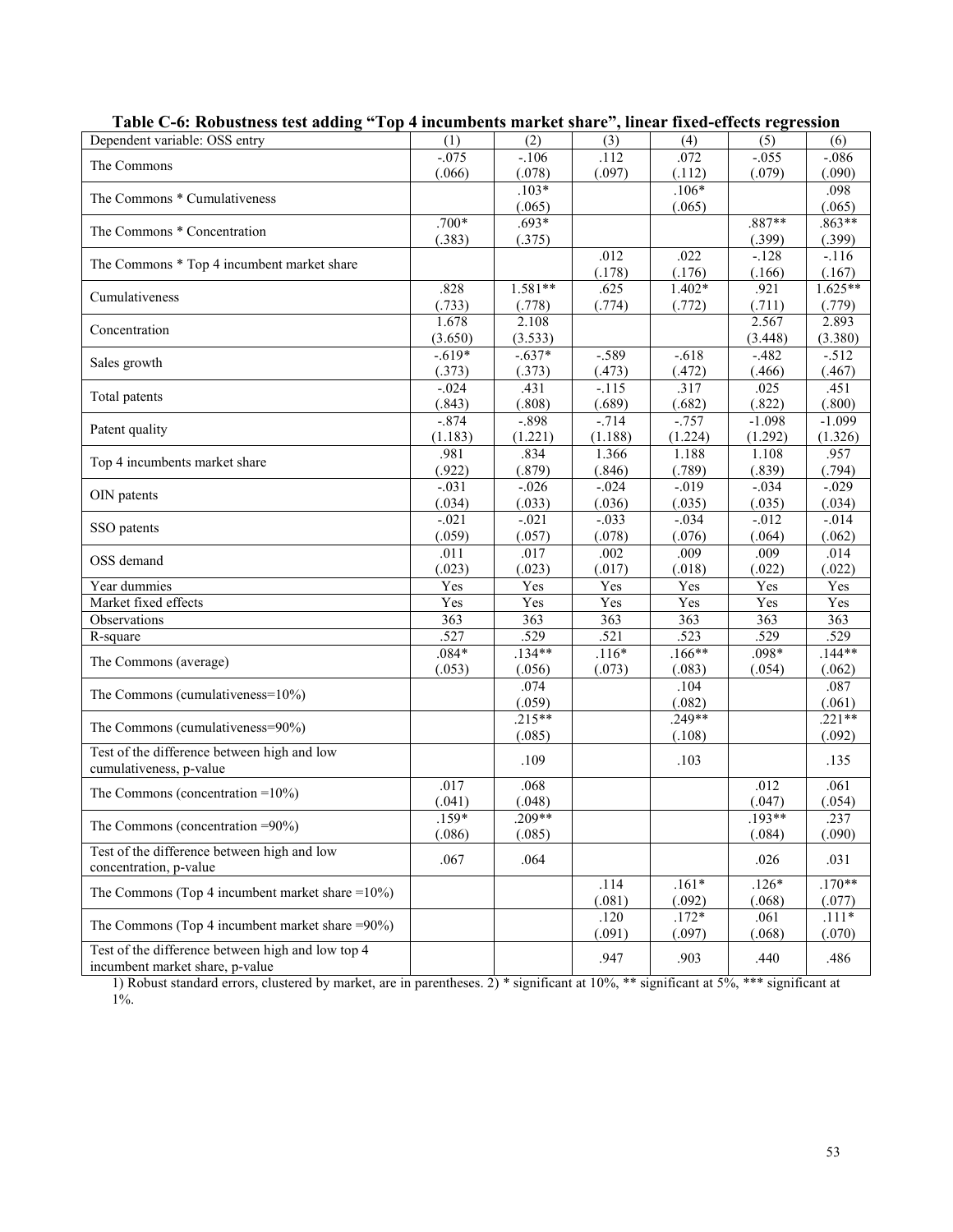**Table C-6: Robustness test adding "Top 4 incumbents market share", linear fixed-effects regression**

| Dependent variable: OSS entry | (1) | (2) | (3) | (4) | (5) | (6) |
|---|---|---|---|---|---|---|
| The Commons | -.075<br>(.066) | -.106<br>(.078) | .112<br>(.097) | .072<br>(.112) | -.055<br>(.079) | -.086<br>(.090) |
| The Commons * Cumulativeness | | .103*<br>(.065) | | .106*<br>(.065) | | .098<br>(.065) |
| The Commons * Concentration | .700*<br>(.383) | .693*<br>(.375) | | | .887**<br>(.399) | .863**<br>(.399) |
| The Commons * Top 4 incumbent market share | | | .012<br>(.178) | .022<br>(.176) | -.128<br>(.166) | -.116<br>(.167) |
| Cumulativeness | .828<br>(.733) | 1.581**<br>(.778) | .625<br>(.774) | 1.402*<br>(.772) | .921<br>(.711) | 1.625**<br>(.779) |
| Concentration | 1.678<br>(3.650) | 2.108<br>(3.533) | | | 2.567<br>(3.448) | 2.893<br>(3.380) |
| Sales growth | -.619*<br>(.373) | -.637*<br>(.373) | -.589<br>(.473) | -.618<br>(.472) | -.482<br>(.466) | -.512<br>(.467) |
| Total patents | -.024<br>(.843) | .431<br>(.808) | -.115<br>(.689) | .317<br>(.682) | .025<br>(.822) | .451<br>(.800) |
| Patent quality | -.874<br>(1.183) | -.898<br>(1.221) | -.714<br>(1.188) | -.757<br>(1.224) | -1.098<br>(1.292) | -1.099<br>(1.326) |
| Top 4 incumbents market share | .981<br>(.922) | .834<br>(.879) | 1.366<br>(.846) | 1.188<br>(.789) | 1.108<br>(.839) | .957<br>(.794) |
| OIN patents | -.031<br>(.034) | -.026<br>(.033) | -.024<br>(.036) | -.019<br>(.035) | -.034<br>(.035) | -.029<br>(.034) |
| SSO patents | -.021<br>(.059) | -.021<br>(.057) | -.033<br>(.078) | -.034<br>(.076) | -.012<br>(.064) | -.014<br>(.062) |
| OSS demand | .011<br>(.023) | .017<br>(.023) | .002<br>(.017) | .009<br>(.018) | .009<br>(.022) | .014<br>(.022) |
| Year dummies | Yes | Yes | Yes | Yes | Yes | Yes |
| Market fixed effects | Yes | Yes | Yes | Yes | Yes | Yes |
| Observations | 363 | 363 | 363 | 363 | 363 | 363 |
| R-square | .527 | .529 | .521 | .523 | .529 | .529 |
| The Commons (average) | .084*<br>(.053) | .134**<br>(.056) | .116*<br>(.073) | .166**<br>(.083) | .098*<br>(.054) | .144**<br>(.062) |
| The Commons (cumulativeness=10%) | | .074<br>(.059) | | .104<br>(.082) | | .087<br>(.061) |
| The Commons (cumulativeness=90%) | | .215**<br>(.085) | | .249**<br>(.108) | | .221**<br>(.092) |
| Test of the difference between high and low cumulativeness, p-value | | .109 | | .103 | | .135 |
| The Commons (concentration =10%) | .017<br>(.041) | .068<br>(.048) | | | .012<br>(.047) | .061<br>(.054) |
| The Commons (concentration =90%) | .159*<br>(.086) | .209**<br>(.085) | | | .193**<br>(.084) | .237<br>(.090) |
| Test of the difference between high and low concentration, p-value | .067 | .064 | | | .026 | .031 |
| The Commons (Top 4 incumbent market share =10%) | | | .114<br>(.081) | .161*<br>(.092) | .126*<br>(.068) | .170**<br>(.077) |
| The Commons (Top 4 incumbent market share =90%) | | | .120<br>(.091) | .172*<br>(.097) | .061<br>(.068) | .111*<br>(.070) |
| Test of the difference between high and low top 4 incumbent market share, p-value | | | .947 | .903 | .440 | .486 |

1) Robust standard errors, clustered by market, are in parentheses. 2) * significant at 10%, ** significant at 5%, *** significant at 1%.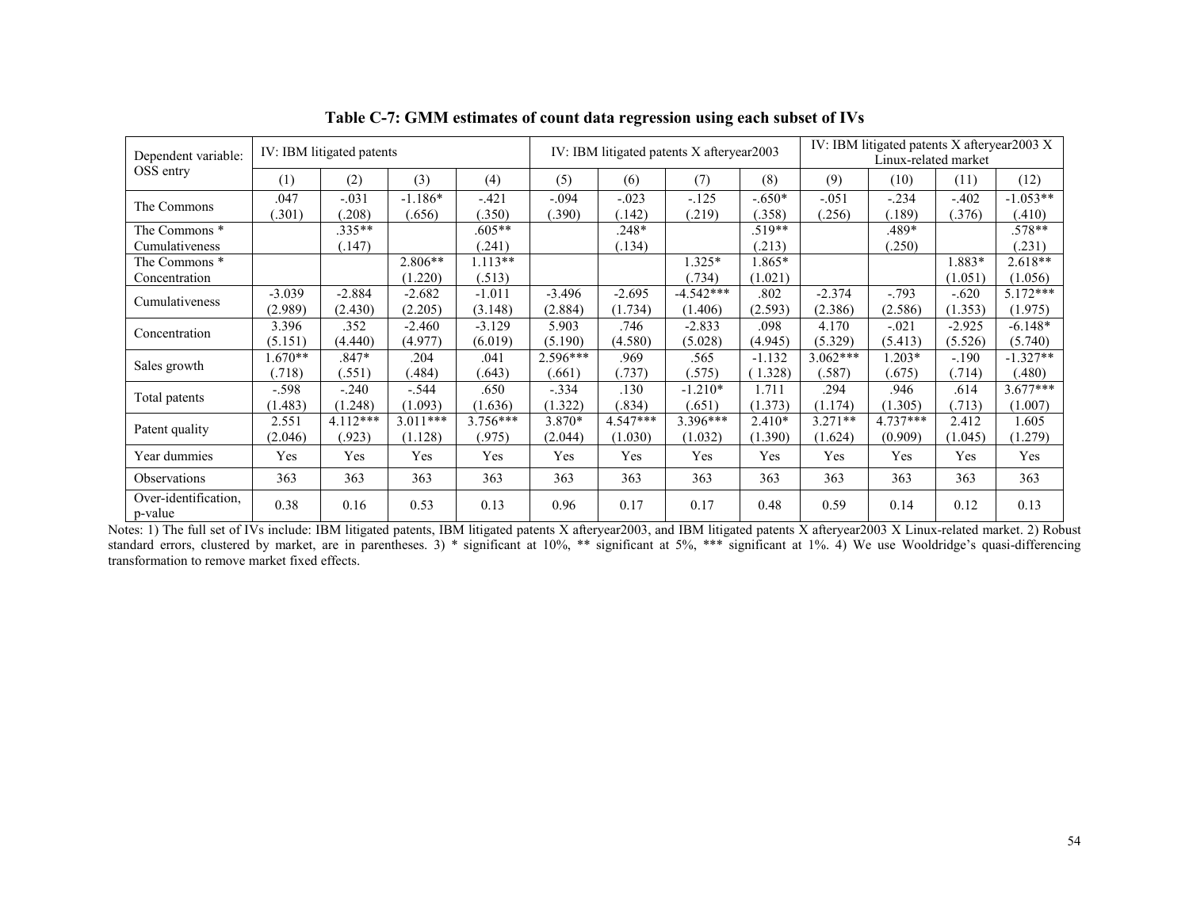**Table C-7: GMM estimates of count data regression using each subset of IVs**

| Dependent variable: OSS entry | IV: IBM litigated patents | | | | IV: IBM litigated patents X afteryear2003 | | | | IV: IBM litigated patents X afteryear2003 X Linux-related market | | | |
|---|---|---|---|---|---|---|---|---|---|---|---|---|
| | (1) | (2) | (3) | (4) | (5) | (6) | (7) | (8) | (9) | (10) | (11) | (12) |
| The Commons | .047<br>(.301) | -.031<br>(.208) | -1.186*<br>(.656) | -.421<br>(.350) | -.094<br>(.390) | -.023<br>(.142) | -.125<br>(.219) | -.650*<br>(.358) | -.051<br>(.256) | -.234<br>(.189) | -.402<br>(.376) | -1.053**<br>(.410) |
| The Commons * Cumulativeness | | .335**<br>(.147) | | .605**<br>(.241) | | .248*<br>(.134) | | .519**<br>(.213) | | .489*<br>(.250) | | .578**<br>(.231) |
| The Commons * Concentration | | | 2.806**<br>(1.220) | 1.113**<br>(.513) | | | 1.325*<br>(.734) | 1.865*<br>(1.021) | | | 1.883*<br>(1.051) | 2.618**<br>(1.056) |
| Cumulativeness | -3.039<br>(2.989) | -2.884<br>(2.430) | -2.682<br>(2.205) | -1.011<br>(3.148) | -3.496<br>(2.884) | -2.695<br>(1.734) | -4.542***<br>(1.406) | .802<br>(2.593) | -2.374<br>(2.386) | -.793<br>(2.586) | -.620<br>(1.353) | 5.172***<br>(1.975) |
| Concentration | 3.396<br>(5.151) | .352<br>(4.440) | -2.460<br>(4.977) | -3.129<br>(6.019) | 5.903<br>(5.190) | .746<br>(4.580) | -2.833<br>(5.028) | .098<br>(4.945) | 4.170<br>(5.329) | -.021<br>(5.413) | -2.925<br>(5.526) | -6.148*<br>(5.740) |
| Sales growth | 1.670**<br>(.718) | .847*<br>(.551) | .204<br>(.484) | .041<br>(.643) | 2.596***<br>(.661) | .969<br>(.737) | .565<br>(.575) | -1.132<br>( 1.328) | 3.062***<br>(.587) | 1.203*<br>(.675) | -.190<br>(.714) | -1.327**<br>(.480) |
| Total patents | -.598<br>(1.483) | -.240<br>(1.248) | -.544<br>(1.093) | .650<br>(1.636) | -.334<br>(1.322) | .130<br>(.834) | -1.210*<br>(.651) | 1.711<br>(1.373) | .294<br>(1.174) | .946<br>(1.305) | .614<br>(.713) | 3.677***<br>(1.007) |
| Patent quality | 2.551<br>(2.046) | 4.112***<br>(.923) | 3.011***<br>(1.128) | 3.756***<br>(.975) | 3.870*<br>(2.044) | 4.547***<br>(1.030) | 3.396***<br>(1.032) | 2.410*<br>(1.390) | 3.271**<br>(1.624) | 4.737***<br>(0.909) | 2.412<br>(1.045) | 1.605<br>(1.279) |
| Year dummies | Yes | Yes | Yes | Yes | Yes | Yes | Yes | Yes | Yes | Yes | Yes | Yes |
| Observations | 363 | 363 | 363 | 363 | 363 | 363 | 363 | 363 | 363 | 363 | 363 | 363 |
| Over-identification, p-value | 0.38 | 0.16 | 0.53 | 0.13 | 0.96 | 0.17 | 0.17 | 0.48 | 0.59 | 0.14 | 0.12 | 0.13 |

Notes: 1) The full set of IVs include: IBM litigated patents, IBM litigated patents X afteryear2003, and IBM litigated patents X afteryear2003 X Linux-related market. 2) Robust standard errors, clustered by market, are in parentheses. 3) * significant at 10%, ** significant at 5%, *** significant at 1%. 4) We use Wooldridge's quasi-differencing transformation to remove market fixed effects.